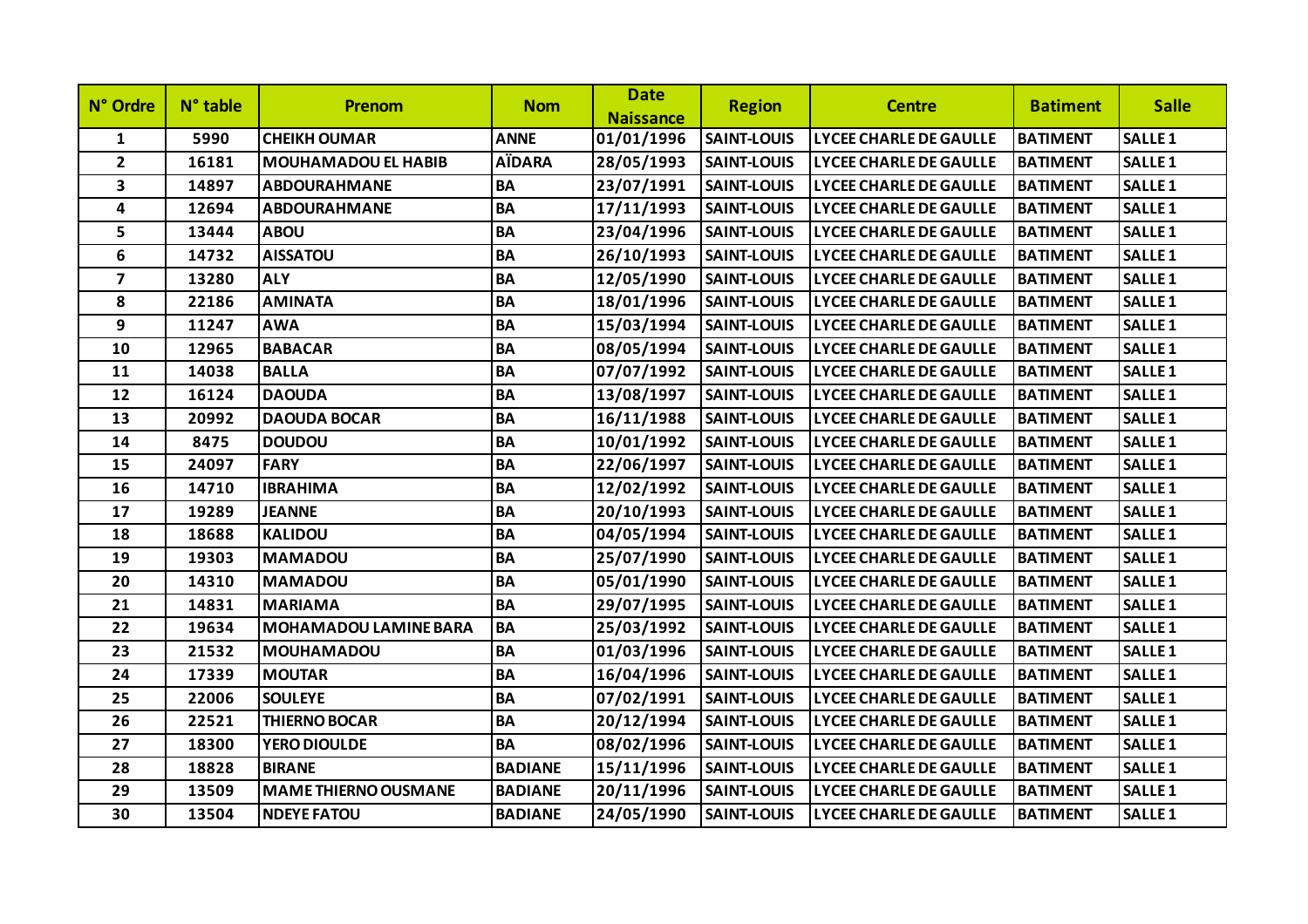| N° Ordre | N° table | Prenom | Nom | Date Naissance | Region | Centre | Batiment | Salle |
|---|---|---|---|---|---|---|---|---|
| 1 | 5990 | CHEIKH OUMAR | ANNE | 01/01/1996 | SAINT-LOUIS | LYCEE CHARLE DE GAULLE | BATIMENT | SALLE 1 |
| 2 | 16181 | MOUHAMADOU EL HABIB | AÏDARA | 28/05/1993 | SAINT-LOUIS | LYCEE CHARLE DE GAULLE | BATIMENT | SALLE 1 |
| 3 | 14897 | ABDOURAHMANE | BA | 23/07/1991 | SAINT-LOUIS | LYCEE CHARLE DE GAULLE | BATIMENT | SALLE 1 |
| 4 | 12694 | ABDOURAHMANE | BA | 17/11/1993 | SAINT-LOUIS | LYCEE CHARLE DE GAULLE | BATIMENT | SALLE 1 |
| 5 | 13444 | ABOU | BA | 23/04/1996 | SAINT-LOUIS | LYCEE CHARLE DE GAULLE | BATIMENT | SALLE 1 |
| 6 | 14732 | AISSATOU | BA | 26/10/1993 | SAINT-LOUIS | LYCEE CHARLE DE GAULLE | BATIMENT | SALLE 1 |
| 7 | 13280 | ALY | BA | 12/05/1990 | SAINT-LOUIS | LYCEE CHARLE DE GAULLE | BATIMENT | SALLE 1 |
| 8 | 22186 | AMINATA | BA | 18/01/1996 | SAINT-LOUIS | LYCEE CHARLE DE GAULLE | BATIMENT | SALLE 1 |
| 9 | 11247 | AWA | BA | 15/03/1994 | SAINT-LOUIS | LYCEE CHARLE DE GAULLE | BATIMENT | SALLE 1 |
| 10 | 12965 | BABACAR | BA | 08/05/1994 | SAINT-LOUIS | LYCEE CHARLE DE GAULLE | BATIMENT | SALLE 1 |
| 11 | 14038 | BALLA | BA | 07/07/1992 | SAINT-LOUIS | LYCEE CHARLE DE GAULLE | BATIMENT | SALLE 1 |
| 12 | 16124 | DAOUDA | BA | 13/08/1997 | SAINT-LOUIS | LYCEE CHARLE DE GAULLE | BATIMENT | SALLE 1 |
| 13 | 20992 | DAOUDA BOCAR | BA | 16/11/1988 | SAINT-LOUIS | LYCEE CHARLE DE GAULLE | BATIMENT | SALLE 1 |
| 14 | 8475 | DOUDOU | BA | 10/01/1992 | SAINT-LOUIS | LYCEE CHARLE DE GAULLE | BATIMENT | SALLE 1 |
| 15 | 24097 | FARY | BA | 22/06/1997 | SAINT-LOUIS | LYCEE CHARLE DE GAULLE | BATIMENT | SALLE 1 |
| 16 | 14710 | IBRAHIMA | BA | 12/02/1992 | SAINT-LOUIS | LYCEE CHARLE DE GAULLE | BATIMENT | SALLE 1 |
| 17 | 19289 | JEANNE | BA | 20/10/1993 | SAINT-LOUIS | LYCEE CHARLE DE GAULLE | BATIMENT | SALLE 1 |
| 18 | 18688 | KALIDOU | BA | 04/05/1994 | SAINT-LOUIS | LYCEE CHARLE DE GAULLE | BATIMENT | SALLE 1 |
| 19 | 19303 | MAMADOU | BA | 25/07/1990 | SAINT-LOUIS | LYCEE CHARLE DE GAULLE | BATIMENT | SALLE 1 |
| 20 | 14310 | MAMADOU | BA | 05/01/1990 | SAINT-LOUIS | LYCEE CHARLE DE GAULLE | BATIMENT | SALLE 1 |
| 21 | 14831 | MARIAMA | BA | 29/07/1995 | SAINT-LOUIS | LYCEE CHARLE DE GAULLE | BATIMENT | SALLE 1 |
| 22 | 19634 | MOHAMADOU LAMINE BARA | BA | 25/03/1992 | SAINT-LOUIS | LYCEE CHARLE DE GAULLE | BATIMENT | SALLE 1 |
| 23 | 21532 | MOUHAMADOU | BA | 01/03/1996 | SAINT-LOUIS | LYCEE CHARLE DE GAULLE | BATIMENT | SALLE 1 |
| 24 | 17339 | MOUTAR | BA | 16/04/1996 | SAINT-LOUIS | LYCEE CHARLE DE GAULLE | BATIMENT | SALLE 1 |
| 25 | 22006 | SOULEYE | BA | 07/02/1991 | SAINT-LOUIS | LYCEE CHARLE DE GAULLE | BATIMENT | SALLE 1 |
| 26 | 22521 | THIERNO BOCAR | BA | 20/12/1994 | SAINT-LOUIS | LYCEE CHARLE DE GAULLE | BATIMENT | SALLE 1 |
| 27 | 18300 | YERO DIOULDE | BA | 08/02/1996 | SAINT-LOUIS | LYCEE CHARLE DE GAULLE | BATIMENT | SALLE 1 |
| 28 | 18828 | BIRANE | BADIANE | 15/11/1996 | SAINT-LOUIS | LYCEE CHARLE DE GAULLE | BATIMENT | SALLE 1 |
| 29 | 13509 | MAME THIERNO OUSMANE | BADIANE | 20/11/1996 | SAINT-LOUIS | LYCEE CHARLE DE GAULLE | BATIMENT | SALLE 1 |
| 30 | 13504 | NDEYE FATOU | BADIANE | 24/05/1990 | SAINT-LOUIS | LYCEE CHARLE DE GAULLE | BATIMENT | SALLE 1 |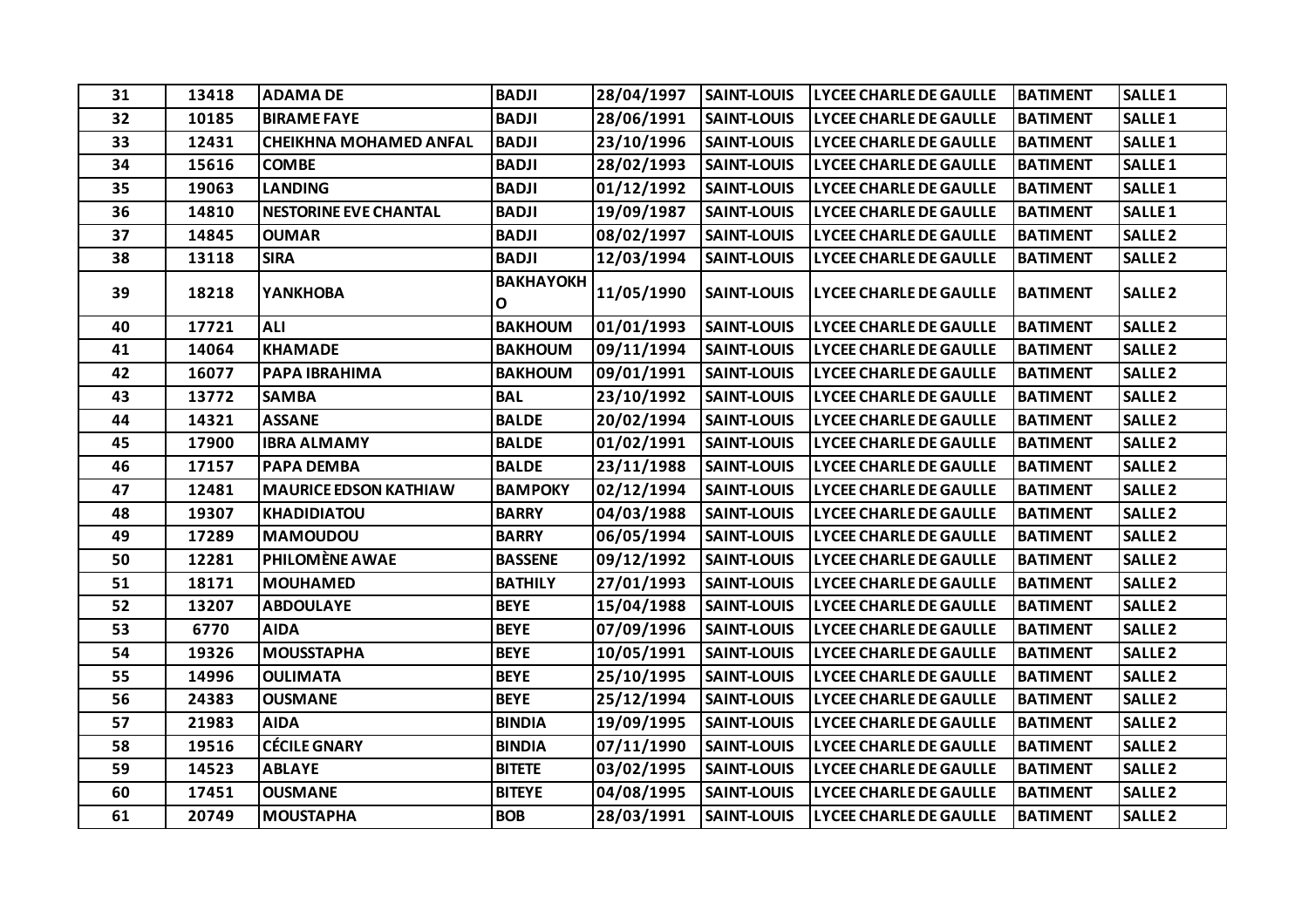| 31 | 13418 | ADAMA DE | BADJI | 28/04/1997 | SAINT-LOUIS | LYCEE CHARLE DE GAULLE | BATIMENT | SALLE 1 |
|---|---|---|---|---|---|---|---|---|
| 32 | 10185 | BIRAME FAYE | BADJI | 28/06/1991 | SAINT-LOUIS | LYCEE CHARLE DE GAULLE | BATIMENT | SALLE 1 |
| 33 | 12431 | CHEIKHNA MOHAMED ANFAL | BADJI | 23/10/1996 | SAINT-LOUIS | LYCEE CHARLE DE GAULLE | BATIMENT | SALLE 1 |
| 34 | 15616 | COMBE | BADJI | 28/02/1993 | SAINT-LOUIS | LYCEE CHARLE DE GAULLE | BATIMENT | SALLE 1 |
| 35 | 19063 | LANDING | BADJI | 01/12/1992 | SAINT-LOUIS | LYCEE CHARLE DE GAULLE | BATIMENT | SALLE 1 |
| 36 | 14810 | NESTORINE EVE CHANTAL | BADJI | 19/09/1987 | SAINT-LOUIS | LYCEE CHARLE DE GAULLE | BATIMENT | SALLE 1 |
| 37 | 14845 | OUMAR | BADJI | 08/02/1997 | SAINT-LOUIS | LYCEE CHARLE DE GAULLE | BATIMENT | SALLE 2 |
| 38 | 13118 | SIRA | BADJI | 12/03/1994 | SAINT-LOUIS | LYCEE CHARLE DE GAULLE | BATIMENT | SALLE 2 |
| 39 | 18218 | YANKHOBA | BAKHAYOKHO | 11/05/1990 | SAINT-LOUIS | LYCEE CHARLE DE GAULLE | BATIMENT | SALLE 2 |
| 40 | 17721 | ALI | BAKHOUM | 01/01/1993 | SAINT-LOUIS | LYCEE CHARLE DE GAULLE | BATIMENT | SALLE 2 |
| 41 | 14064 | KHAMADE | BAKHOUM | 09/11/1994 | SAINT-LOUIS | LYCEE CHARLE DE GAULLE | BATIMENT | SALLE 2 |
| 42 | 16077 | PAPA IBRAHIMA | BAKHOUM | 09/01/1991 | SAINT-LOUIS | LYCEE CHARLE DE GAULLE | BATIMENT | SALLE 2 |
| 43 | 13772 | SAMBA | BAL | 23/10/1992 | SAINT-LOUIS | LYCEE CHARLE DE GAULLE | BATIMENT | SALLE 2 |
| 44 | 14321 | ASSANE | BALDE | 20/02/1994 | SAINT-LOUIS | LYCEE CHARLE DE GAULLE | BATIMENT | SALLE 2 |
| 45 | 17900 | IBRA ALMAMY | BALDE | 01/02/1991 | SAINT-LOUIS | LYCEE CHARLE DE GAULLE | BATIMENT | SALLE 2 |
| 46 | 17157 | PAPA DEMBA | BALDE | 23/11/1988 | SAINT-LOUIS | LYCEE CHARLE DE GAULLE | BATIMENT | SALLE 2 |
| 47 | 12481 | MAURICE EDSON KATHIAW | BAMPOKY | 02/12/1994 | SAINT-LOUIS | LYCEE CHARLE DE GAULLE | BATIMENT | SALLE 2 |
| 48 | 19307 | KHADIDIATOU | BARRY | 04/03/1988 | SAINT-LOUIS | LYCEE CHARLE DE GAULLE | BATIMENT | SALLE 2 |
| 49 | 17289 | MAMOUDOU | BARRY | 06/05/1994 | SAINT-LOUIS | LYCEE CHARLE DE GAULLE | BATIMENT | SALLE 2 |
| 50 | 12281 | PHILOMÈNE AWAE | BASSENE | 09/12/1992 | SAINT-LOUIS | LYCEE CHARLE DE GAULLE | BATIMENT | SALLE 2 |
| 51 | 18171 | MOUHAMED | BATHILY | 27/01/1993 | SAINT-LOUIS | LYCEE CHARLE DE GAULLE | BATIMENT | SALLE 2 |
| 52 | 13207 | ABDOULAYE | BEYE | 15/04/1988 | SAINT-LOUIS | LYCEE CHARLE DE GAULLE | BATIMENT | SALLE 2 |
| 53 | 6770 | AIDA | BEYE | 07/09/1996 | SAINT-LOUIS | LYCEE CHARLE DE GAULLE | BATIMENT | SALLE 2 |
| 54 | 19326 | MOUSSTAPHA | BEYE | 10/05/1991 | SAINT-LOUIS | LYCEE CHARLE DE GAULLE | BATIMENT | SALLE 2 |
| 55 | 14996 | OULIMATA | BEYE | 25/10/1995 | SAINT-LOUIS | LYCEE CHARLE DE GAULLE | BATIMENT | SALLE 2 |
| 56 | 24383 | OUSMANE | BEYE | 25/12/1994 | SAINT-LOUIS | LYCEE CHARLE DE GAULLE | BATIMENT | SALLE 2 |
| 57 | 21983 | AIDA | BINDIA | 19/09/1995 | SAINT-LOUIS | LYCEE CHARLE DE GAULLE | BATIMENT | SALLE 2 |
| 58 | 19516 | CÉCILE GNARY | BINDIA | 07/11/1990 | SAINT-LOUIS | LYCEE CHARLE DE GAULLE | BATIMENT | SALLE 2 |
| 59 | 14523 | ABLAYE | BITETE | 03/02/1995 | SAINT-LOUIS | LYCEE CHARLE DE GAULLE | BATIMENT | SALLE 2 |
| 60 | 17451 | OUSMANE | BITEYE | 04/08/1995 | SAINT-LOUIS | LYCEE CHARLE DE GAULLE | BATIMENT | SALLE 2 |
| 61 | 20749 | MOUSTAPHA | BOB | 28/03/1991 | SAINT-LOUIS | LYCEE CHARLE DE GAULLE | BATIMENT | SALLE 2 |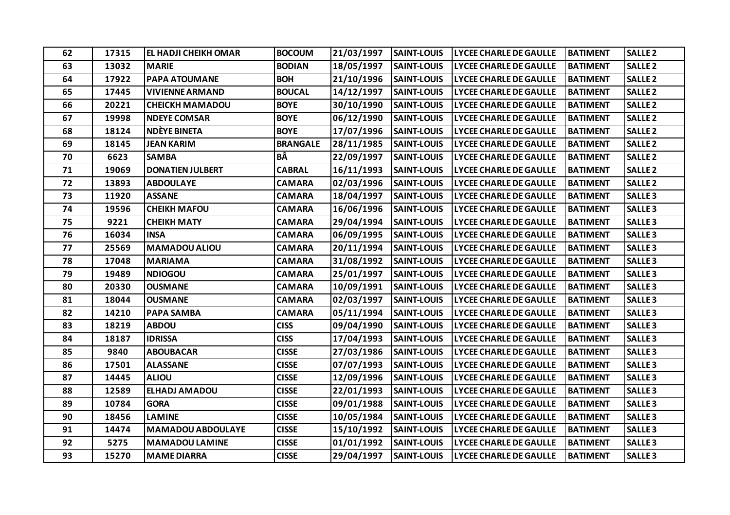| 62 | 17315 | EL HADJI CHEIKH OMAR | BOCOUM | 21/03/1997 | SAINT-LOUIS | LYCEE CHARLE DE GAULLE | BATIMENT | SALLE 2 |
|---|---|---|---|---|---|---|---|---|
| 63 | 13032 | MARIE | BODIAN | 18/05/1997 | SAINT-LOUIS | LYCEE CHARLE DE GAULLE | BATIMENT | SALLE 2 |
| 64 | 17922 | PAPA ATOUMANE | BOH | 21/10/1996 | SAINT-LOUIS | LYCEE CHARLE DE GAULLE | BATIMENT | SALLE 2 |
| 65 | 17445 | VIVIENNE ARMAND | BOUCAL | 14/12/1997 | SAINT-LOUIS | LYCEE CHARLE DE GAULLE | BATIMENT | SALLE 2 |
| 66 | 20221 | CHEICKH MAMADOU | BOYE | 30/10/1990 | SAINT-LOUIS | LYCEE CHARLE DE GAULLE | BATIMENT | SALLE 2 |
| 67 | 19998 | NDEYE COMSAR | BOYE | 06/12/1990 | SAINT-LOUIS | LYCEE CHARLE DE GAULLE | BATIMENT | SALLE 2 |
| 68 | 18124 | NDÈYE BINETA | BOYE | 17/07/1996 | SAINT-LOUIS | LYCEE CHARLE DE GAULLE | BATIMENT | SALLE 2 |
| 69 | 18145 | JEAN KARIM | BRANGALE | 28/11/1985 | SAINT-LOUIS | LYCEE CHARLE DE GAULLE | BATIMENT | SALLE 2 |
| 70 | 6623 | SAMBA | BÂ | 22/09/1997 | SAINT-LOUIS | LYCEE CHARLE DE GAULLE | BATIMENT | SALLE 2 |
| 71 | 19069 | DONATIEN JULBERT | CABRAL | 16/11/1993 | SAINT-LOUIS | LYCEE CHARLE DE GAULLE | BATIMENT | SALLE 2 |
| 72 | 13893 | ABDOULAYE | CAMARA | 02/03/1996 | SAINT-LOUIS | LYCEE CHARLE DE GAULLE | BATIMENT | SALLE 2 |
| 73 | 11920 | ASSANE | CAMARA | 18/04/1997 | SAINT-LOUIS | LYCEE CHARLE DE GAULLE | BATIMENT | SALLE 3 |
| 74 | 19596 | CHEIKH MAFOU | CAMARA | 16/06/1996 | SAINT-LOUIS | LYCEE CHARLE DE GAULLE | BATIMENT | SALLE 3 |
| 75 | 9221 | CHEIKH MATY | CAMARA | 29/04/1994 | SAINT-LOUIS | LYCEE CHARLE DE GAULLE | BATIMENT | SALLE 3 |
| 76 | 16034 | INSA | CAMARA | 06/09/1995 | SAINT-LOUIS | LYCEE CHARLE DE GAULLE | BATIMENT | SALLE 3 |
| 77 | 25569 | MAMADOU ALIOU | CAMARA | 20/11/1994 | SAINT-LOUIS | LYCEE CHARLE DE GAULLE | BATIMENT | SALLE 3 |
| 78 | 17048 | MARIAMA | CAMARA | 31/08/1992 | SAINT-LOUIS | LYCEE CHARLE DE GAULLE | BATIMENT | SALLE 3 |
| 79 | 19489 | NDIOGOU | CAMARA | 25/01/1997 | SAINT-LOUIS | LYCEE CHARLE DE GAULLE | BATIMENT | SALLE 3 |
| 80 | 20330 | OUSMANE | CAMARA | 10/09/1991 | SAINT-LOUIS | LYCEE CHARLE DE GAULLE | BATIMENT | SALLE 3 |
| 81 | 18044 | OUSMANE | CAMARA | 02/03/1997 | SAINT-LOUIS | LYCEE CHARLE DE GAULLE | BATIMENT | SALLE 3 |
| 82 | 14210 | PAPA SAMBA | CAMARA | 05/11/1994 | SAINT-LOUIS | LYCEE CHARLE DE GAULLE | BATIMENT | SALLE 3 |
| 83 | 18219 | ABDOU | CISS | 09/04/1990 | SAINT-LOUIS | LYCEE CHARLE DE GAULLE | BATIMENT | SALLE 3 |
| 84 | 18187 | IDRISSA | CISS | 17/04/1993 | SAINT-LOUIS | LYCEE CHARLE DE GAULLE | BATIMENT | SALLE 3 |
| 85 | 9840 | ABOUBACAR | CISSE | 27/03/1986 | SAINT-LOUIS | LYCEE CHARLE DE GAULLE | BATIMENT | SALLE 3 |
| 86 | 17501 | ALASSANE | CISSE | 07/07/1993 | SAINT-LOUIS | LYCEE CHARLE DE GAULLE | BATIMENT | SALLE 3 |
| 87 | 14445 | ALIOU | CISSE | 12/09/1996 | SAINT-LOUIS | LYCEE CHARLE DE GAULLE | BATIMENT | SALLE 3 |
| 88 | 12589 | ELHADJ AMADOU | CISSE | 22/01/1993 | SAINT-LOUIS | LYCEE CHARLE DE GAULLE | BATIMENT | SALLE 3 |
| 89 | 10784 | GORA | CISSE | 09/01/1988 | SAINT-LOUIS | LYCEE CHARLE DE GAULLE | BATIMENT | SALLE 3 |
| 90 | 18456 | LAMINE | CISSE | 10/05/1984 | SAINT-LOUIS | LYCEE CHARLE DE GAULLE | BATIMENT | SALLE 3 |
| 91 | 14474 | MAMADOU ABDOULAYE | CISSE | 15/10/1992 | SAINT-LOUIS | LYCEE CHARLE DE GAULLE | BATIMENT | SALLE 3 |
| 92 | 5275 | MAMADOU LAMINE | CISSE | 01/01/1992 | SAINT-LOUIS | LYCEE CHARLE DE GAULLE | BATIMENT | SALLE 3 |
| 93 | 15270 | MAME DIARRA | CISSE | 29/04/1997 | SAINT-LOUIS | LYCEE CHARLE DE GAULLE | BATIMENT | SALLE 3 |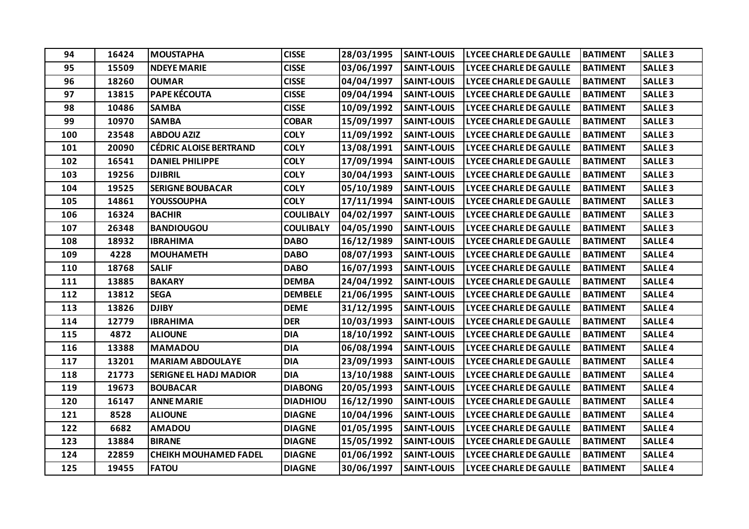| 94 | 16424 | MOUSTAPHA | CISSE | 28/03/1995 | SAINT-LOUIS | LYCEE CHARLE DE GAULLE | BATIMENT | SALLE 3 |
|---|---|---|---|---|---|---|---|---|
| 95 | 15509 | NDEYE MARIE | CISSE | 03/06/1997 | SAINT-LOUIS | LYCEE CHARLE DE GAULLE | BATIMENT | SALLE 3 |
| 96 | 18260 | OUMAR | CISSE | 04/04/1997 | SAINT-LOUIS | LYCEE CHARLE DE GAULLE | BATIMENT | SALLE 3 |
| 97 | 13815 | PAPE KÉCOUTA | CISSE | 09/04/1994 | SAINT-LOUIS | LYCEE CHARLE DE GAULLE | BATIMENT | SALLE 3 |
| 98 | 10486 | SAMBA | CISSE | 10/09/1992 | SAINT-LOUIS | LYCEE CHARLE DE GAULLE | BATIMENT | SALLE 3 |
| 99 | 10970 | SAMBA | COBAR | 15/09/1997 | SAINT-LOUIS | LYCEE CHARLE DE GAULLE | BATIMENT | SALLE 3 |
| 100 | 23548 | ABDOU AZIZ | COLY | 11/09/1992 | SAINT-LOUIS | LYCEE CHARLE DE GAULLE | BATIMENT | SALLE 3 |
| 101 | 20090 | CÉDRIC ALOISE BERTRAND | COLY | 13/08/1991 | SAINT-LOUIS | LYCEE CHARLE DE GAULLE | BATIMENT | SALLE 3 |
| 102 | 16541 | DANIEL PHILIPPE | COLY | 17/09/1994 | SAINT-LOUIS | LYCEE CHARLE DE GAULLE | BATIMENT | SALLE 3 |
| 103 | 19256 | DJIBRIL | COLY | 30/04/1993 | SAINT-LOUIS | LYCEE CHARLE DE GAULLE | BATIMENT | SALLE 3 |
| 104 | 19525 | SERIGNE BOUBACAR | COLY | 05/10/1989 | SAINT-LOUIS | LYCEE CHARLE DE GAULLE | BATIMENT | SALLE 3 |
| 105 | 14861 | YOUSSOUPHA | COLY | 17/11/1994 | SAINT-LOUIS | LYCEE CHARLE DE GAULLE | BATIMENT | SALLE 3 |
| 106 | 16324 | BACHIR | COULIBALY | 04/02/1997 | SAINT-LOUIS | LYCEE CHARLE DE GAULLE | BATIMENT | SALLE 3 |
| 107 | 26348 | BANDIOUGOU | COULIBALY | 04/05/1990 | SAINT-LOUIS | LYCEE CHARLE DE GAULLE | BATIMENT | SALLE 3 |
| 108 | 18932 | IBRAHIMA | DABO | 16/12/1989 | SAINT-LOUIS | LYCEE CHARLE DE GAULLE | BATIMENT | SALLE 4 |
| 109 | 4228 | MOUHAMETH | DABO | 08/07/1993 | SAINT-LOUIS | LYCEE CHARLE DE GAULLE | BATIMENT | SALLE 4 |
| 110 | 18768 | SALIF | DABO | 16/07/1993 | SAINT-LOUIS | LYCEE CHARLE DE GAULLE | BATIMENT | SALLE 4 |
| 111 | 13885 | BAKARY | DEMBA | 24/04/1992 | SAINT-LOUIS | LYCEE CHARLE DE GAULLE | BATIMENT | SALLE 4 |
| 112 | 13812 | SEGA | DEMBELE | 21/06/1995 | SAINT-LOUIS | LYCEE CHARLE DE GAULLE | BATIMENT | SALLE 4 |
| 113 | 13826 | DJIBY | DEME | 31/12/1995 | SAINT-LOUIS | LYCEE CHARLE DE GAULLE | BATIMENT | SALLE 4 |
| 114 | 12779 | IBRAHIMA | DER | 10/03/1993 | SAINT-LOUIS | LYCEE CHARLE DE GAULLE | BATIMENT | SALLE 4 |
| 115 | 4872 | ALIOUNE | DIA | 18/10/1992 | SAINT-LOUIS | LYCEE CHARLE DE GAULLE | BATIMENT | SALLE 4 |
| 116 | 13388 | MAMADOU | DIA | 06/08/1994 | SAINT-LOUIS | LYCEE CHARLE DE GAULLE | BATIMENT | SALLE 4 |
| 117 | 13201 | MARIAM ABDOULAYE | DIA | 23/09/1993 | SAINT-LOUIS | LYCEE CHARLE DE GAULLE | BATIMENT | SALLE 4 |
| 118 | 21773 | SERIGNE EL HADJ MADIOR | DIA | 13/10/1988 | SAINT-LOUIS | LYCEE CHARLE DE GAULLE | BATIMENT | SALLE 4 |
| 119 | 19673 | BOUBACAR | DIABONG | 20/05/1993 | SAINT-LOUIS | LYCEE CHARLE DE GAULLE | BATIMENT | SALLE 4 |
| 120 | 16147 | ANNE MARIE | DIADHIOU | 16/12/1990 | SAINT-LOUIS | LYCEE CHARLE DE GAULLE | BATIMENT | SALLE 4 |
| 121 | 8528 | ALIOUNE | DIAGNE | 10/04/1996 | SAINT-LOUIS | LYCEE CHARLE DE GAULLE | BATIMENT | SALLE 4 |
| 122 | 6682 | AMADOU | DIAGNE | 01/05/1995 | SAINT-LOUIS | LYCEE CHARLE DE GAULLE | BATIMENT | SALLE 4 |
| 123 | 13884 | BIRANE | DIAGNE | 15/05/1992 | SAINT-LOUIS | LYCEE CHARLE DE GAULLE | BATIMENT | SALLE 4 |
| 124 | 22859 | CHEIKH MOUHAMED FADEL | DIAGNE | 01/06/1992 | SAINT-LOUIS | LYCEE CHARLE DE GAULLE | BATIMENT | SALLE 4 |
| 125 | 19455 | FATOU | DIAGNE | 30/06/1997 | SAINT-LOUIS | LYCEE CHARLE DE GAULLE | BATIMENT | SALLE 4 |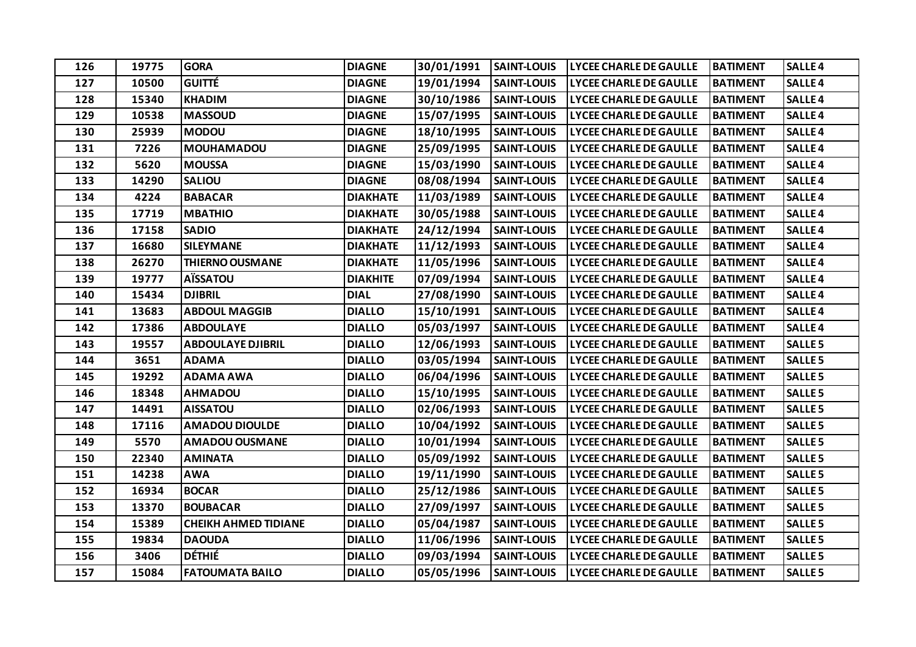| 126 | 19775 | GORA | DIAGNE | 30/01/1991 | SAINT-LOUIS | LYCEE CHARLE DE GAULLE | BATIMENT | SALLE 4 |
|---|---|---|---|---|---|---|---|---|
| 127 | 10500 | GUITTÉ | DIAGNE | 19/01/1994 | SAINT-LOUIS | LYCEE CHARLE DE GAULLE | BATIMENT | SALLE 4 |
| 128 | 15340 | KHADIM | DIAGNE | 30/10/1986 | SAINT-LOUIS | LYCEE CHARLE DE GAULLE | BATIMENT | SALLE 4 |
| 129 | 10538 | MASSOUD | DIAGNE | 15/07/1995 | SAINT-LOUIS | LYCEE CHARLE DE GAULLE | BATIMENT | SALLE 4 |
| 130 | 25939 | MODOU | DIAGNE | 18/10/1995 | SAINT-LOUIS | LYCEE CHARLE DE GAULLE | BATIMENT | SALLE 4 |
| 131 | 7226 | MOUHAMADOU | DIAGNE | 25/09/1995 | SAINT-LOUIS | LYCEE CHARLE DE GAULLE | BATIMENT | SALLE 4 |
| 132 | 5620 | MOUSSA | DIAGNE | 15/03/1990 | SAINT-LOUIS | LYCEE CHARLE DE GAULLE | BATIMENT | SALLE 4 |
| 133 | 14290 | SALIOU | DIAGNE | 08/08/1994 | SAINT-LOUIS | LYCEE CHARLE DE GAULLE | BATIMENT | SALLE 4 |
| 134 | 4224 | BABACAR | DIAKHATE | 11/03/1989 | SAINT-LOUIS | LYCEE CHARLE DE GAULLE | BATIMENT | SALLE 4 |
| 135 | 17719 | MBATHIO | DIAKHATE | 30/05/1988 | SAINT-LOUIS | LYCEE CHARLE DE GAULLE | BATIMENT | SALLE 4 |
| 136 | 17158 | SADIO | DIAKHATE | 24/12/1994 | SAINT-LOUIS | LYCEE CHARLE DE GAULLE | BATIMENT | SALLE 4 |
| 137 | 16680 | SILEYMANE | DIAKHATE | 11/12/1993 | SAINT-LOUIS | LYCEE CHARLE DE GAULLE | BATIMENT | SALLE 4 |
| 138 | 26270 | THIERNO OUSMANE | DIAKHATE | 11/05/1996 | SAINT-LOUIS | LYCEE CHARLE DE GAULLE | BATIMENT | SALLE 4 |
| 139 | 19777 | AÏSSATOU | DIAKHITE | 07/09/1994 | SAINT-LOUIS | LYCEE CHARLE DE GAULLE | BATIMENT | SALLE 4 |
| 140 | 15434 | DJIBRIL | DIAL | 27/08/1990 | SAINT-LOUIS | LYCEE CHARLE DE GAULLE | BATIMENT | SALLE 4 |
| 141 | 13683 | ABDOUL MAGGIB | DIALLO | 15/10/1991 | SAINT-LOUIS | LYCEE CHARLE DE GAULLE | BATIMENT | SALLE 4 |
| 142 | 17386 | ABDOULAYE | DIALLO | 05/03/1997 | SAINT-LOUIS | LYCEE CHARLE DE GAULLE | BATIMENT | SALLE 4 |
| 143 | 19557 | ABDOULAYE DJIBRIL | DIALLO | 12/06/1993 | SAINT-LOUIS | LYCEE CHARLE DE GAULLE | BATIMENT | SALLE 5 |
| 144 | 3651 | ADAMA | DIALLO | 03/05/1994 | SAINT-LOUIS | LYCEE CHARLE DE GAULLE | BATIMENT | SALLE 5 |
| 145 | 19292 | ADAMA AWA | DIALLO | 06/04/1996 | SAINT-LOUIS | LYCEE CHARLE DE GAULLE | BATIMENT | SALLE 5 |
| 146 | 18348 | AHMADOU | DIALLO | 15/10/1995 | SAINT-LOUIS | LYCEE CHARLE DE GAULLE | BATIMENT | SALLE 5 |
| 147 | 14491 | AISSATOU | DIALLO | 02/06/1993 | SAINT-LOUIS | LYCEE CHARLE DE GAULLE | BATIMENT | SALLE 5 |
| 148 | 17116 | AMADOU DIOULDE | DIALLO | 10/04/1992 | SAINT-LOUIS | LYCEE CHARLE DE GAULLE | BATIMENT | SALLE 5 |
| 149 | 5570 | AMADOU OUSMANE | DIALLO | 10/01/1994 | SAINT-LOUIS | LYCEE CHARLE DE GAULLE | BATIMENT | SALLE 5 |
| 150 | 22340 | AMINATA | DIALLO | 05/09/1992 | SAINT-LOUIS | LYCEE CHARLE DE GAULLE | BATIMENT | SALLE 5 |
| 151 | 14238 | AWA | DIALLO | 19/11/1990 | SAINT-LOUIS | LYCEE CHARLE DE GAULLE | BATIMENT | SALLE 5 |
| 152 | 16934 | BOCAR | DIALLO | 25/12/1986 | SAINT-LOUIS | LYCEE CHARLE DE GAULLE | BATIMENT | SALLE 5 |
| 153 | 13370 | BOUBACAR | DIALLO | 27/09/1997 | SAINT-LOUIS | LYCEE CHARLE DE GAULLE | BATIMENT | SALLE 5 |
| 154 | 15389 | CHEIKH AHMED TIDIANE | DIALLO | 05/04/1987 | SAINT-LOUIS | LYCEE CHARLE DE GAULLE | BATIMENT | SALLE 5 |
| 155 | 19834 | DAOUDA | DIALLO | 11/06/1996 | SAINT-LOUIS | LYCEE CHARLE DE GAULLE | BATIMENT | SALLE 5 |
| 156 | 3406 | DÉTHIÉ | DIALLO | 09/03/1994 | SAINT-LOUIS | LYCEE CHARLE DE GAULLE | BATIMENT | SALLE 5 |
| 157 | 15084 | FATOUMATA BAILO | DIALLO | 05/05/1996 | SAINT-LOUIS | LYCEE CHARLE DE GAULLE | BATIMENT | SALLE 5 |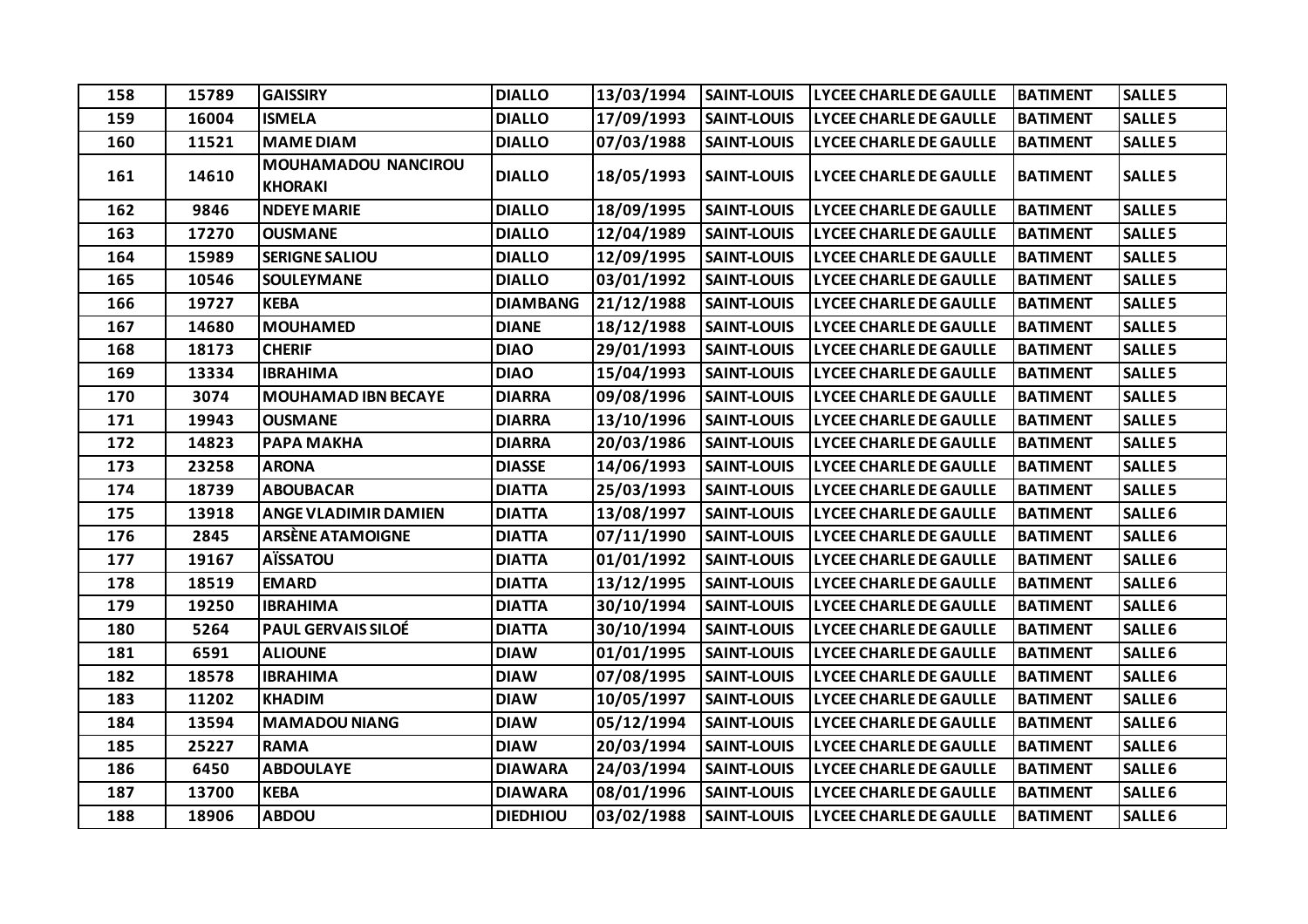| 158 | 15789 | GAISSIRY | DIALLO | 13/03/1994 | SAINT-LOUIS | LYCEE CHARLE DE GAULLE | BATIMENT | SALLE 5 |
|---|---|---|---|---|---|---|---|---|
| 159 | 16004 | ISMELA | DIALLO | 17/09/1993 | SAINT-LOUIS | LYCEE CHARLE DE GAULLE | BATIMENT | SALLE 5 |
| 160 | 11521 | MAME DIAM | DIALLO | 07/03/1988 | SAINT-LOUIS | LYCEE CHARLE DE GAULLE | BATIMENT | SALLE 5 |
| 161 | 14610 | MOUHAMADOU NANCIROU KHORAKI | DIALLO | 18/05/1993 | SAINT-LOUIS | LYCEE CHARLE DE GAULLE | BATIMENT | SALLE 5 |
| 162 | 9846 | NDEYE MARIE | DIALLO | 18/09/1995 | SAINT-LOUIS | LYCEE CHARLE DE GAULLE | BATIMENT | SALLE 5 |
| 163 | 17270 | OUSMANE | DIALLO | 12/04/1989 | SAINT-LOUIS | LYCEE CHARLE DE GAULLE | BATIMENT | SALLE 5 |
| 164 | 15989 | SERIGNE SALIOU | DIALLO | 12/09/1995 | SAINT-LOUIS | LYCEE CHARLE DE GAULLE | BATIMENT | SALLE 5 |
| 165 | 10546 | SOULEYMANE | DIALLO | 03/01/1992 | SAINT-LOUIS | LYCEE CHARLE DE GAULLE | BATIMENT | SALLE 5 |
| 166 | 19727 | KEBA | DIAMBANG | 21/12/1988 | SAINT-LOUIS | LYCEE CHARLE DE GAULLE | BATIMENT | SALLE 5 |
| 167 | 14680 | MOUHAMED | DIANE | 18/12/1988 | SAINT-LOUIS | LYCEE CHARLE DE GAULLE | BATIMENT | SALLE 5 |
| 168 | 18173 | CHERIF | DIAO | 29/01/1993 | SAINT-LOUIS | LYCEE CHARLE DE GAULLE | BATIMENT | SALLE 5 |
| 169 | 13334 | IBRAHIMA | DIAO | 15/04/1993 | SAINT-LOUIS | LYCEE CHARLE DE GAULLE | BATIMENT | SALLE 5 |
| 170 | 3074 | MOUHAMAD IBN BECAYE | DIARRA | 09/08/1996 | SAINT-LOUIS | LYCEE CHARLE DE GAULLE | BATIMENT | SALLE 5 |
| 171 | 19943 | OUSMANE | DIARRA | 13/10/1996 | SAINT-LOUIS | LYCEE CHARLE DE GAULLE | BATIMENT | SALLE 5 |
| 172 | 14823 | PAPA MAKHA | DIARRA | 20/03/1986 | SAINT-LOUIS | LYCEE CHARLE DE GAULLE | BATIMENT | SALLE 5 |
| 173 | 23258 | ARONA | DIASSE | 14/06/1993 | SAINT-LOUIS | LYCEE CHARLE DE GAULLE | BATIMENT | SALLE 5 |
| 174 | 18739 | ABOUBACAR | DIATTA | 25/03/1993 | SAINT-LOUIS | LYCEE CHARLE DE GAULLE | BATIMENT | SALLE 5 |
| 175 | 13918 | ANGE VLADIMIR DAMIEN | DIATTA | 13/08/1997 | SAINT-LOUIS | LYCEE CHARLE DE GAULLE | BATIMENT | SALLE 6 |
| 176 | 2845 | ARSÈNE ATAMOIGNE | DIATTA | 07/11/1990 | SAINT-LOUIS | LYCEE CHARLE DE GAULLE | BATIMENT | SALLE 6 |
| 177 | 19167 | AÏSSATOU | DIATTA | 01/01/1992 | SAINT-LOUIS | LYCEE CHARLE DE GAULLE | BATIMENT | SALLE 6 |
| 178 | 18519 | EMARD | DIATTA | 13/12/1995 | SAINT-LOUIS | LYCEE CHARLE DE GAULLE | BATIMENT | SALLE 6 |
| 179 | 19250 | IBRAHIMA | DIATTA | 30/10/1994 | SAINT-LOUIS | LYCEE CHARLE DE GAULLE | BATIMENT | SALLE 6 |
| 180 | 5264 | PAUL GERVAIS SILOÉ | DIATTA | 30/10/1994 | SAINT-LOUIS | LYCEE CHARLE DE GAULLE | BATIMENT | SALLE 6 |
| 181 | 6591 | ALIOUNE | DIAW | 01/01/1995 | SAINT-LOUIS | LYCEE CHARLE DE GAULLE | BATIMENT | SALLE 6 |
| 182 | 18578 | IBRAHIMA | DIAW | 07/08/1995 | SAINT-LOUIS | LYCEE CHARLE DE GAULLE | BATIMENT | SALLE 6 |
| 183 | 11202 | KHADIM | DIAW | 10/05/1997 | SAINT-LOUIS | LYCEE CHARLE DE GAULLE | BATIMENT | SALLE 6 |
| 184 | 13594 | MAMADOU NIANG | DIAW | 05/12/1994 | SAINT-LOUIS | LYCEE CHARLE DE GAULLE | BATIMENT | SALLE 6 |
| 185 | 25227 | RAMA | DIAW | 20/03/1994 | SAINT-LOUIS | LYCEE CHARLE DE GAULLE | BATIMENT | SALLE 6 |
| 186 | 6450 | ABDOULAYE | DIAWARA | 24/03/1994 | SAINT-LOUIS | LYCEE CHARLE DE GAULLE | BATIMENT | SALLE 6 |
| 187 | 13700 | KEBA | DIAWARA | 08/01/1996 | SAINT-LOUIS | LYCEE CHARLE DE GAULLE | BATIMENT | SALLE 6 |
| 188 | 18906 | ABDOU | DIEDHIOU | 03/02/1988 | SAINT-LOUIS | LYCEE CHARLE DE GAULLE | BATIMENT | SALLE 6 |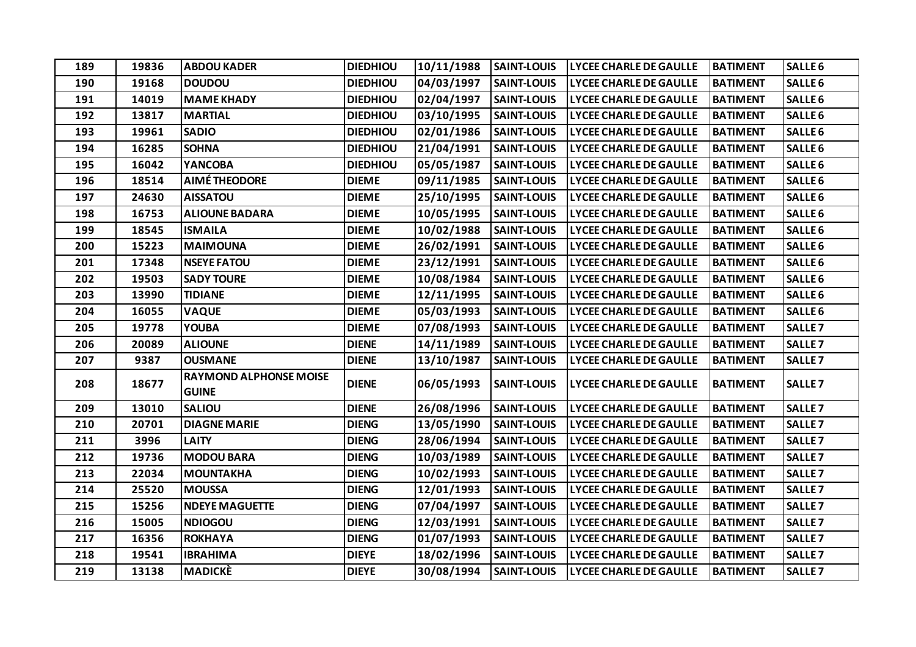| 189 | 19836 | ABDOU KADER | DIEDHIOU | 10/11/1988 | SAINT-LOUIS | LYCEE CHARLE DE GAULLE | BATIMENT | SALLE 6 |
|---|---|---|---|---|---|---|---|---|
| 190 | 19168 | DOUDOU | DIEDHIOU | 04/03/1997 | SAINT-LOUIS | LYCEE CHARLE DE GAULLE | BATIMENT | SALLE 6 |
| 191 | 14019 | MAME KHADY | DIEDHIOU | 02/04/1997 | SAINT-LOUIS | LYCEE CHARLE DE GAULLE | BATIMENT | SALLE 6 |
| 192 | 13817 | MARTIAL | DIEDHIOU | 03/10/1995 | SAINT-LOUIS | LYCEE CHARLE DE GAULLE | BATIMENT | SALLE 6 |
| 193 | 19961 | SADIO | DIEDHIOU | 02/01/1986 | SAINT-LOUIS | LYCEE CHARLE DE GAULLE | BATIMENT | SALLE 6 |
| 194 | 16285 | SOHNA | DIEDHIOU | 21/04/1991 | SAINT-LOUIS | LYCEE CHARLE DE GAULLE | BATIMENT | SALLE 6 |
| 195 | 16042 | YANCOBA | DIEDHIOU | 05/05/1987 | SAINT-LOUIS | LYCEE CHARLE DE GAULLE | BATIMENT | SALLE 6 |
| 196 | 18514 | AIMÉ THEODORE | DIEME | 09/11/1985 | SAINT-LOUIS | LYCEE CHARLE DE GAULLE | BATIMENT | SALLE 6 |
| 197 | 24630 | AISSATOU | DIEME | 25/10/1995 | SAINT-LOUIS | LYCEE CHARLE DE GAULLE | BATIMENT | SALLE 6 |
| 198 | 16753 | ALIOUNE BADARA | DIEME | 10/05/1995 | SAINT-LOUIS | LYCEE CHARLE DE GAULLE | BATIMENT | SALLE 6 |
| 199 | 18545 | ISMAILA | DIEME | 10/02/1988 | SAINT-LOUIS | LYCEE CHARLE DE GAULLE | BATIMENT | SALLE 6 |
| 200 | 15223 | MAIMOUNA | DIEME | 26/02/1991 | SAINT-LOUIS | LYCEE CHARLE DE GAULLE | BATIMENT | SALLE 6 |
| 201 | 17348 | NSEYE FATOU | DIEME | 23/12/1991 | SAINT-LOUIS | LYCEE CHARLE DE GAULLE | BATIMENT | SALLE 6 |
| 202 | 19503 | SADY TOURE | DIEME | 10/08/1984 | SAINT-LOUIS | LYCEE CHARLE DE GAULLE | BATIMENT | SALLE 6 |
| 203 | 13990 | TIDIANE | DIEME | 12/11/1995 | SAINT-LOUIS | LYCEE CHARLE DE GAULLE | BATIMENT | SALLE 6 |
| 204 | 16055 | VAQUE | DIEME | 05/03/1993 | SAINT-LOUIS | LYCEE CHARLE DE GAULLE | BATIMENT | SALLE 6 |
| 205 | 19778 | YOUBA | DIEME | 07/08/1993 | SAINT-LOUIS | LYCEE CHARLE DE GAULLE | BATIMENT | SALLE 7 |
| 206 | 20089 | ALIOUNE | DIENE | 14/11/1989 | SAINT-LOUIS | LYCEE CHARLE DE GAULLE | BATIMENT | SALLE 7 |
| 207 | 9387 | OUSMANE | DIENE | 13/10/1987 | SAINT-LOUIS | LYCEE CHARLE DE GAULLE | BATIMENT | SALLE 7 |
| 208 | 18677 | RAYMOND ALPHONSE MOISE GUINE | DIENE | 06/05/1993 | SAINT-LOUIS | LYCEE CHARLE DE GAULLE | BATIMENT | SALLE 7 |
| 209 | 13010 | SALIOU | DIENE | 26/08/1996 | SAINT-LOUIS | LYCEE CHARLE DE GAULLE | BATIMENT | SALLE 7 |
| 210 | 20701 | DIAGNE MARIE | DIENG | 13/05/1990 | SAINT-LOUIS | LYCEE CHARLE DE GAULLE | BATIMENT | SALLE 7 |
| 211 | 3996 | LAITY | DIENG | 28/06/1994 | SAINT-LOUIS | LYCEE CHARLE DE GAULLE | BATIMENT | SALLE 7 |
| 212 | 19736 | MODOU BARA | DIENG | 10/03/1989 | SAINT-LOUIS | LYCEE CHARLE DE GAULLE | BATIMENT | SALLE 7 |
| 213 | 22034 | MOUNTAKHA | DIENG | 10/02/1993 | SAINT-LOUIS | LYCEE CHARLE DE GAULLE | BATIMENT | SALLE 7 |
| 214 | 25520 | MOUSSA | DIENG | 12/01/1993 | SAINT-LOUIS | LYCEE CHARLE DE GAULLE | BATIMENT | SALLE 7 |
| 215 | 15256 | NDEYE MAGUETTE | DIENG | 07/04/1997 | SAINT-LOUIS | LYCEE CHARLE DE GAULLE | BATIMENT | SALLE 7 |
| 216 | 15005 | NDIOGOU | DIENG | 12/03/1991 | SAINT-LOUIS | LYCEE CHARLE DE GAULLE | BATIMENT | SALLE 7 |
| 217 | 16356 | ROKHAYA | DIENG | 01/07/1993 | SAINT-LOUIS | LYCEE CHARLE DE GAULLE | BATIMENT | SALLE 7 |
| 218 | 19541 | IBRAHIMA | DIEYE | 18/02/1996 | SAINT-LOUIS | LYCEE CHARLE DE GAULLE | BATIMENT | SALLE 7 |
| 219 | 13138 | MADICKÈ | DIEYE | 30/08/1994 | SAINT-LOUIS | LYCEE CHARLE DE GAULLE | BATIMENT | SALLE 7 |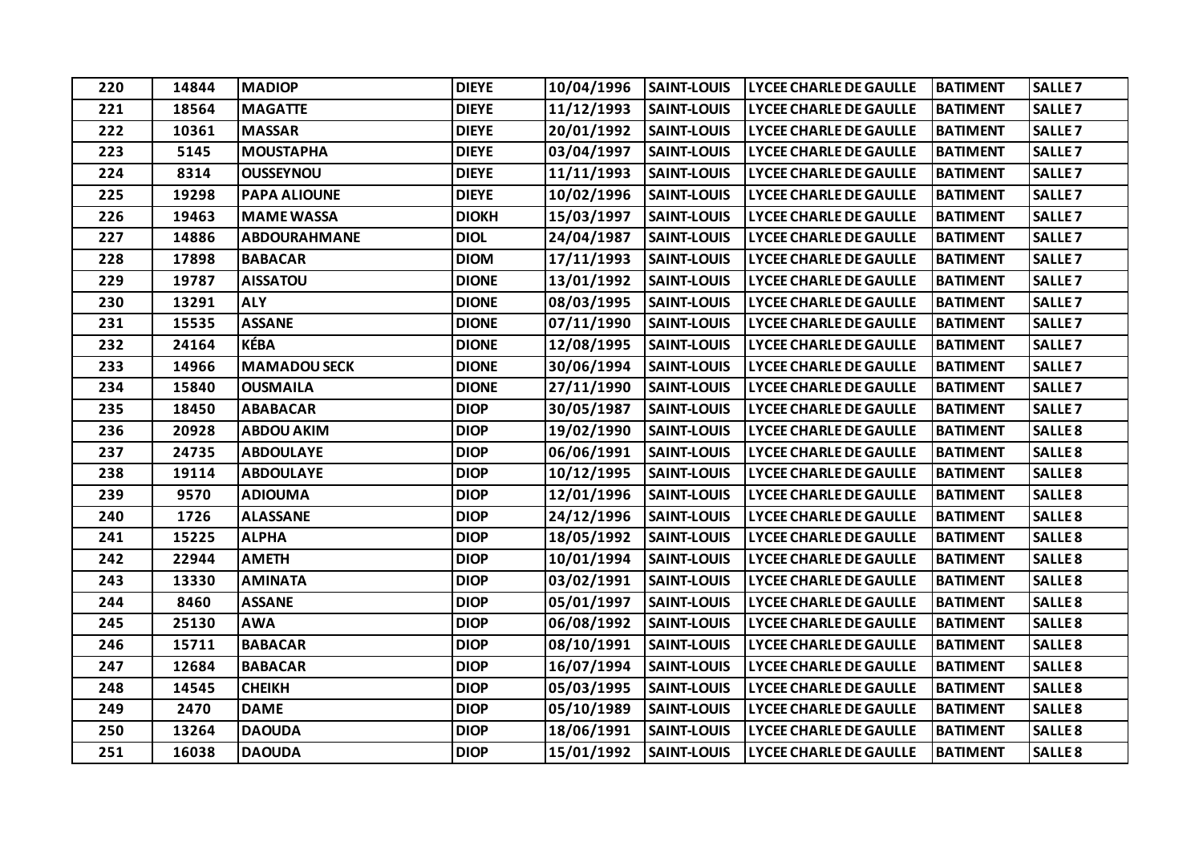| 220 | 14844 | MADIOP | DIEYE | 10/04/1996 | SAINT-LOUIS | LYCEE CHARLE DE GAULLE | BATIMENT | SALLE 7 |
|---|---|---|---|---|---|---|---|---|
| 221 | 18564 | MAGATTE | DIEYE | 11/12/1993 | SAINT-LOUIS | LYCEE CHARLE DE GAULLE | BATIMENT | SALLE 7 |
| 222 | 10361 | MASSAR | DIEYE | 20/01/1992 | SAINT-LOUIS | LYCEE CHARLE DE GAULLE | BATIMENT | SALLE 7 |
| 223 | 5145 | MOUSTAPHA | DIEYE | 03/04/1997 | SAINT-LOUIS | LYCEE CHARLE DE GAULLE | BATIMENT | SALLE 7 |
| 224 | 8314 | OUSSEYNOU | DIEYE | 11/11/1993 | SAINT-LOUIS | LYCEE CHARLE DE GAULLE | BATIMENT | SALLE 7 |
| 225 | 19298 | PAPA ALIOUNE | DIEYE | 10/02/1996 | SAINT-LOUIS | LYCEE CHARLE DE GAULLE | BATIMENT | SALLE 7 |
| 226 | 19463 | MAME WASSA | DIOKH | 15/03/1997 | SAINT-LOUIS | LYCEE CHARLE DE GAULLE | BATIMENT | SALLE 7 |
| 227 | 14886 | ABDOURAHMANE | DIOL | 24/04/1987 | SAINT-LOUIS | LYCEE CHARLE DE GAULLE | BATIMENT | SALLE 7 |
| 228 | 17898 | BABACAR | DIOM | 17/11/1993 | SAINT-LOUIS | LYCEE CHARLE DE GAULLE | BATIMENT | SALLE 7 |
| 229 | 19787 | AISSATOU | DIONE | 13/01/1992 | SAINT-LOUIS | LYCEE CHARLE DE GAULLE | BATIMENT | SALLE 7 |
| 230 | 13291 | ALY | DIONE | 08/03/1995 | SAINT-LOUIS | LYCEE CHARLE DE GAULLE | BATIMENT | SALLE 7 |
| 231 | 15535 | ASSANE | DIONE | 07/11/1990 | SAINT-LOUIS | LYCEE CHARLE DE GAULLE | BATIMENT | SALLE 7 |
| 232 | 24164 | KÉBA | DIONE | 12/08/1995 | SAINT-LOUIS | LYCEE CHARLE DE GAULLE | BATIMENT | SALLE 7 |
| 233 | 14966 | MAMADOU SECK | DIONE | 30/06/1994 | SAINT-LOUIS | LYCEE CHARLE DE GAULLE | BATIMENT | SALLE 7 |
| 234 | 15840 | OUSMAILA | DIONE | 27/11/1990 | SAINT-LOUIS | LYCEE CHARLE DE GAULLE | BATIMENT | SALLE 7 |
| 235 | 18450 | ABABACAR | DIOP | 30/05/1987 | SAINT-LOUIS | LYCEE CHARLE DE GAULLE | BATIMENT | SALLE 7 |
| 236 | 20928 | ABDOU AKIM | DIOP | 19/02/1990 | SAINT-LOUIS | LYCEE CHARLE DE GAULLE | BATIMENT | SALLE 8 |
| 237 | 24735 | ABDOULAYE | DIOP | 06/06/1991 | SAINT-LOUIS | LYCEE CHARLE DE GAULLE | BATIMENT | SALLE 8 |
| 238 | 19114 | ABDOULAYE | DIOP | 10/12/1995 | SAINT-LOUIS | LYCEE CHARLE DE GAULLE | BATIMENT | SALLE 8 |
| 239 | 9570 | ADIOUMA | DIOP | 12/01/1996 | SAINT-LOUIS | LYCEE CHARLE DE GAULLE | BATIMENT | SALLE 8 |
| 240 | 1726 | ALASSANE | DIOP | 24/12/1996 | SAINT-LOUIS | LYCEE CHARLE DE GAULLE | BATIMENT | SALLE 8 |
| 241 | 15225 | ALPHA | DIOP | 18/05/1992 | SAINT-LOUIS | LYCEE CHARLE DE GAULLE | BATIMENT | SALLE 8 |
| 242 | 22944 | AMETH | DIOP | 10/01/1994 | SAINT-LOUIS | LYCEE CHARLE DE GAULLE | BATIMENT | SALLE 8 |
| 243 | 13330 | AMINATA | DIOP | 03/02/1991 | SAINT-LOUIS | LYCEE CHARLE DE GAULLE | BATIMENT | SALLE 8 |
| 244 | 8460 | ASSANE | DIOP | 05/01/1997 | SAINT-LOUIS | LYCEE CHARLE DE GAULLE | BATIMENT | SALLE 8 |
| 245 | 25130 | AWA | DIOP | 06/08/1992 | SAINT-LOUIS | LYCEE CHARLE DE GAULLE | BATIMENT | SALLE 8 |
| 246 | 15711 | BABACAR | DIOP | 08/10/1991 | SAINT-LOUIS | LYCEE CHARLE DE GAULLE | BATIMENT | SALLE 8 |
| 247 | 12684 | BABACAR | DIOP | 16/07/1994 | SAINT-LOUIS | LYCEE CHARLE DE GAULLE | BATIMENT | SALLE 8 |
| 248 | 14545 | CHEIKH | DIOP | 05/03/1995 | SAINT-LOUIS | LYCEE CHARLE DE GAULLE | BATIMENT | SALLE 8 |
| 249 | 2470 | DAME | DIOP | 05/10/1989 | SAINT-LOUIS | LYCEE CHARLE DE GAULLE | BATIMENT | SALLE 8 |
| 250 | 13264 | DAOUDA | DIOP | 18/06/1991 | SAINT-LOUIS | LYCEE CHARLE DE GAULLE | BATIMENT | SALLE 8 |
| 251 | 16038 | DAOUDA | DIOP | 15/01/1992 | SAINT-LOUIS | LYCEE CHARLE DE GAULLE | BATIMENT | SALLE 8 |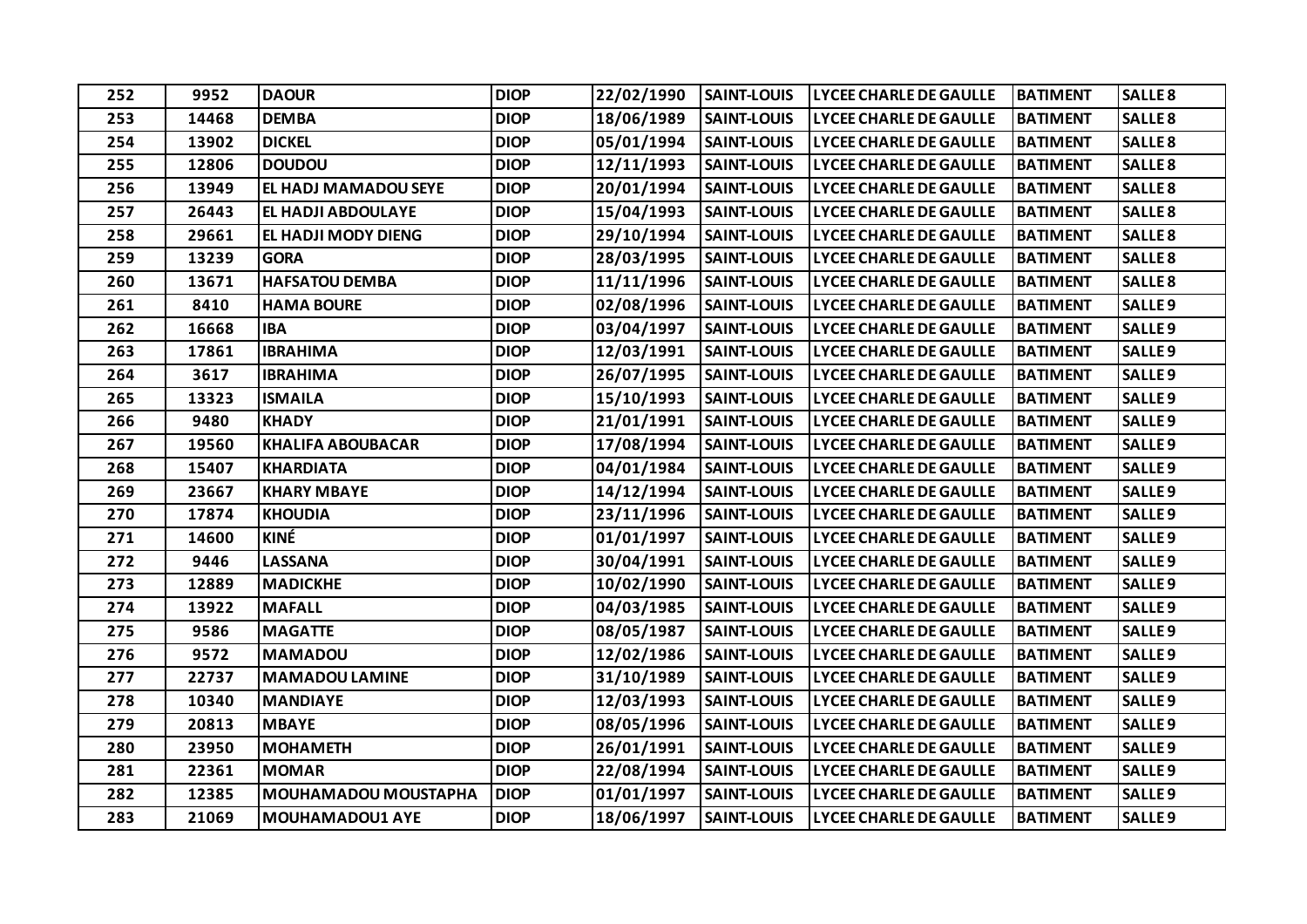| 252 | 9952 | DAOUR | DIOP | 22/02/1990 | SAINT-LOUIS | LYCEE CHARLE DE GAULLE | BATIMENT | SALLE 8 |
|---|---|---|---|---|---|---|---|---|
| 253 | 14468 | DEMBA | DIOP | 18/06/1989 | SAINT-LOUIS | LYCEE CHARLE DE GAULLE | BATIMENT | SALLE 8 |
| 254 | 13902 | DICKEL | DIOP | 05/01/1994 | SAINT-LOUIS | LYCEE CHARLE DE GAULLE | BATIMENT | SALLE 8 |
| 255 | 12806 | DOUDOU | DIOP | 12/11/1993 | SAINT-LOUIS | LYCEE CHARLE DE GAULLE | BATIMENT | SALLE 8 |
| 256 | 13949 | EL HADJ MAMADOU SEYE | DIOP | 20/01/1994 | SAINT-LOUIS | LYCEE CHARLE DE GAULLE | BATIMENT | SALLE 8 |
| 257 | 26443 | EL HADJI ABDOULAYE | DIOP | 15/04/1993 | SAINT-LOUIS | LYCEE CHARLE DE GAULLE | BATIMENT | SALLE 8 |
| 258 | 29661 | EL HADJI MODY DIENG | DIOP | 29/10/1994 | SAINT-LOUIS | LYCEE CHARLE DE GAULLE | BATIMENT | SALLE 8 |
| 259 | 13239 | GORA | DIOP | 28/03/1995 | SAINT-LOUIS | LYCEE CHARLE DE GAULLE | BATIMENT | SALLE 8 |
| 260 | 13671 | HAFSATOU DEMBA | DIOP | 11/11/1996 | SAINT-LOUIS | LYCEE CHARLE DE GAULLE | BATIMENT | SALLE 8 |
| 261 | 8410 | HAMA BOURE | DIOP | 02/08/1996 | SAINT-LOUIS | LYCEE CHARLE DE GAULLE | BATIMENT | SALLE 9 |
| 262 | 16668 | IBA | DIOP | 03/04/1997 | SAINT-LOUIS | LYCEE CHARLE DE GAULLE | BATIMENT | SALLE 9 |
| 263 | 17861 | IBRAHIMA | DIOP | 12/03/1991 | SAINT-LOUIS | LYCEE CHARLE DE GAULLE | BATIMENT | SALLE 9 |
| 264 | 3617 | IBRAHIMA | DIOP | 26/07/1995 | SAINT-LOUIS | LYCEE CHARLE DE GAULLE | BATIMENT | SALLE 9 |
| 265 | 13323 | ISMAILA | DIOP | 15/10/1993 | SAINT-LOUIS | LYCEE CHARLE DE GAULLE | BATIMENT | SALLE 9 |
| 266 | 9480 | KHADY | DIOP | 21/01/1991 | SAINT-LOUIS | LYCEE CHARLE DE GAULLE | BATIMENT | SALLE 9 |
| 267 | 19560 | KHALIFA ABOUBACAR | DIOP | 17/08/1994 | SAINT-LOUIS | LYCEE CHARLE DE GAULLE | BATIMENT | SALLE 9 |
| 268 | 15407 | KHARDIATA | DIOP | 04/01/1984 | SAINT-LOUIS | LYCEE CHARLE DE GAULLE | BATIMENT | SALLE 9 |
| 269 | 23667 | KHARY MBAYE | DIOP | 14/12/1994 | SAINT-LOUIS | LYCEE CHARLE DE GAULLE | BATIMENT | SALLE 9 |
| 270 | 17874 | KHOUDIA | DIOP | 23/11/1996 | SAINT-LOUIS | LYCEE CHARLE DE GAULLE | BATIMENT | SALLE 9 |
| 271 | 14600 | KINÉ | DIOP | 01/01/1997 | SAINT-LOUIS | LYCEE CHARLE DE GAULLE | BATIMENT | SALLE 9 |
| 272 | 9446 | LASSANA | DIOP | 30/04/1991 | SAINT-LOUIS | LYCEE CHARLE DE GAULLE | BATIMENT | SALLE 9 |
| 273 | 12889 | MADICKHE | DIOP | 10/02/1990 | SAINT-LOUIS | LYCEE CHARLE DE GAULLE | BATIMENT | SALLE 9 |
| 274 | 13922 | MAFALL | DIOP | 04/03/1985 | SAINT-LOUIS | LYCEE CHARLE DE GAULLE | BATIMENT | SALLE 9 |
| 275 | 9586 | MAGATTE | DIOP | 08/05/1987 | SAINT-LOUIS | LYCEE CHARLE DE GAULLE | BATIMENT | SALLE 9 |
| 276 | 9572 | MAMADOU | DIOP | 12/02/1986 | SAINT-LOUIS | LYCEE CHARLE DE GAULLE | BATIMENT | SALLE 9 |
| 277 | 22737 | MAMADOU LAMINE | DIOP | 31/10/1989 | SAINT-LOUIS | LYCEE CHARLE DE GAULLE | BATIMENT | SALLE 9 |
| 278 | 10340 | MANDIAYE | DIOP | 12/03/1993 | SAINT-LOUIS | LYCEE CHARLE DE GAULLE | BATIMENT | SALLE 9 |
| 279 | 20813 | MBAYE | DIOP | 08/05/1996 | SAINT-LOUIS | LYCEE CHARLE DE GAULLE | BATIMENT | SALLE 9 |
| 280 | 23950 | MOHAMETH | DIOP | 26/01/1991 | SAINT-LOUIS | LYCEE CHARLE DE GAULLE | BATIMENT | SALLE 9 |
| 281 | 22361 | MOMAR | DIOP | 22/08/1994 | SAINT-LOUIS | LYCEE CHARLE DE GAULLE | BATIMENT | SALLE 9 |
| 282 | 12385 | MOUHAMADOU MOUSTAPHA | DIOP | 01/01/1997 | SAINT-LOUIS | LYCEE CHARLE DE GAULLE | BATIMENT | SALLE 9 |
| 283 | 21069 | MOUHAMADOU1 AYE | DIOP | 18/06/1997 | SAINT-LOUIS | LYCEE CHARLE DE GAULLE | BATIMENT | SALLE 9 |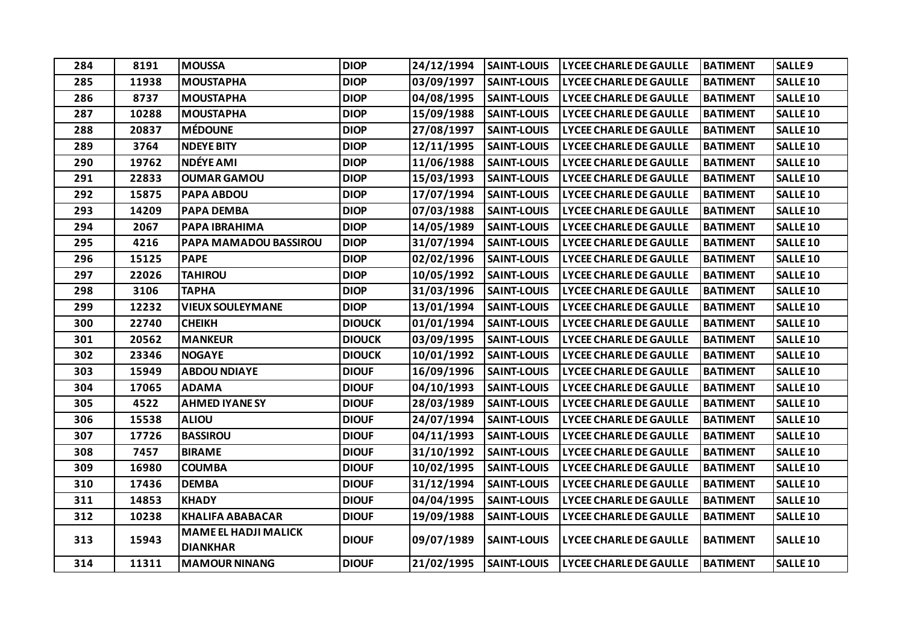| 284 | 8191 | MOUSSA | DIOP | 24/12/1994 | SAINT-LOUIS | LYCEE CHARLE DE GAULLE | BATIMENT | SALLE 9 |
|---|---|---|---|---|---|---|---|---|
| 285 | 11938 | MOUSTAPHA | DIOP | 03/09/1997 | SAINT-LOUIS | LYCEE CHARLE DE GAULLE | BATIMENT | SALLE 10 |
| 286 | 8737 | MOUSTAPHA | DIOP | 04/08/1995 | SAINT-LOUIS | LYCEE CHARLE DE GAULLE | BATIMENT | SALLE 10 |
| 287 | 10288 | MOUSTAPHA | DIOP | 15/09/1988 | SAINT-LOUIS | LYCEE CHARLE DE GAULLE | BATIMENT | SALLE 10 |
| 288 | 20837 | MÉDOUNE | DIOP | 27/08/1997 | SAINT-LOUIS | LYCEE CHARLE DE GAULLE | BATIMENT | SALLE 10 |
| 289 | 3764 | NDEYE BITY | DIOP | 12/11/1995 | SAINT-LOUIS | LYCEE CHARLE DE GAULLE | BATIMENT | SALLE 10 |
| 290 | 19762 | NDÉYE AMI | DIOP | 11/06/1988 | SAINT-LOUIS | LYCEE CHARLE DE GAULLE | BATIMENT | SALLE 10 |
| 291 | 22833 | OUMAR GAMOU | DIOP | 15/03/1993 | SAINT-LOUIS | LYCEE CHARLE DE GAULLE | BATIMENT | SALLE 10 |
| 292 | 15875 | PAPA ABDOU | DIOP | 17/07/1994 | SAINT-LOUIS | LYCEE CHARLE DE GAULLE | BATIMENT | SALLE 10 |
| 293 | 14209 | PAPA DEMBA | DIOP | 07/03/1988 | SAINT-LOUIS | LYCEE CHARLE DE GAULLE | BATIMENT | SALLE 10 |
| 294 | 2067 | PAPA IBRAHIMA | DIOP | 14/05/1989 | SAINT-LOUIS | LYCEE CHARLE DE GAULLE | BATIMENT | SALLE 10 |
| 295 | 4216 | PAPA MAMADOU BASSIROU | DIOP | 31/07/1994 | SAINT-LOUIS | LYCEE CHARLE DE GAULLE | BATIMENT | SALLE 10 |
| 296 | 15125 | PAPE | DIOP | 02/02/1996 | SAINT-LOUIS | LYCEE CHARLE DE GAULLE | BATIMENT | SALLE 10 |
| 297 | 22026 | TAHIROU | DIOP | 10/05/1992 | SAINT-LOUIS | LYCEE CHARLE DE GAULLE | BATIMENT | SALLE 10 |
| 298 | 3106 | TAPHA | DIOP | 31/03/1996 | SAINT-LOUIS | LYCEE CHARLE DE GAULLE | BATIMENT | SALLE 10 |
| 299 | 12232 | VIEUX SOULEYMANE | DIOP | 13/01/1994 | SAINT-LOUIS | LYCEE CHARLE DE GAULLE | BATIMENT | SALLE 10 |
| 300 | 22740 | CHEIKH | DIOUCK | 01/01/1994 | SAINT-LOUIS | LYCEE CHARLE DE GAULLE | BATIMENT | SALLE 10 |
| 301 | 20562 | MANKEUR | DIOUCK | 03/09/1995 | SAINT-LOUIS | LYCEE CHARLE DE GAULLE | BATIMENT | SALLE 10 |
| 302 | 23346 | NOGAYE | DIOUCK | 10/01/1992 | SAINT-LOUIS | LYCEE CHARLE DE GAULLE | BATIMENT | SALLE 10 |
| 303 | 15949 | ABDOU NDIAYE | DIOUF | 16/09/1996 | SAINT-LOUIS | LYCEE CHARLE DE GAULLE | BATIMENT | SALLE 10 |
| 304 | 17065 | ADAMA | DIOUF | 04/10/1993 | SAINT-LOUIS | LYCEE CHARLE DE GAULLE | BATIMENT | SALLE 10 |
| 305 | 4522 | AHMED IYANE SY | DIOUF | 28/03/1989 | SAINT-LOUIS | LYCEE CHARLE DE GAULLE | BATIMENT | SALLE 10 |
| 306 | 15538 | ALIOU | DIOUF | 24/07/1994 | SAINT-LOUIS | LYCEE CHARLE DE GAULLE | BATIMENT | SALLE 10 |
| 307 | 17726 | BASSIROU | DIOUF | 04/11/1993 | SAINT-LOUIS | LYCEE CHARLE DE GAULLE | BATIMENT | SALLE 10 |
| 308 | 7457 | BIRAME | DIOUF | 31/10/1992 | SAINT-LOUIS | LYCEE CHARLE DE GAULLE | BATIMENT | SALLE 10 |
| 309 | 16980 | COUMBA | DIOUF | 10/02/1995 | SAINT-LOUIS | LYCEE CHARLE DE GAULLE | BATIMENT | SALLE 10 |
| 310 | 17436 | DEMBA | DIOUF | 31/12/1994 | SAINT-LOUIS | LYCEE CHARLE DE GAULLE | BATIMENT | SALLE 10 |
| 311 | 14853 | KHADY | DIOUF | 04/04/1995 | SAINT-LOUIS | LYCEE CHARLE DE GAULLE | BATIMENT | SALLE 10 |
| 312 | 10238 | KHALIFA ABABACAR | DIOUF | 19/09/1988 | SAINT-LOUIS | LYCEE CHARLE DE GAULLE | BATIMENT | SALLE 10 |
| 313 | 15943 | MAME EL HADJI MALICK DIANKHAR | DIOUF | 09/07/1989 | SAINT-LOUIS | LYCEE CHARLE DE GAULLE | BATIMENT | SALLE 10 |
| 314 | 11311 | MAMOUR NINANG | DIOUF | 21/02/1995 | SAINT-LOUIS | LYCEE CHARLE DE GAULLE | BATIMENT | SALLE 10 |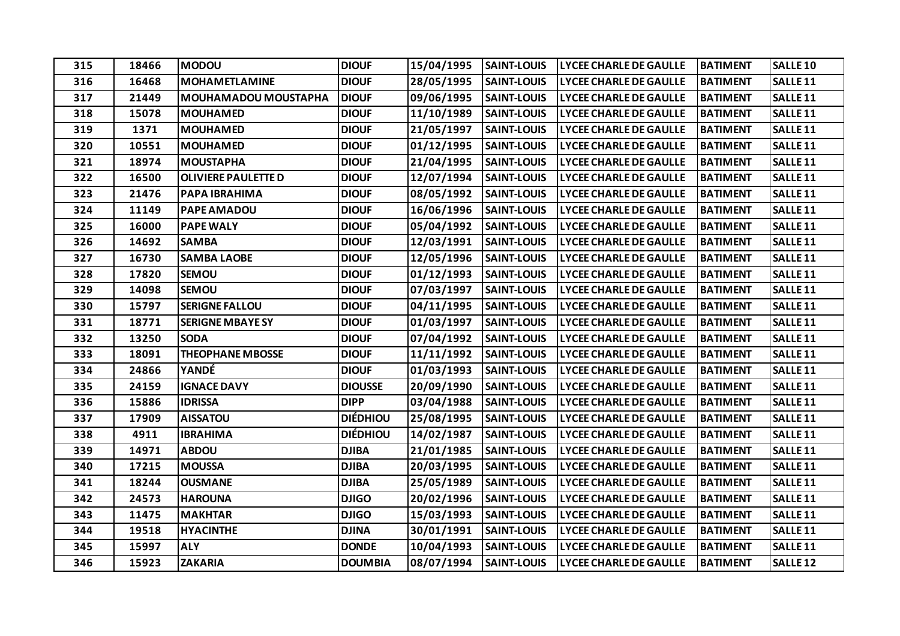| 315 | 18466 | MODOU | DIOUF | 15/04/1995 | SAINT-LOUIS | LYCEE CHARLE DE GAULLE | BATIMENT | SALLE 10 |
|---|---|---|---|---|---|---|---|---|
| 316 | 16468 | MOHAMETLAMINE | DIOUF | 28/05/1995 | SAINT-LOUIS | LYCEE CHARLE DE GAULLE | BATIMENT | SALLE 11 |
| 317 | 21449 | MOUHAMADOU MOUSTAPHA | DIOUF | 09/06/1995 | SAINT-LOUIS | LYCEE CHARLE DE GAULLE | BATIMENT | SALLE 11 |
| 318 | 15078 | MOUHAMED | DIOUF | 11/10/1989 | SAINT-LOUIS | LYCEE CHARLE DE GAULLE | BATIMENT | SALLE 11 |
| 319 | 1371 | MOUHAMED | DIOUF | 21/05/1997 | SAINT-LOUIS | LYCEE CHARLE DE GAULLE | BATIMENT | SALLE 11 |
| 320 | 10551 | MOUHAMED | DIOUF | 01/12/1995 | SAINT-LOUIS | LYCEE CHARLE DE GAULLE | BATIMENT | SALLE 11 |
| 321 | 18974 | MOUSTAPHA | DIOUF | 21/04/1995 | SAINT-LOUIS | LYCEE CHARLE DE GAULLE | BATIMENT | SALLE 11 |
| 322 | 16500 | OLIVIERE PAULETTE D | DIOUF | 12/07/1994 | SAINT-LOUIS | LYCEE CHARLE DE GAULLE | BATIMENT | SALLE 11 |
| 323 | 21476 | PAPA IBRAHIMA | DIOUF | 08/05/1992 | SAINT-LOUIS | LYCEE CHARLE DE GAULLE | BATIMENT | SALLE 11 |
| 324 | 11149 | PAPE AMADOU | DIOUF | 16/06/1996 | SAINT-LOUIS | LYCEE CHARLE DE GAULLE | BATIMENT | SALLE 11 |
| 325 | 16000 | PAPE WALY | DIOUF | 05/04/1992 | SAINT-LOUIS | LYCEE CHARLE DE GAULLE | BATIMENT | SALLE 11 |
| 326 | 14692 | SAMBA | DIOUF | 12/03/1991 | SAINT-LOUIS | LYCEE CHARLE DE GAULLE | BATIMENT | SALLE 11 |
| 327 | 16730 | SAMBA LAOBE | DIOUF | 12/05/1996 | SAINT-LOUIS | LYCEE CHARLE DE GAULLE | BATIMENT | SALLE 11 |
| 328 | 17820 | SEMOU | DIOUF | 01/12/1993 | SAINT-LOUIS | LYCEE CHARLE DE GAULLE | BATIMENT | SALLE 11 |
| 329 | 14098 | SEMOU | DIOUF | 07/03/1997 | SAINT-LOUIS | LYCEE CHARLE DE GAULLE | BATIMENT | SALLE 11 |
| 330 | 15797 | SERIGNE FALLOU | DIOUF | 04/11/1995 | SAINT-LOUIS | LYCEE CHARLE DE GAULLE | BATIMENT | SALLE 11 |
| 331 | 18771 | SERIGNE MBAYE SY | DIOUF | 01/03/1997 | SAINT-LOUIS | LYCEE CHARLE DE GAULLE | BATIMENT | SALLE 11 |
| 332 | 13250 | SODA | DIOUF | 07/04/1992 | SAINT-LOUIS | LYCEE CHARLE DE GAULLE | BATIMENT | SALLE 11 |
| 333 | 18091 | THEOPHANE MBOSSE | DIOUF | 11/11/1992 | SAINT-LOUIS | LYCEE CHARLE DE GAULLE | BATIMENT | SALLE 11 |
| 334 | 24866 | YANDÉ | DIOUF | 01/03/1993 | SAINT-LOUIS | LYCEE CHARLE DE GAULLE | BATIMENT | SALLE 11 |
| 335 | 24159 | IGNACE DAVY | DIOUSSE | 20/09/1990 | SAINT-LOUIS | LYCEE CHARLE DE GAULLE | BATIMENT | SALLE 11 |
| 336 | 15886 | IDRISSA | DIPP | 03/04/1988 | SAINT-LOUIS | LYCEE CHARLE DE GAULLE | BATIMENT | SALLE 11 |
| 337 | 17909 | AISSATOU | DIÉDHIOU | 25/08/1995 | SAINT-LOUIS | LYCEE CHARLE DE GAULLE | BATIMENT | SALLE 11 |
| 338 | 4911 | IBRAHIMA | DIÉDHIOU | 14/02/1987 | SAINT-LOUIS | LYCEE CHARLE DE GAULLE | BATIMENT | SALLE 11 |
| 339 | 14971 | ABDOU | DJIBA | 21/01/1985 | SAINT-LOUIS | LYCEE CHARLE DE GAULLE | BATIMENT | SALLE 11 |
| 340 | 17215 | MOUSSA | DJIBA | 20/03/1995 | SAINT-LOUIS | LYCEE CHARLE DE GAULLE | BATIMENT | SALLE 11 |
| 341 | 18244 | OUSMANE | DJIBA | 25/05/1989 | SAINT-LOUIS | LYCEE CHARLE DE GAULLE | BATIMENT | SALLE 11 |
| 342 | 24573 | HAROUNA | DJIGO | 20/02/1996 | SAINT-LOUIS | LYCEE CHARLE DE GAULLE | BATIMENT | SALLE 11 |
| 343 | 11475 | MAKHTAR | DJIGO | 15/03/1993 | SAINT-LOUIS | LYCEE CHARLE DE GAULLE | BATIMENT | SALLE 11 |
| 344 | 19518 | HYACINTHE | DJINA | 30/01/1991 | SAINT-LOUIS | LYCEE CHARLE DE GAULLE | BATIMENT | SALLE 11 |
| 345 | 15997 | ALY | DONDE | 10/04/1993 | SAINT-LOUIS | LYCEE CHARLE DE GAULLE | BATIMENT | SALLE 11 |
| 346 | 15923 | ZAKARIA | DOUMBIA | 08/07/1994 | SAINT-LOUIS | LYCEE CHARLE DE GAULLE | BATIMENT | SALLE 12 |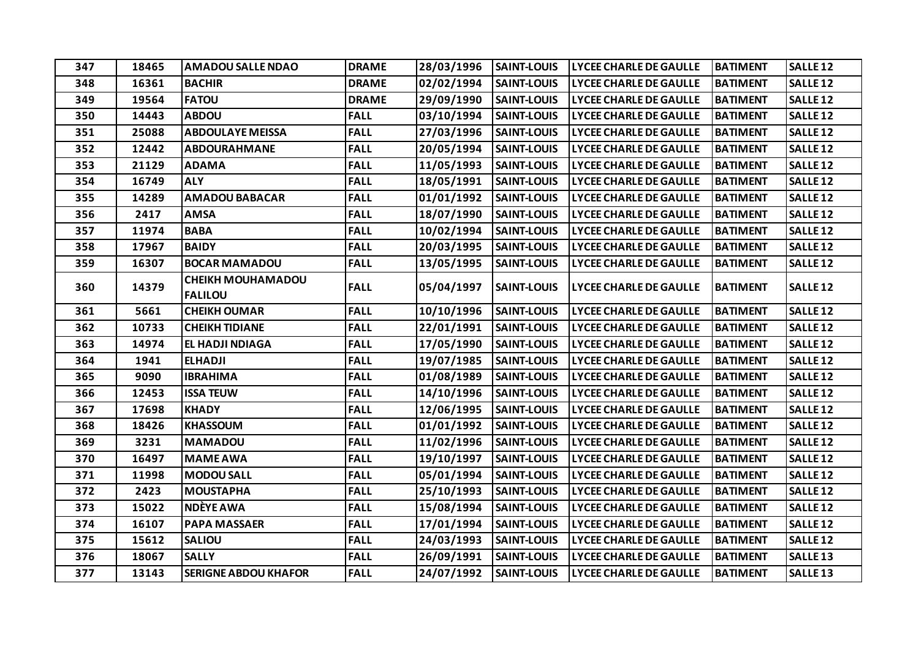| 347 | 18465 | AMADOU SALLE NDAO | DRAME | 28/03/1996 | SAINT-LOUIS | LYCEE CHARLE DE GAULLE | BATIMENT | SALLE 12 |
|---|---|---|---|---|---|---|---|---|
| 348 | 16361 | BACHIR | DRAME | 02/02/1994 | SAINT-LOUIS | LYCEE CHARLE DE GAULLE | BATIMENT | SALLE 12 |
| 349 | 19564 | FATOU | DRAME | 29/09/1990 | SAINT-LOUIS | LYCEE CHARLE DE GAULLE | BATIMENT | SALLE 12 |
| 350 | 14443 | ABDOU | FALL | 03/10/1994 | SAINT-LOUIS | LYCEE CHARLE DE GAULLE | BATIMENT | SALLE 12 |
| 351 | 25088 | ABDOULAYE MEISSA | FALL | 27/03/1996 | SAINT-LOUIS | LYCEE CHARLE DE GAULLE | BATIMENT | SALLE 12 |
| 352 | 12442 | ABDOURAHMANE | FALL | 20/05/1994 | SAINT-LOUIS | LYCEE CHARLE DE GAULLE | BATIMENT | SALLE 12 |
| 353 | 21129 | ADAMA | FALL | 11/05/1993 | SAINT-LOUIS | LYCEE CHARLE DE GAULLE | BATIMENT | SALLE 12 |
| 354 | 16749 | ALY | FALL | 18/05/1991 | SAINT-LOUIS | LYCEE CHARLE DE GAULLE | BATIMENT | SALLE 12 |
| 355 | 14289 | AMADOU BABACAR | FALL | 01/01/1992 | SAINT-LOUIS | LYCEE CHARLE DE GAULLE | BATIMENT | SALLE 12 |
| 356 | 2417 | AMSA | FALL | 18/07/1990 | SAINT-LOUIS | LYCEE CHARLE DE GAULLE | BATIMENT | SALLE 12 |
| 357 | 11974 | BABA | FALL | 10/02/1994 | SAINT-LOUIS | LYCEE CHARLE DE GAULLE | BATIMENT | SALLE 12 |
| 358 | 17967 | BAIDY | FALL | 20/03/1995 | SAINT-LOUIS | LYCEE CHARLE DE GAULLE | BATIMENT | SALLE 12 |
| 359 | 16307 | BOCAR MAMADOU | FALL | 13/05/1995 | SAINT-LOUIS | LYCEE CHARLE DE GAULLE | BATIMENT | SALLE 12 |
| 360 | 14379 | CHEIKH MOUHAMADOU FALILOU | FALL | 05/04/1997 | SAINT-LOUIS | LYCEE CHARLE DE GAULLE | BATIMENT | SALLE 12 |
| 361 | 5661 | CHEIKH OUMAR | FALL | 10/10/1996 | SAINT-LOUIS | LYCEE CHARLE DE GAULLE | BATIMENT | SALLE 12 |
| 362 | 10733 | CHEIKH TIDIANE | FALL | 22/01/1991 | SAINT-LOUIS | LYCEE CHARLE DE GAULLE | BATIMENT | SALLE 12 |
| 363 | 14974 | EL HADJI NDIAGA | FALL | 17/05/1990 | SAINT-LOUIS | LYCEE CHARLE DE GAULLE | BATIMENT | SALLE 12 |
| 364 | 1941 | ELHADJI | FALL | 19/07/1985 | SAINT-LOUIS | LYCEE CHARLE DE GAULLE | BATIMENT | SALLE 12 |
| 365 | 9090 | IBRAHIMA | FALL | 01/08/1989 | SAINT-LOUIS | LYCEE CHARLE DE GAULLE | BATIMENT | SALLE 12 |
| 366 | 12453 | ISSA TEUW | FALL | 14/10/1996 | SAINT-LOUIS | LYCEE CHARLE DE GAULLE | BATIMENT | SALLE 12 |
| 367 | 17698 | KHADY | FALL | 12/06/1995 | SAINT-LOUIS | LYCEE CHARLE DE GAULLE | BATIMENT | SALLE 12 |
| 368 | 18426 | KHASSOUM | FALL | 01/01/1992 | SAINT-LOUIS | LYCEE CHARLE DE GAULLE | BATIMENT | SALLE 12 |
| 369 | 3231 | MAMADOU | FALL | 11/02/1996 | SAINT-LOUIS | LYCEE CHARLE DE GAULLE | BATIMENT | SALLE 12 |
| 370 | 16497 | MAME AWA | FALL | 19/10/1997 | SAINT-LOUIS | LYCEE CHARLE DE GAULLE | BATIMENT | SALLE 12 |
| 371 | 11998 | MODOU SALL | FALL | 05/01/1994 | SAINT-LOUIS | LYCEE CHARLE DE GAULLE | BATIMENT | SALLE 12 |
| 372 | 2423 | MOUSTAPHA | FALL | 25/10/1993 | SAINT-LOUIS | LYCEE CHARLE DE GAULLE | BATIMENT | SALLE 12 |
| 373 | 15022 | NDÈYE AWA | FALL | 15/08/1994 | SAINT-LOUIS | LYCEE CHARLE DE GAULLE | BATIMENT | SALLE 12 |
| 374 | 16107 | PAPA MASSAER | FALL | 17/01/1994 | SAINT-LOUIS | LYCEE CHARLE DE GAULLE | BATIMENT | SALLE 12 |
| 375 | 15612 | SALIOU | FALL | 24/03/1993 | SAINT-LOUIS | LYCEE CHARLE DE GAULLE | BATIMENT | SALLE 12 |
| 376 | 18067 | SALLY | FALL | 26/09/1991 | SAINT-LOUIS | LYCEE CHARLE DE GAULLE | BATIMENT | SALLE 13 |
| 377 | 13143 | SERIGNE ABDOU KHAFOR | FALL | 24/07/1992 | SAINT-LOUIS | LYCEE CHARLE DE GAULLE | BATIMENT | SALLE 13 |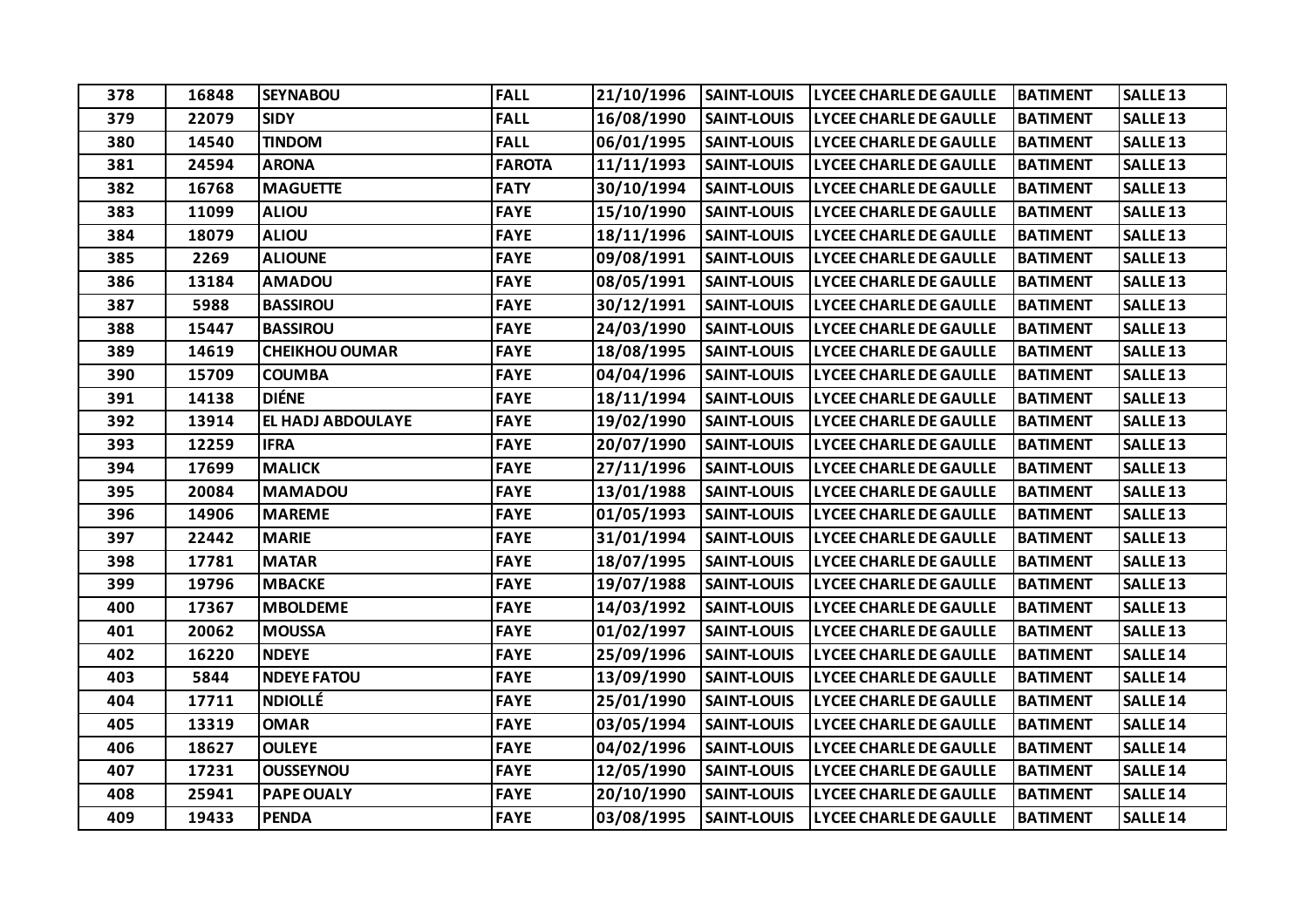| 378 | 16848 | SEYNABOU | FALL | 21/10/1996 | SAINT-LOUIS | LYCEE CHARLE DE GAULLE | BATIMENT | SALLE 13 |
|---|---|---|---|---|---|---|---|---|
| 379 | 22079 | SIDY | FALL | 16/08/1990 | SAINT-LOUIS | LYCEE CHARLE DE GAULLE | BATIMENT | SALLE 13 |
| 380 | 14540 | TINDOM | FALL | 06/01/1995 | SAINT-LOUIS | LYCEE CHARLE DE GAULLE | BATIMENT | SALLE 13 |
| 381 | 24594 | ARONA | FAROTA | 11/11/1993 | SAINT-LOUIS | LYCEE CHARLE DE GAULLE | BATIMENT | SALLE 13 |
| 382 | 16768 | MAGUETTE | FATY | 30/10/1994 | SAINT-LOUIS | LYCEE CHARLE DE GAULLE | BATIMENT | SALLE 13 |
| 383 | 11099 | ALIOU | FAYE | 15/10/1990 | SAINT-LOUIS | LYCEE CHARLE DE GAULLE | BATIMENT | SALLE 13 |
| 384 | 18079 | ALIOU | FAYE | 18/11/1996 | SAINT-LOUIS | LYCEE CHARLE DE GAULLE | BATIMENT | SALLE 13 |
| 385 | 2269 | ALIOUNE | FAYE | 09/08/1991 | SAINT-LOUIS | LYCEE CHARLE DE GAULLE | BATIMENT | SALLE 13 |
| 386 | 13184 | AMADOU | FAYE | 08/05/1991 | SAINT-LOUIS | LYCEE CHARLE DE GAULLE | BATIMENT | SALLE 13 |
| 387 | 5988 | BASSIROU | FAYE | 30/12/1991 | SAINT-LOUIS | LYCEE CHARLE DE GAULLE | BATIMENT | SALLE 13 |
| 388 | 15447 | BASSIROU | FAYE | 24/03/1990 | SAINT-LOUIS | LYCEE CHARLE DE GAULLE | BATIMENT | SALLE 13 |
| 389 | 14619 | CHEIKHOU OUMAR | FAYE | 18/08/1995 | SAINT-LOUIS | LYCEE CHARLE DE GAULLE | BATIMENT | SALLE 13 |
| 390 | 15709 | COUMBA | FAYE | 04/04/1996 | SAINT-LOUIS | LYCEE CHARLE DE GAULLE | BATIMENT | SALLE 13 |
| 391 | 14138 | DIÉNE | FAYE | 18/11/1994 | SAINT-LOUIS | LYCEE CHARLE DE GAULLE | BATIMENT | SALLE 13 |
| 392 | 13914 | EL HADJ ABDOULAYE | FAYE | 19/02/1990 | SAINT-LOUIS | LYCEE CHARLE DE GAULLE | BATIMENT | SALLE 13 |
| 393 | 12259 | IFRA | FAYE | 20/07/1990 | SAINT-LOUIS | LYCEE CHARLE DE GAULLE | BATIMENT | SALLE 13 |
| 394 | 17699 | MALICK | FAYE | 27/11/1996 | SAINT-LOUIS | LYCEE CHARLE DE GAULLE | BATIMENT | SALLE 13 |
| 395 | 20084 | MAMADOU | FAYE | 13/01/1988 | SAINT-LOUIS | LYCEE CHARLE DE GAULLE | BATIMENT | SALLE 13 |
| 396 | 14906 | MAREME | FAYE | 01/05/1993 | SAINT-LOUIS | LYCEE CHARLE DE GAULLE | BATIMENT | SALLE 13 |
| 397 | 22442 | MARIE | FAYE | 31/01/1994 | SAINT-LOUIS | LYCEE CHARLE DE GAULLE | BATIMENT | SALLE 13 |
| 398 | 17781 | MATAR | FAYE | 18/07/1995 | SAINT-LOUIS | LYCEE CHARLE DE GAULLE | BATIMENT | SALLE 13 |
| 399 | 19796 | MBACKE | FAYE | 19/07/1988 | SAINT-LOUIS | LYCEE CHARLE DE GAULLE | BATIMENT | SALLE 13 |
| 400 | 17367 | MBOLDEME | FAYE | 14/03/1992 | SAINT-LOUIS | LYCEE CHARLE DE GAULLE | BATIMENT | SALLE 13 |
| 401 | 20062 | MOUSSA | FAYE | 01/02/1997 | SAINT-LOUIS | LYCEE CHARLE DE GAULLE | BATIMENT | SALLE 13 |
| 402 | 16220 | NDEYE | FAYE | 25/09/1996 | SAINT-LOUIS | LYCEE CHARLE DE GAULLE | BATIMENT | SALLE 14 |
| 403 | 5844 | NDEYE FATOU | FAYE | 13/09/1990 | SAINT-LOUIS | LYCEE CHARLE DE GAULLE | BATIMENT | SALLE 14 |
| 404 | 17711 | NDIOLLÉ | FAYE | 25/01/1990 | SAINT-LOUIS | LYCEE CHARLE DE GAULLE | BATIMENT | SALLE 14 |
| 405 | 13319 | OMAR | FAYE | 03/05/1994 | SAINT-LOUIS | LYCEE CHARLE DE GAULLE | BATIMENT | SALLE 14 |
| 406 | 18627 | OULEYE | FAYE | 04/02/1996 | SAINT-LOUIS | LYCEE CHARLE DE GAULLE | BATIMENT | SALLE 14 |
| 407 | 17231 | OUSSEYNOU | FAYE | 12/05/1990 | SAINT-LOUIS | LYCEE CHARLE DE GAULLE | BATIMENT | SALLE 14 |
| 408 | 25941 | PAPE OUALY | FAYE | 20/10/1990 | SAINT-LOUIS | LYCEE CHARLE DE GAULLE | BATIMENT | SALLE 14 |
| 409 | 19433 | PENDA | FAYE | 03/08/1995 | SAINT-LOUIS | LYCEE CHARLE DE GAULLE | BATIMENT | SALLE 14 |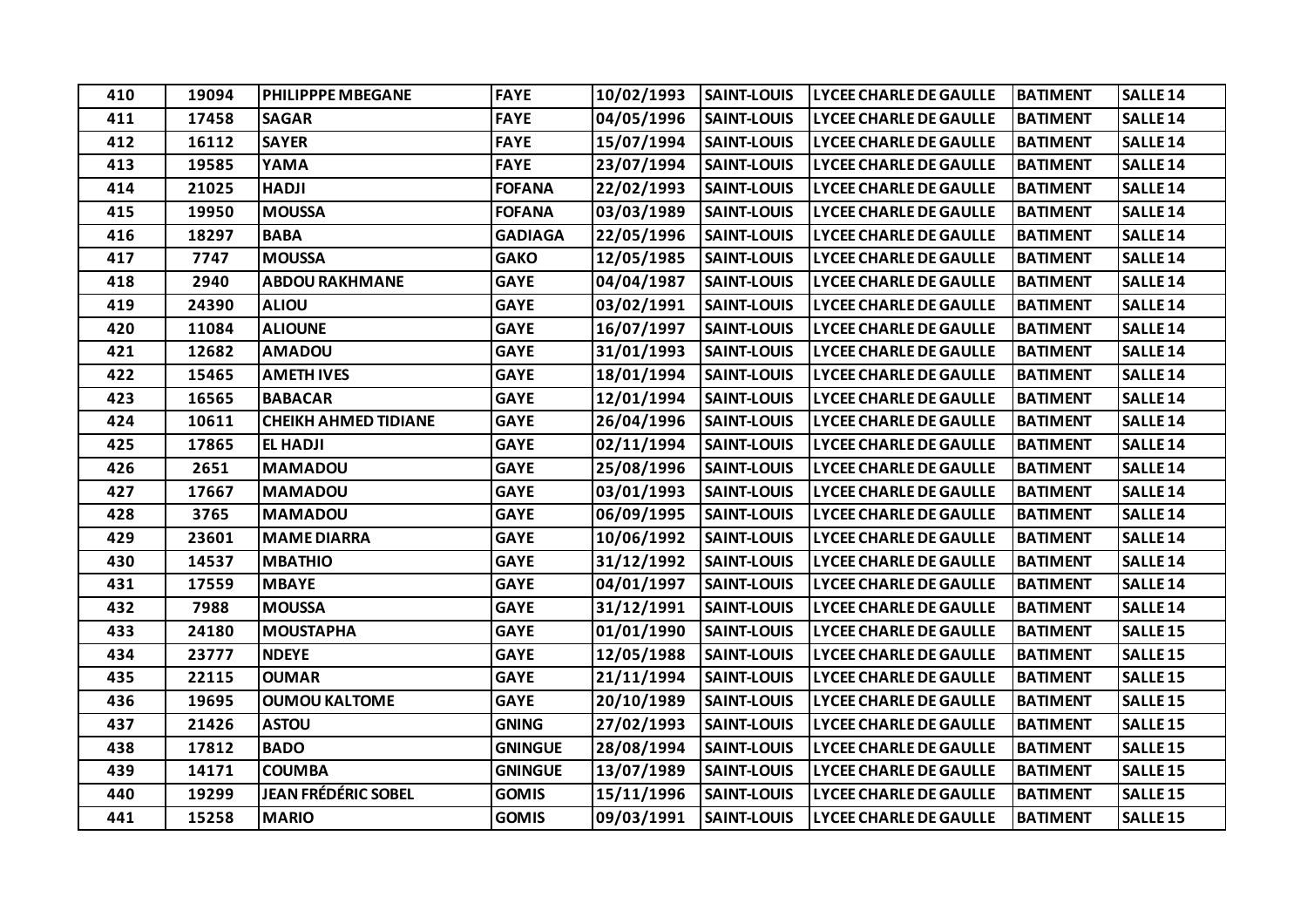| 410 | 19094 | PHILIPPPE MBEGANE | FAYE | 10/02/1993 | SAINT-LOUIS | LYCEE CHARLE DE GAULLE | BATIMENT | SALLE 14 |
|---|---|---|---|---|---|---|---|---|
| 411 | 17458 | SAGAR | FAYE | 04/05/1996 | SAINT-LOUIS | LYCEE CHARLE DE GAULLE | BATIMENT | SALLE 14 |
| 412 | 16112 | SAYER | FAYE | 15/07/1994 | SAINT-LOUIS | LYCEE CHARLE DE GAULLE | BATIMENT | SALLE 14 |
| 413 | 19585 | YAMA | FAYE | 23/07/1994 | SAINT-LOUIS | LYCEE CHARLE DE GAULLE | BATIMENT | SALLE 14 |
| 414 | 21025 | HADJI | FOFANA | 22/02/1993 | SAINT-LOUIS | LYCEE CHARLE DE GAULLE | BATIMENT | SALLE 14 |
| 415 | 19950 | MOUSSA | FOFANA | 03/03/1989 | SAINT-LOUIS | LYCEE CHARLE DE GAULLE | BATIMENT | SALLE 14 |
| 416 | 18297 | BABA | GADIAGA | 22/05/1996 | SAINT-LOUIS | LYCEE CHARLE DE GAULLE | BATIMENT | SALLE 14 |
| 417 | 7747 | MOUSSA | GAKO | 12/05/1985 | SAINT-LOUIS | LYCEE CHARLE DE GAULLE | BATIMENT | SALLE 14 |
| 418 | 2940 | ABDOU RAKHMANE | GAYE | 04/04/1987 | SAINT-LOUIS | LYCEE CHARLE DE GAULLE | BATIMENT | SALLE 14 |
| 419 | 24390 | ALIOU | GAYE | 03/02/1991 | SAINT-LOUIS | LYCEE CHARLE DE GAULLE | BATIMENT | SALLE 14 |
| 420 | 11084 | ALIOUNE | GAYE | 16/07/1997 | SAINT-LOUIS | LYCEE CHARLE DE GAULLE | BATIMENT | SALLE 14 |
| 421 | 12682 | AMADOU | GAYE | 31/01/1993 | SAINT-LOUIS | LYCEE CHARLE DE GAULLE | BATIMENT | SALLE 14 |
| 422 | 15465 | AMETH IVES | GAYE | 18/01/1994 | SAINT-LOUIS | LYCEE CHARLE DE GAULLE | BATIMENT | SALLE 14 |
| 423 | 16565 | BABACAR | GAYE | 12/01/1994 | SAINT-LOUIS | LYCEE CHARLE DE GAULLE | BATIMENT | SALLE 14 |
| 424 | 10611 | CHEIKH AHMED TIDIANE | GAYE | 26/04/1996 | SAINT-LOUIS | LYCEE CHARLE DE GAULLE | BATIMENT | SALLE 14 |
| 425 | 17865 | EL HADJI | GAYE | 02/11/1994 | SAINT-LOUIS | LYCEE CHARLE DE GAULLE | BATIMENT | SALLE 14 |
| 426 | 2651 | MAMADOU | GAYE | 25/08/1996 | SAINT-LOUIS | LYCEE CHARLE DE GAULLE | BATIMENT | SALLE 14 |
| 427 | 17667 | MAMADOU | GAYE | 03/01/1993 | SAINT-LOUIS | LYCEE CHARLE DE GAULLE | BATIMENT | SALLE 14 |
| 428 | 3765 | MAMADOU | GAYE | 06/09/1995 | SAINT-LOUIS | LYCEE CHARLE DE GAULLE | BATIMENT | SALLE 14 |
| 429 | 23601 | MAME DIARRA | GAYE | 10/06/1992 | SAINT-LOUIS | LYCEE CHARLE DE GAULLE | BATIMENT | SALLE 14 |
| 430 | 14537 | MBATHIO | GAYE | 31/12/1992 | SAINT-LOUIS | LYCEE CHARLE DE GAULLE | BATIMENT | SALLE 14 |
| 431 | 17559 | MBAYE | GAYE | 04/01/1997 | SAINT-LOUIS | LYCEE CHARLE DE GAULLE | BATIMENT | SALLE 14 |
| 432 | 7988 | MOUSSA | GAYE | 31/12/1991 | SAINT-LOUIS | LYCEE CHARLE DE GAULLE | BATIMENT | SALLE 14 |
| 433 | 24180 | MOUSTAPHA | GAYE | 01/01/1990 | SAINT-LOUIS | LYCEE CHARLE DE GAULLE | BATIMENT | SALLE 15 |
| 434 | 23777 | NDEYE | GAYE | 12/05/1988 | SAINT-LOUIS | LYCEE CHARLE DE GAULLE | BATIMENT | SALLE 15 |
| 435 | 22115 | OUMAR | GAYE | 21/11/1994 | SAINT-LOUIS | LYCEE CHARLE DE GAULLE | BATIMENT | SALLE 15 |
| 436 | 19695 | OUMOU KALTOME | GAYE | 20/10/1989 | SAINT-LOUIS | LYCEE CHARLE DE GAULLE | BATIMENT | SALLE 15 |
| 437 | 21426 | ASTOU | GNING | 27/02/1993 | SAINT-LOUIS | LYCEE CHARLE DE GAULLE | BATIMENT | SALLE 15 |
| 438 | 17812 | BADO | GNINGUE | 28/08/1994 | SAINT-LOUIS | LYCEE CHARLE DE GAULLE | BATIMENT | SALLE 15 |
| 439 | 14171 | COUMBA | GNINGUE | 13/07/1989 | SAINT-LOUIS | LYCEE CHARLE DE GAULLE | BATIMENT | SALLE 15 |
| 440 | 19299 | JEAN FRÉDÉRIC SOBEL | GOMIS | 15/11/1996 | SAINT-LOUIS | LYCEE CHARLE DE GAULLE | BATIMENT | SALLE 15 |
| 441 | 15258 | MARIO | GOMIS | 09/03/1991 | SAINT-LOUIS | LYCEE CHARLE DE GAULLE | BATIMENT | SALLE 15 |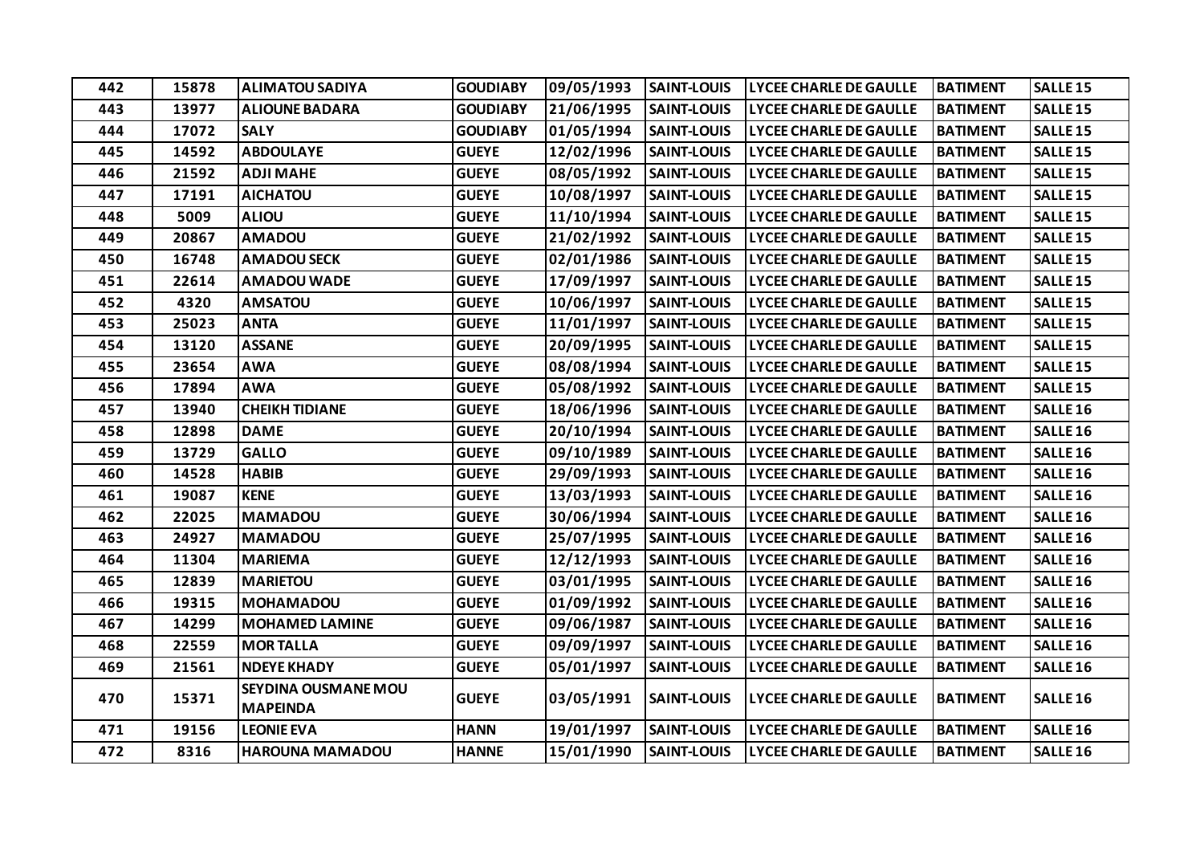| 442 | 15878 | ALIMATOU SADIYA | GOUDIABY | 09/05/1993 | SAINT-LOUIS | LYCEE CHARLE DE GAULLE | BATIMENT | SALLE 15 |
|---|---|---|---|---|---|---|---|---|
| 443 | 13977 | ALIOUNE BADARA | GOUDIABY | 21/06/1995 | SAINT-LOUIS | LYCEE CHARLE DE GAULLE | BATIMENT | SALLE 15 |
| 444 | 17072 | SALY | GOUDIABY | 01/05/1994 | SAINT-LOUIS | LYCEE CHARLE DE GAULLE | BATIMENT | SALLE 15 |
| 445 | 14592 | ABDOULAYE | GUEYE | 12/02/1996 | SAINT-LOUIS | LYCEE CHARLE DE GAULLE | BATIMENT | SALLE 15 |
| 446 | 21592 | ADJI MAHE | GUEYE | 08/05/1992 | SAINT-LOUIS | LYCEE CHARLE DE GAULLE | BATIMENT | SALLE 15 |
| 447 | 17191 | AICHATOU | GUEYE | 10/08/1997 | SAINT-LOUIS | LYCEE CHARLE DE GAULLE | BATIMENT | SALLE 15 |
| 448 | 5009 | ALIOU | GUEYE | 11/10/1994 | SAINT-LOUIS | LYCEE CHARLE DE GAULLE | BATIMENT | SALLE 15 |
| 449 | 20867 | AMADOU | GUEYE | 21/02/1992 | SAINT-LOUIS | LYCEE CHARLE DE GAULLE | BATIMENT | SALLE 15 |
| 450 | 16748 | AMADOU SECK | GUEYE | 02/01/1986 | SAINT-LOUIS | LYCEE CHARLE DE GAULLE | BATIMENT | SALLE 15 |
| 451 | 22614 | AMADOU WADE | GUEYE | 17/09/1997 | SAINT-LOUIS | LYCEE CHARLE DE GAULLE | BATIMENT | SALLE 15 |
| 452 | 4320 | AMSATOU | GUEYE | 10/06/1997 | SAINT-LOUIS | LYCEE CHARLE DE GAULLE | BATIMENT | SALLE 15 |
| 453 | 25023 | ANTA | GUEYE | 11/01/1997 | SAINT-LOUIS | LYCEE CHARLE DE GAULLE | BATIMENT | SALLE 15 |
| 454 | 13120 | ASSANE | GUEYE | 20/09/1995 | SAINT-LOUIS | LYCEE CHARLE DE GAULLE | BATIMENT | SALLE 15 |
| 455 | 23654 | AWA | GUEYE | 08/08/1994 | SAINT-LOUIS | LYCEE CHARLE DE GAULLE | BATIMENT | SALLE 15 |
| 456 | 17894 | AWA | GUEYE | 05/08/1992 | SAINT-LOUIS | LYCEE CHARLE DE GAULLE | BATIMENT | SALLE 15 |
| 457 | 13940 | CHEIKH TIDIANE | GUEYE | 18/06/1996 | SAINT-LOUIS | LYCEE CHARLE DE GAULLE | BATIMENT | SALLE 16 |
| 458 | 12898 | DAME | GUEYE | 20/10/1994 | SAINT-LOUIS | LYCEE CHARLE DE GAULLE | BATIMENT | SALLE 16 |
| 459 | 13729 | GALLO | GUEYE | 09/10/1989 | SAINT-LOUIS | LYCEE CHARLE DE GAULLE | BATIMENT | SALLE 16 |
| 460 | 14528 | HABIB | GUEYE | 29/09/1993 | SAINT-LOUIS | LYCEE CHARLE DE GAULLE | BATIMENT | SALLE 16 |
| 461 | 19087 | KENE | GUEYE | 13/03/1993 | SAINT-LOUIS | LYCEE CHARLE DE GAULLE | BATIMENT | SALLE 16 |
| 462 | 22025 | MAMADOU | GUEYE | 30/06/1994 | SAINT-LOUIS | LYCEE CHARLE DE GAULLE | BATIMENT | SALLE 16 |
| 463 | 24927 | MAMADOU | GUEYE | 25/07/1995 | SAINT-LOUIS | LYCEE CHARLE DE GAULLE | BATIMENT | SALLE 16 |
| 464 | 11304 | MARIEMA | GUEYE | 12/12/1993 | SAINT-LOUIS | LYCEE CHARLE DE GAULLE | BATIMENT | SALLE 16 |
| 465 | 12839 | MARIETOU | GUEYE | 03/01/1995 | SAINT-LOUIS | LYCEE CHARLE DE GAULLE | BATIMENT | SALLE 16 |
| 466 | 19315 | MOHAMADOU | GUEYE | 01/09/1992 | SAINT-LOUIS | LYCEE CHARLE DE GAULLE | BATIMENT | SALLE 16 |
| 467 | 14299 | MOHAMED LAMINE | GUEYE | 09/06/1987 | SAINT-LOUIS | LYCEE CHARLE DE GAULLE | BATIMENT | SALLE 16 |
| 468 | 22559 | MOR TALLA | GUEYE | 09/09/1997 | SAINT-LOUIS | LYCEE CHARLE DE GAULLE | BATIMENT | SALLE 16 |
| 469 | 21561 | NDEYE KHADY | GUEYE | 05/01/1997 | SAINT-LOUIS | LYCEE CHARLE DE GAULLE | BATIMENT | SALLE 16 |
| 470 | 15371 | SEYDINA OUSMANE MOU MAPEINDA | GUEYE | 03/05/1991 | SAINT-LOUIS | LYCEE CHARLE DE GAULLE | BATIMENT | SALLE 16 |
| 471 | 19156 | LEONIE EVA | HANN | 19/01/1997 | SAINT-LOUIS | LYCEE CHARLE DE GAULLE | BATIMENT | SALLE 16 |
| 472 | 8316 | HAROUNA MAMADOU | HANNE | 15/01/1990 | SAINT-LOUIS | LYCEE CHARLE DE GAULLE | BATIMENT | SALLE 16 |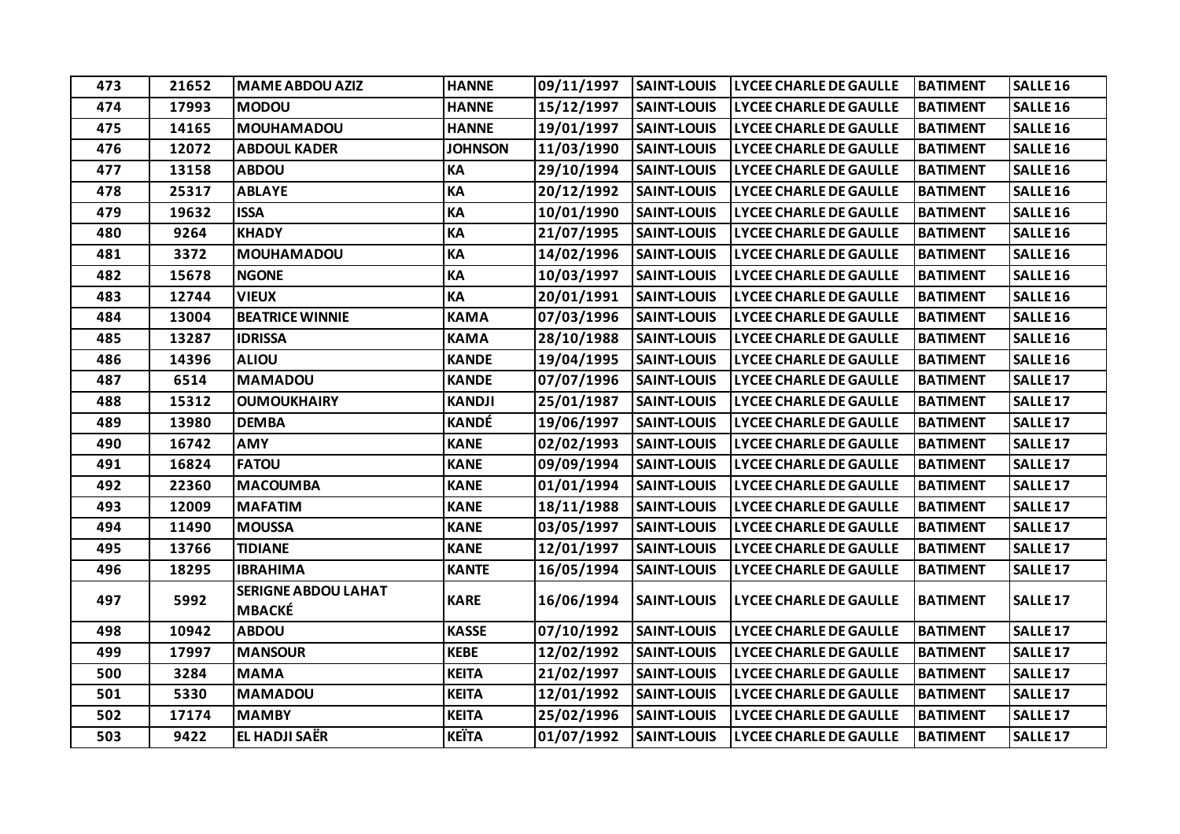| 473 | 21652 | MAME ABDOU AZIZ | HANNE | 09/11/1997 | SAINT-LOUIS | LYCEE CHARLE DE GAULLE | BATIMENT | SALLE 16 |
|---|---|---|---|---|---|---|---|---|
| 474 | 17993 | MODOU | HANNE | 15/12/1997 | SAINT-LOUIS | LYCEE CHARLE DE GAULLE | BATIMENT | SALLE 16 |
| 475 | 14165 | MOUHAMADOU | HANNE | 19/01/1997 | SAINT-LOUIS | LYCEE CHARLE DE GAULLE | BATIMENT | SALLE 16 |
| 476 | 12072 | ABDOUL KADER | JOHNSON | 11/03/1990 | SAINT-LOUIS | LYCEE CHARLE DE GAULLE | BATIMENT | SALLE 16 |
| 477 | 13158 | ABDOU | KA | 29/10/1994 | SAINT-LOUIS | LYCEE CHARLE DE GAULLE | BATIMENT | SALLE 16 |
| 478 | 25317 | ABLAYE | KA | 20/12/1992 | SAINT-LOUIS | LYCEE CHARLE DE GAULLE | BATIMENT | SALLE 16 |
| 479 | 19632 | ISSA | KA | 10/01/1990 | SAINT-LOUIS | LYCEE CHARLE DE GAULLE | BATIMENT | SALLE 16 |
| 480 | 9264 | KHADY | KA | 21/07/1995 | SAINT-LOUIS | LYCEE CHARLE DE GAULLE | BATIMENT | SALLE 16 |
| 481 | 3372 | MOUHAMADOU | KA | 14/02/1996 | SAINT-LOUIS | LYCEE CHARLE DE GAULLE | BATIMENT | SALLE 16 |
| 482 | 15678 | NGONE | KA | 10/03/1997 | SAINT-LOUIS | LYCEE CHARLE DE GAULLE | BATIMENT | SALLE 16 |
| 483 | 12744 | VIEUX | KA | 20/01/1991 | SAINT-LOUIS | LYCEE CHARLE DE GAULLE | BATIMENT | SALLE 16 |
| 484 | 13004 | BEATRICE WINNIE | KAMA | 07/03/1996 | SAINT-LOUIS | LYCEE CHARLE DE GAULLE | BATIMENT | SALLE 16 |
| 485 | 13287 | IDRISSA | KAMA | 28/10/1988 | SAINT-LOUIS | LYCEE CHARLE DE GAULLE | BATIMENT | SALLE 16 |
| 486 | 14396 | ALIOU | KANDE | 19/04/1995 | SAINT-LOUIS | LYCEE CHARLE DE GAULLE | BATIMENT | SALLE 16 |
| 487 | 6514 | MAMADOU | KANDE | 07/07/1996 | SAINT-LOUIS | LYCEE CHARLE DE GAULLE | BATIMENT | SALLE 17 |
| 488 | 15312 | OUMOUKHAIRY | KANDJI | 25/01/1987 | SAINT-LOUIS | LYCEE CHARLE DE GAULLE | BATIMENT | SALLE 17 |
| 489 | 13980 | DEMBA | KANDÉ | 19/06/1997 | SAINT-LOUIS | LYCEE CHARLE DE GAULLE | BATIMENT | SALLE 17 |
| 490 | 16742 | AMY | KANE | 02/02/1993 | SAINT-LOUIS | LYCEE CHARLE DE GAULLE | BATIMENT | SALLE 17 |
| 491 | 16824 | FATOU | KANE | 09/09/1994 | SAINT-LOUIS | LYCEE CHARLE DE GAULLE | BATIMENT | SALLE 17 |
| 492 | 22360 | MACOUMBA | KANE | 01/01/1994 | SAINT-LOUIS | LYCEE CHARLE DE GAULLE | BATIMENT | SALLE 17 |
| 493 | 12009 | MAFATIM | KANE | 18/11/1988 | SAINT-LOUIS | LYCEE CHARLE DE GAULLE | BATIMENT | SALLE 17 |
| 494 | 11490 | MOUSSA | KANE | 03/05/1997 | SAINT-LOUIS | LYCEE CHARLE DE GAULLE | BATIMENT | SALLE 17 |
| 495 | 13766 | TIDIANE | KANE | 12/01/1997 | SAINT-LOUIS | LYCEE CHARLE DE GAULLE | BATIMENT | SALLE 17 |
| 496 | 18295 | IBRAHIMA | KANTE | 16/05/1994 | SAINT-LOUIS | LYCEE CHARLE DE GAULLE | BATIMENT | SALLE 17 |
| 497 | 5992 | SERIGNE ABDOU LAHAT MBACKÉ | KARE | 16/06/1994 | SAINT-LOUIS | LYCEE CHARLE DE GAULLE | BATIMENT | SALLE 17 |
| 498 | 10942 | ABDOU | KASSE | 07/10/1992 | SAINT-LOUIS | LYCEE CHARLE DE GAULLE | BATIMENT | SALLE 17 |
| 499 | 17997 | MANSOUR | KEBE | 12/02/1992 | SAINT-LOUIS | LYCEE CHARLE DE GAULLE | BATIMENT | SALLE 17 |
| 500 | 3284 | MAMA | KEITA | 21/02/1997 | SAINT-LOUIS | LYCEE CHARLE DE GAULLE | BATIMENT | SALLE 17 |
| 501 | 5330 | MAMADOU | KEITA | 12/01/1992 | SAINT-LOUIS | LYCEE CHARLE DE GAULLE | BATIMENT | SALLE 17 |
| 502 | 17174 | MAMBY | KEITA | 25/02/1996 | SAINT-LOUIS | LYCEE CHARLE DE GAULLE | BATIMENT | SALLE 17 |
| 503 | 9422 | EL HADJI SAËR | KEÏTA | 01/07/1992 | SAINT-LOUIS | LYCEE CHARLE DE GAULLE | BATIMENT | SALLE 17 |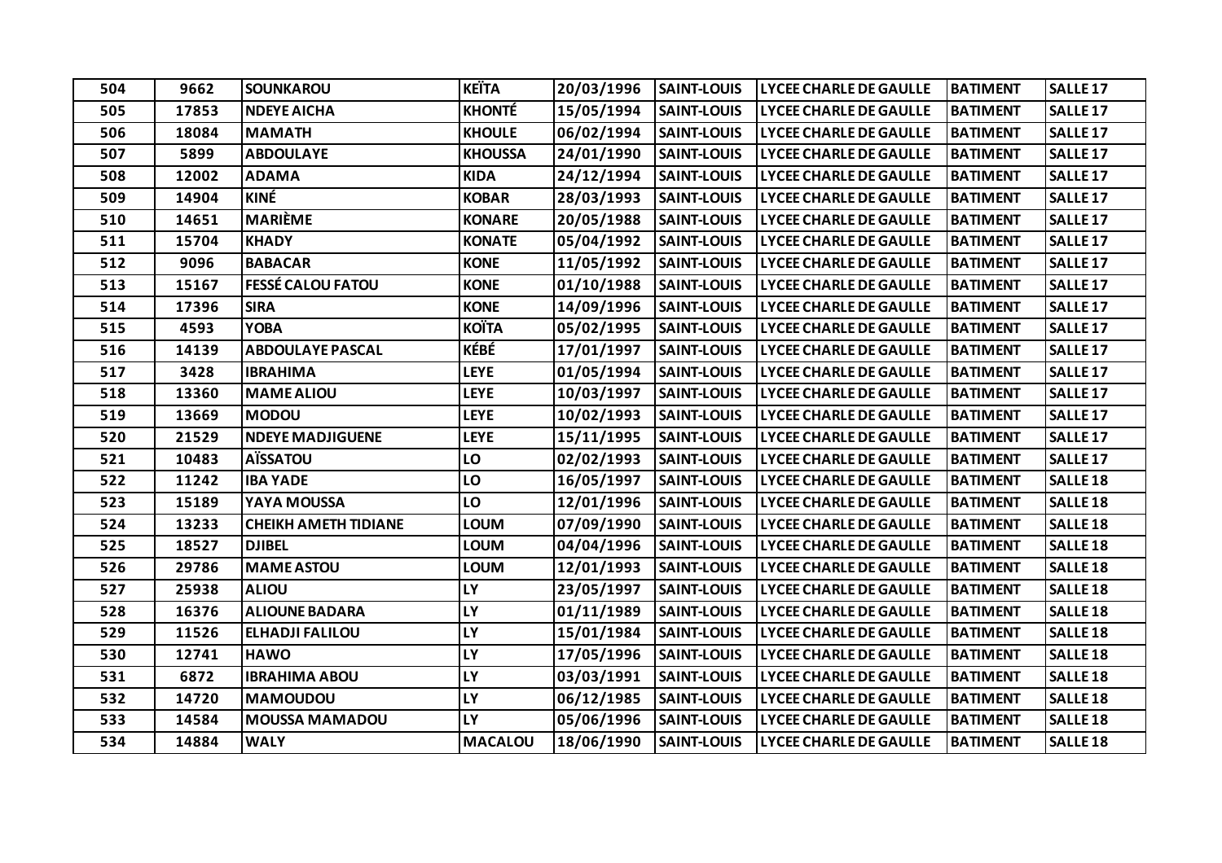| 504 | 9662 | SOUNKAROU | KEÏTA | 20/03/1996 | SAINT-LOUIS | LYCEE CHARLE DE GAULLE | BATIMENT | SALLE 17 |
|---|---|---|---|---|---|---|---|---|
| 505 | 17853 | NDEYE AICHA | KHONTÉ | 15/05/1994 | SAINT-LOUIS | LYCEE CHARLE DE GAULLE | BATIMENT | SALLE 17 |
| 506 | 18084 | MAMATH | KHOULE | 06/02/1994 | SAINT-LOUIS | LYCEE CHARLE DE GAULLE | BATIMENT | SALLE 17 |
| 507 | 5899 | ABDOULAYE | KHOUSSA | 24/01/1990 | SAINT-LOUIS | LYCEE CHARLE DE GAULLE | BATIMENT | SALLE 17 |
| 508 | 12002 | ADAMA | KIDA | 24/12/1994 | SAINT-LOUIS | LYCEE CHARLE DE GAULLE | BATIMENT | SALLE 17 |
| 509 | 14904 | KINÉ | KOBAR | 28/03/1993 | SAINT-LOUIS | LYCEE CHARLE DE GAULLE | BATIMENT | SALLE 17 |
| 510 | 14651 | MARIÈME | KONARE | 20/05/1988 | SAINT-LOUIS | LYCEE CHARLE DE GAULLE | BATIMENT | SALLE 17 |
| 511 | 15704 | KHADY | KONATE | 05/04/1992 | SAINT-LOUIS | LYCEE CHARLE DE GAULLE | BATIMENT | SALLE 17 |
| 512 | 9096 | BABACAR | KONE | 11/05/1992 | SAINT-LOUIS | LYCEE CHARLE DE GAULLE | BATIMENT | SALLE 17 |
| 513 | 15167 | FESSÉ CALOU FATOU | KONE | 01/10/1988 | SAINT-LOUIS | LYCEE CHARLE DE GAULLE | BATIMENT | SALLE 17 |
| 514 | 17396 | SIRA | KONE | 14/09/1996 | SAINT-LOUIS | LYCEE CHARLE DE GAULLE | BATIMENT | SALLE 17 |
| 515 | 4593 | YOBA | KOÏTA | 05/02/1995 | SAINT-LOUIS | LYCEE CHARLE DE GAULLE | BATIMENT | SALLE 17 |
| 516 | 14139 | ABDOULAYE PASCAL | KÉBÉ | 17/01/1997 | SAINT-LOUIS | LYCEE CHARLE DE GAULLE | BATIMENT | SALLE 17 |
| 517 | 3428 | IBRAHIMA | LEYE | 01/05/1994 | SAINT-LOUIS | LYCEE CHARLE DE GAULLE | BATIMENT | SALLE 17 |
| 518 | 13360 | MAME ALIOU | LEYE | 10/03/1997 | SAINT-LOUIS | LYCEE CHARLE DE GAULLE | BATIMENT | SALLE 17 |
| 519 | 13669 | MODOU | LEYE | 10/02/1993 | SAINT-LOUIS | LYCEE CHARLE DE GAULLE | BATIMENT | SALLE 17 |
| 520 | 21529 | NDEYE MADJIGUENE | LEYE | 15/11/1995 | SAINT-LOUIS | LYCEE CHARLE DE GAULLE | BATIMENT | SALLE 17 |
| 521 | 10483 | AÏSSATOU | LO | 02/02/1993 | SAINT-LOUIS | LYCEE CHARLE DE GAULLE | BATIMENT | SALLE 17 |
| 522 | 11242 | IBA YADE | LO | 16/05/1997 | SAINT-LOUIS | LYCEE CHARLE DE GAULLE | BATIMENT | SALLE 18 |
| 523 | 15189 | YAYA MOUSSA | LO | 12/01/1996 | SAINT-LOUIS | LYCEE CHARLE DE GAULLE | BATIMENT | SALLE 18 |
| 524 | 13233 | CHEIKH AMETH TIDIANE | LOUM | 07/09/1990 | SAINT-LOUIS | LYCEE CHARLE DE GAULLE | BATIMENT | SALLE 18 |
| 525 | 18527 | DJIBEL | LOUM | 04/04/1996 | SAINT-LOUIS | LYCEE CHARLE DE GAULLE | BATIMENT | SALLE 18 |
| 526 | 29786 | MAME ASTOU | LOUM | 12/01/1993 | SAINT-LOUIS | LYCEE CHARLE DE GAULLE | BATIMENT | SALLE 18 |
| 527 | 25938 | ALIOU | LY | 23/05/1997 | SAINT-LOUIS | LYCEE CHARLE DE GAULLE | BATIMENT | SALLE 18 |
| 528 | 16376 | ALIOUNE BADARA | LY | 01/11/1989 | SAINT-LOUIS | LYCEE CHARLE DE GAULLE | BATIMENT | SALLE 18 |
| 529 | 11526 | ELHADJI FALILOU | LY | 15/01/1984 | SAINT-LOUIS | LYCEE CHARLE DE GAULLE | BATIMENT | SALLE 18 |
| 530 | 12741 | HAWO | LY | 17/05/1996 | SAINT-LOUIS | LYCEE CHARLE DE GAULLE | BATIMENT | SALLE 18 |
| 531 | 6872 | IBRAHIMA ABOU | LY | 03/03/1991 | SAINT-LOUIS | LYCEE CHARLE DE GAULLE | BATIMENT | SALLE 18 |
| 532 | 14720 | MAMOUDOU | LY | 06/12/1985 | SAINT-LOUIS | LYCEE CHARLE DE GAULLE | BATIMENT | SALLE 18 |
| 533 | 14584 | MOUSSA MAMADOU | LY | 05/06/1996 | SAINT-LOUIS | LYCEE CHARLE DE GAULLE | BATIMENT | SALLE 18 |
| 534 | 14884 | WALY | MACALOU | 18/06/1990 | SAINT-LOUIS | LYCEE CHARLE DE GAULLE | BATIMENT | SALLE 18 |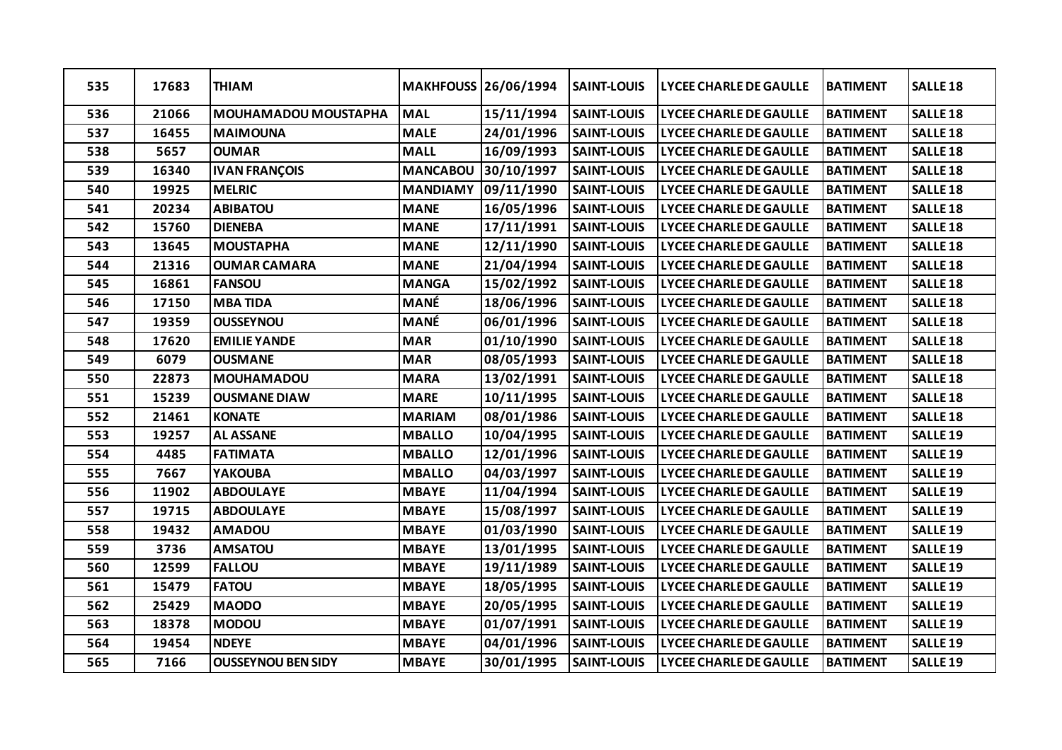| 535 | 17683 | THIAM | MAKHFOUSS | 26/06/1994 | SAINT-LOUIS | LYCEE CHARLE DE GAULLE | BATIMENT | SALLE 18 |
|---|---|---|---|---|---|---|---|---|
| 536 | 21066 | MOUHAMADOU MOUSTAPHA | MAL | 15/11/1994 | SAINT-LOUIS | LYCEE CHARLE DE GAULLE | BATIMENT | SALLE 18 |
| 537 | 16455 | MAIMOUNA | MALE | 24/01/1996 | SAINT-LOUIS | LYCEE CHARLE DE GAULLE | BATIMENT | SALLE 18 |
| 538 | 5657 | OUMAR | MALL | 16/09/1993 | SAINT-LOUIS | LYCEE CHARLE DE GAULLE | BATIMENT | SALLE 18 |
| 539 | 16340 | IVAN FRANÇOIS | MANCABOU | 30/10/1997 | SAINT-LOUIS | LYCEE CHARLE DE GAULLE | BATIMENT | SALLE 18 |
| 540 | 19925 | MELRIC | MANDIAMY | 09/11/1990 | SAINT-LOUIS | LYCEE CHARLE DE GAULLE | BATIMENT | SALLE 18 |
| 541 | 20234 | ABIBATOU | MANE | 16/05/1996 | SAINT-LOUIS | LYCEE CHARLE DE GAULLE | BATIMENT | SALLE 18 |
| 542 | 15760 | DIENEBA | MANE | 17/11/1991 | SAINT-LOUIS | LYCEE CHARLE DE GAULLE | BATIMENT | SALLE 18 |
| 543 | 13645 | MOUSTAPHA | MANE | 12/11/1990 | SAINT-LOUIS | LYCEE CHARLE DE GAULLE | BATIMENT | SALLE 18 |
| 544 | 21316 | OUMAR CAMARA | MANE | 21/04/1994 | SAINT-LOUIS | LYCEE CHARLE DE GAULLE | BATIMENT | SALLE 18 |
| 545 | 16861 | FANSOU | MANGA | 15/02/1992 | SAINT-LOUIS | LYCEE CHARLE DE GAULLE | BATIMENT | SALLE 18 |
| 546 | 17150 | MBA TIDA | MANÉ | 18/06/1996 | SAINT-LOUIS | LYCEE CHARLE DE GAULLE | BATIMENT | SALLE 18 |
| 547 | 19359 | OUSSEYNOU | MANÉ | 06/01/1996 | SAINT-LOUIS | LYCEE CHARLE DE GAULLE | BATIMENT | SALLE 18 |
| 548 | 17620 | EMILIE YANDE | MAR | 01/10/1990 | SAINT-LOUIS | LYCEE CHARLE DE GAULLE | BATIMENT | SALLE 18 |
| 549 | 6079 | OUSMANE | MAR | 08/05/1993 | SAINT-LOUIS | LYCEE CHARLE DE GAULLE | BATIMENT | SALLE 18 |
| 550 | 22873 | MOUHAMADOU | MARA | 13/02/1991 | SAINT-LOUIS | LYCEE CHARLE DE GAULLE | BATIMENT | SALLE 18 |
| 551 | 15239 | OUSMANE DIAW | MARE | 10/11/1995 | SAINT-LOUIS | LYCEE CHARLE DE GAULLE | BATIMENT | SALLE 18 |
| 552 | 21461 | KONATE | MARIAM | 08/01/1986 | SAINT-LOUIS | LYCEE CHARLE DE GAULLE | BATIMENT | SALLE 18 |
| 553 | 19257 | AL ASSANE | MBALLO | 10/04/1995 | SAINT-LOUIS | LYCEE CHARLE DE GAULLE | BATIMENT | SALLE 19 |
| 554 | 4485 | FATIMATA | MBALLO | 12/01/1996 | SAINT-LOUIS | LYCEE CHARLE DE GAULLE | BATIMENT | SALLE 19 |
| 555 | 7667 | YAKOUBA | MBALLO | 04/03/1997 | SAINT-LOUIS | LYCEE CHARLE DE GAULLE | BATIMENT | SALLE 19 |
| 556 | 11902 | ABDOULAYE | MBAYE | 11/04/1994 | SAINT-LOUIS | LYCEE CHARLE DE GAULLE | BATIMENT | SALLE 19 |
| 557 | 19715 | ABDOULAYE | MBAYE | 15/08/1997 | SAINT-LOUIS | LYCEE CHARLE DE GAULLE | BATIMENT | SALLE 19 |
| 558 | 19432 | AMADOU | MBAYE | 01/03/1990 | SAINT-LOUIS | LYCEE CHARLE DE GAULLE | BATIMENT | SALLE 19 |
| 559 | 3736 | AMSATOU | MBAYE | 13/01/1995 | SAINT-LOUIS | LYCEE CHARLE DE GAULLE | BATIMENT | SALLE 19 |
| 560 | 12599 | FALLOU | MBAYE | 19/11/1989 | SAINT-LOUIS | LYCEE CHARLE DE GAULLE | BATIMENT | SALLE 19 |
| 561 | 15479 | FATOU | MBAYE | 18/05/1995 | SAINT-LOUIS | LYCEE CHARLE DE GAULLE | BATIMENT | SALLE 19 |
| 562 | 25429 | MAODO | MBAYE | 20/05/1995 | SAINT-LOUIS | LYCEE CHARLE DE GAULLE | BATIMENT | SALLE 19 |
| 563 | 18378 | MODOU | MBAYE | 01/07/1991 | SAINT-LOUIS | LYCEE CHARLE DE GAULLE | BATIMENT | SALLE 19 |
| 564 | 19454 | NDEYE | MBAYE | 04/01/1996 | SAINT-LOUIS | LYCEE CHARLE DE GAULLE | BATIMENT | SALLE 19 |
| 565 | 7166 | OUSSEYNOU BEN SIDY | MBAYE | 30/01/1995 | SAINT-LOUIS | LYCEE CHARLE DE GAULLE | BATIMENT | SALLE 19 |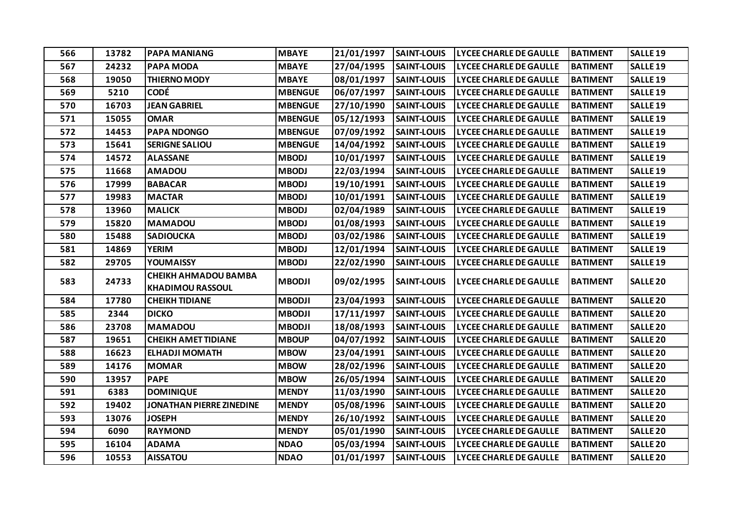| | | | | | | | | |
|---|---|---|---|---|---|---|---|---|
| 566 | 13782 | PAPA MANIANG | MBAYE | 21/01/1997 | SAINT-LOUIS | LYCEE CHARLE DE GAULLE | BATIMENT | SALLE 19 |
| 567 | 24232 | PAPA MODA | MBAYE | 27/04/1995 | SAINT-LOUIS | LYCEE CHARLE DE GAULLE | BATIMENT | SALLE 19 |
| 568 | 19050 | THIERNO MODY | MBAYE | 08/01/1997 | SAINT-LOUIS | LYCEE CHARLE DE GAULLE | BATIMENT | SALLE 19 |
| 569 | 5210 | CODÉ | MBENGUE | 06/07/1997 | SAINT-LOUIS | LYCEE CHARLE DE GAULLE | BATIMENT | SALLE 19 |
| 570 | 16703 | JEAN GABRIEL | MBENGUE | 27/10/1990 | SAINT-LOUIS | LYCEE CHARLE DE GAULLE | BATIMENT | SALLE 19 |
| 571 | 15055 | OMAR | MBENGUE | 05/12/1993 | SAINT-LOUIS | LYCEE CHARLE DE GAULLE | BATIMENT | SALLE 19 |
| 572 | 14453 | PAPA NDONGO | MBENGUE | 07/09/1992 | SAINT-LOUIS | LYCEE CHARLE DE GAULLE | BATIMENT | SALLE 19 |
| 573 | 15641 | SERIGNE SALIOU | MBENGUE | 14/04/1992 | SAINT-LOUIS | LYCEE CHARLE DE GAULLE | BATIMENT | SALLE 19 |
| 574 | 14572 | ALASSANE | MBODJ | 10/01/1997 | SAINT-LOUIS | LYCEE CHARLE DE GAULLE | BATIMENT | SALLE 19 |
| 575 | 11668 | AMADOU | MBODJ | 22/03/1994 | SAINT-LOUIS | LYCEE CHARLE DE GAULLE | BATIMENT | SALLE 19 |
| 576 | 17999 | BABACAR | MBODJ | 19/10/1991 | SAINT-LOUIS | LYCEE CHARLE DE GAULLE | BATIMENT | SALLE 19 |
| 577 | 19983 | MACTAR | MBODJ | 10/01/1991 | SAINT-LOUIS | LYCEE CHARLE DE GAULLE | BATIMENT | SALLE 19 |
| 578 | 13960 | MALICK | MBODJ | 02/04/1989 | SAINT-LOUIS | LYCEE CHARLE DE GAULLE | BATIMENT | SALLE 19 |
| 579 | 15820 | MAMADOU | MBODJ | 01/08/1993 | SAINT-LOUIS | LYCEE CHARLE DE GAULLE | BATIMENT | SALLE 19 |
| 580 | 15488 | SADIOUCKA | MBODJ | 03/02/1986 | SAINT-LOUIS | LYCEE CHARLE DE GAULLE | BATIMENT | SALLE 19 |
| 581 | 14869 | YERIM | MBODJ | 12/01/1994 | SAINT-LOUIS | LYCEE CHARLE DE GAULLE | BATIMENT | SALLE 19 |
| 582 | 29705 | YOUMAISSY | MBODJ | 22/02/1990 | SAINT-LOUIS | LYCEE CHARLE DE GAULLE | BATIMENT | SALLE 19 |
| 583 | 24733 | CHEIKH AHMADOU BAMBA KHADIMOU RASSOUL | MBODJI | 09/02/1995 | SAINT-LOUIS | LYCEE CHARLE DE GAULLE | BATIMENT | SALLE 20 |
| 584 | 17780 | CHEIKH TIDIANE | MBODJI | 23/04/1993 | SAINT-LOUIS | LYCEE CHARLE DE GAULLE | BATIMENT | SALLE 20 |
| 585 | 2344 | DICKO | MBODJI | 17/11/1997 | SAINT-LOUIS | LYCEE CHARLE DE GAULLE | BATIMENT | SALLE 20 |
| 586 | 23708 | MAMADOU | MBODJI | 18/08/1993 | SAINT-LOUIS | LYCEE CHARLE DE GAULLE | BATIMENT | SALLE 20 |
| 587 | 19651 | CHEIKH AMET TIDIANE | MBOUP | 04/07/1992 | SAINT-LOUIS | LYCEE CHARLE DE GAULLE | BATIMENT | SALLE 20 |
| 588 | 16623 | ELHADJI MOMATH | MBOW | 23/04/1991 | SAINT-LOUIS | LYCEE CHARLE DE GAULLE | BATIMENT | SALLE 20 |
| 589 | 14176 | MOMAR | MBOW | 28/02/1996 | SAINT-LOUIS | LYCEE CHARLE DE GAULLE | BATIMENT | SALLE 20 |
| 590 | 13957 | PAPE | MBOW | 26/05/1994 | SAINT-LOUIS | LYCEE CHARLE DE GAULLE | BATIMENT | SALLE 20 |
| 591 | 6383 | DOMINIQUE | MENDY | 11/03/1990 | SAINT-LOUIS | LYCEE CHARLE DE GAULLE | BATIMENT | SALLE 20 |
| 592 | 19402 | JONATHAN PIERRE ZINEDINE | MENDY | 05/08/1996 | SAINT-LOUIS | LYCEE CHARLE DE GAULLE | BATIMENT | SALLE 20 |
| 593 | 13076 | JOSEPH | MENDY | 26/10/1992 | SAINT-LOUIS | LYCEE CHARLE DE GAULLE | BATIMENT | SALLE 20 |
| 594 | 6090 | RAYMOND | MENDY | 05/01/1990 | SAINT-LOUIS | LYCEE CHARLE DE GAULLE | BATIMENT | SALLE 20 |
| 595 | 16104 | ADAMA | NDAO | 05/03/1994 | SAINT-LOUIS | LYCEE CHARLE DE GAULLE | BATIMENT | SALLE 20 |
| 596 | 10553 | AISSATOU | NDAO | 01/01/1997 | SAINT-LOUIS | LYCEE CHARLE DE GAULLE | BATIMENT | SALLE 20 |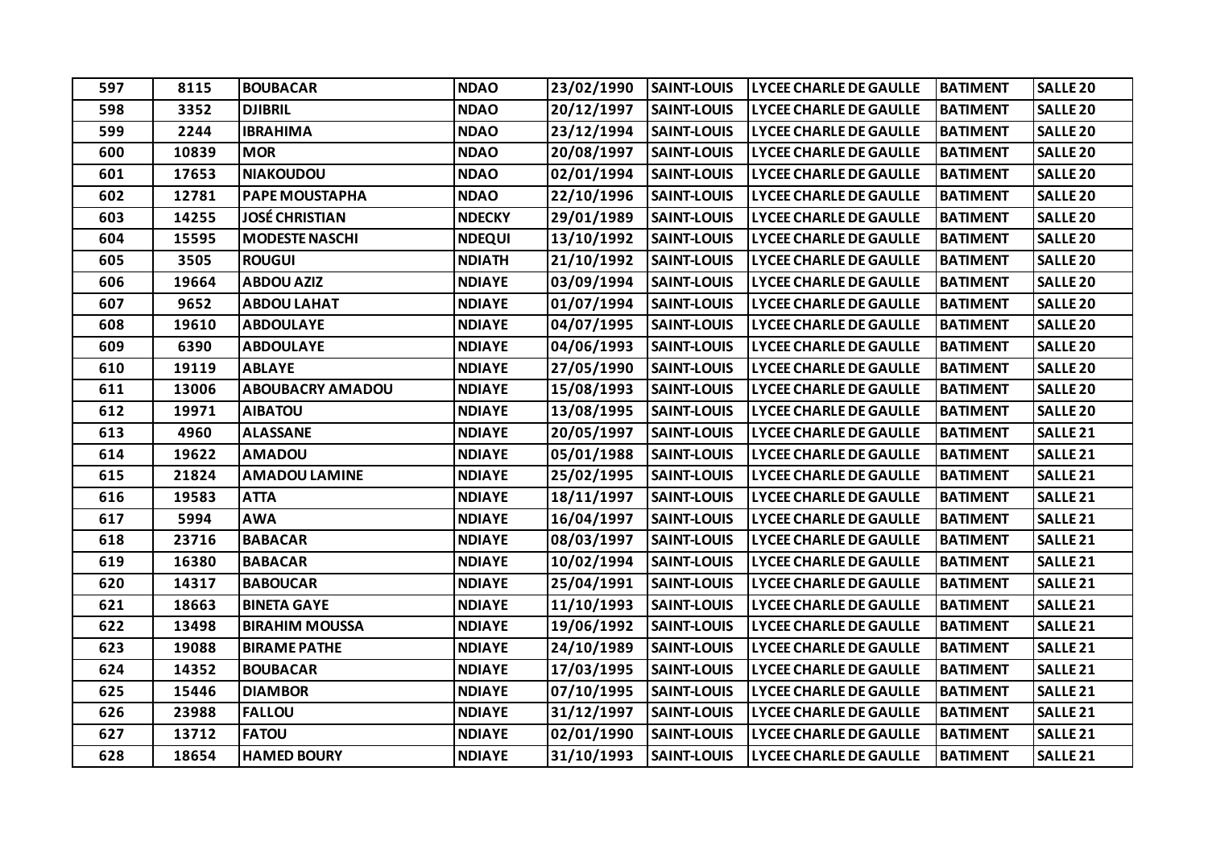| 597 | 8115 | BOUBACAR | NDAO | 23/02/1990 | SAINT-LOUIS | LYCEE CHARLE DE GAULLE | BATIMENT | SALLE 20 |
|---|---|---|---|---|---|---|---|---|
| 598 | 3352 | DJIBRIL | NDAO | 20/12/1997 | SAINT-LOUIS | LYCEE CHARLE DE GAULLE | BATIMENT | SALLE 20 |
| 599 | 2244 | IBRAHIMA | NDAO | 23/12/1994 | SAINT-LOUIS | LYCEE CHARLE DE GAULLE | BATIMENT | SALLE 20 |
| 600 | 10839 | MOR | NDAO | 20/08/1997 | SAINT-LOUIS | LYCEE CHARLE DE GAULLE | BATIMENT | SALLE 20 |
| 601 | 17653 | NIAKOUDOU | NDAO | 02/01/1994 | SAINT-LOUIS | LYCEE CHARLE DE GAULLE | BATIMENT | SALLE 20 |
| 602 | 12781 | PAPE MOUSTAPHA | NDAO | 22/10/1996 | SAINT-LOUIS | LYCEE CHARLE DE GAULLE | BATIMENT | SALLE 20 |
| 603 | 14255 | JOSÉ CHRISTIAN | NDECKY | 29/01/1989 | SAINT-LOUIS | LYCEE CHARLE DE GAULLE | BATIMENT | SALLE 20 |
| 604 | 15595 | MODESTE NASCHI | NDEQUI | 13/10/1992 | SAINT-LOUIS | LYCEE CHARLE DE GAULLE | BATIMENT | SALLE 20 |
| 605 | 3505 | ROUGUI | NDIATH | 21/10/1992 | SAINT-LOUIS | LYCEE CHARLE DE GAULLE | BATIMENT | SALLE 20 |
| 606 | 19664 | ABDOU AZIZ | NDIAYE | 03/09/1994 | SAINT-LOUIS | LYCEE CHARLE DE GAULLE | BATIMENT | SALLE 20 |
| 607 | 9652 | ABDOU LAHAT | NDIAYE | 01/07/1994 | SAINT-LOUIS | LYCEE CHARLE DE GAULLE | BATIMENT | SALLE 20 |
| 608 | 19610 | ABDOULAYE | NDIAYE | 04/07/1995 | SAINT-LOUIS | LYCEE CHARLE DE GAULLE | BATIMENT | SALLE 20 |
| 609 | 6390 | ABDOULAYE | NDIAYE | 04/06/1993 | SAINT-LOUIS | LYCEE CHARLE DE GAULLE | BATIMENT | SALLE 20 |
| 610 | 19119 | ABLAYE | NDIAYE | 27/05/1990 | SAINT-LOUIS | LYCEE CHARLE DE GAULLE | BATIMENT | SALLE 20 |
| 611 | 13006 | ABOUBACRY AMADOU | NDIAYE | 15/08/1993 | SAINT-LOUIS | LYCEE CHARLE DE GAULLE | BATIMENT | SALLE 20 |
| 612 | 19971 | AIBATOU | NDIAYE | 13/08/1995 | SAINT-LOUIS | LYCEE CHARLE DE GAULLE | BATIMENT | SALLE 20 |
| 613 | 4960 | ALASSANE | NDIAYE | 20/05/1997 | SAINT-LOUIS | LYCEE CHARLE DE GAULLE | BATIMENT | SALLE 21 |
| 614 | 19622 | AMADOU | NDIAYE | 05/01/1988 | SAINT-LOUIS | LYCEE CHARLE DE GAULLE | BATIMENT | SALLE 21 |
| 615 | 21824 | AMADOU LAMINE | NDIAYE | 25/02/1995 | SAINT-LOUIS | LYCEE CHARLE DE GAULLE | BATIMENT | SALLE 21 |
| 616 | 19583 | ATTA | NDIAYE | 18/11/1997 | SAINT-LOUIS | LYCEE CHARLE DE GAULLE | BATIMENT | SALLE 21 |
| 617 | 5994 | AWA | NDIAYE | 16/04/1997 | SAINT-LOUIS | LYCEE CHARLE DE GAULLE | BATIMENT | SALLE 21 |
| 618 | 23716 | BABACAR | NDIAYE | 08/03/1997 | SAINT-LOUIS | LYCEE CHARLE DE GAULLE | BATIMENT | SALLE 21 |
| 619 | 16380 | BABACAR | NDIAYE | 10/02/1994 | SAINT-LOUIS | LYCEE CHARLE DE GAULLE | BATIMENT | SALLE 21 |
| 620 | 14317 | BABOUCAR | NDIAYE | 25/04/1991 | SAINT-LOUIS | LYCEE CHARLE DE GAULLE | BATIMENT | SALLE 21 |
| 621 | 18663 | BINETA GAYE | NDIAYE | 11/10/1993 | SAINT-LOUIS | LYCEE CHARLE DE GAULLE | BATIMENT | SALLE 21 |
| 622 | 13498 | BIRAHIM MOUSSA | NDIAYE | 19/06/1992 | SAINT-LOUIS | LYCEE CHARLE DE GAULLE | BATIMENT | SALLE 21 |
| 623 | 19088 | BIRAME PATHE | NDIAYE | 24/10/1989 | SAINT-LOUIS | LYCEE CHARLE DE GAULLE | BATIMENT | SALLE 21 |
| 624 | 14352 | BOUBACAR | NDIAYE | 17/03/1995 | SAINT-LOUIS | LYCEE CHARLE DE GAULLE | BATIMENT | SALLE 21 |
| 625 | 15446 | DIAMBOR | NDIAYE | 07/10/1995 | SAINT-LOUIS | LYCEE CHARLE DE GAULLE | BATIMENT | SALLE 21 |
| 626 | 23988 | FALLOU | NDIAYE | 31/12/1997 | SAINT-LOUIS | LYCEE CHARLE DE GAULLE | BATIMENT | SALLE 21 |
| 627 | 13712 | FATOU | NDIAYE | 02/01/1990 | SAINT-LOUIS | LYCEE CHARLE DE GAULLE | BATIMENT | SALLE 21 |
| 628 | 18654 | HAMED BOURY | NDIAYE | 31/10/1993 | SAINT-LOUIS | LYCEE CHARLE DE GAULLE | BATIMENT | SALLE 21 |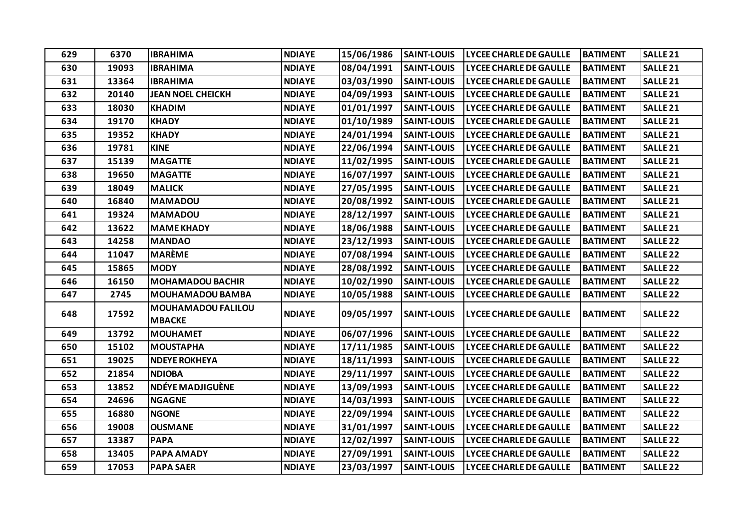| 629 | 6370 | IBRAHIMA | NDIAYE | 15/06/1986 | SAINT-LOUIS | LYCEE CHARLE DE GAULLE | BATIMENT | SALLE 21 |
|---|---|---|---|---|---|---|---|---|
| 630 | 19093 | IBRAHIMA | NDIAYE | 08/04/1991 | SAINT-LOUIS | LYCEE CHARLE DE GAULLE | BATIMENT | SALLE 21 |
| 631 | 13364 | IBRAHIMA | NDIAYE | 03/03/1990 | SAINT-LOUIS | LYCEE CHARLE DE GAULLE | BATIMENT | SALLE 21 |
| 632 | 20140 | JEAN NOEL CHEICKH | NDIAYE | 04/09/1993 | SAINT-LOUIS | LYCEE CHARLE DE GAULLE | BATIMENT | SALLE 21 |
| 633 | 18030 | KHADIM | NDIAYE | 01/01/1997 | SAINT-LOUIS | LYCEE CHARLE DE GAULLE | BATIMENT | SALLE 21 |
| 634 | 19170 | KHADY | NDIAYE | 01/10/1989 | SAINT-LOUIS | LYCEE CHARLE DE GAULLE | BATIMENT | SALLE 21 |
| 635 | 19352 | KHADY | NDIAYE | 24/01/1994 | SAINT-LOUIS | LYCEE CHARLE DE GAULLE | BATIMENT | SALLE 21 |
| 636 | 19781 | KINE | NDIAYE | 22/06/1994 | SAINT-LOUIS | LYCEE CHARLE DE GAULLE | BATIMENT | SALLE 21 |
| 637 | 15139 | MAGATTE | NDIAYE | 11/02/1995 | SAINT-LOUIS | LYCEE CHARLE DE GAULLE | BATIMENT | SALLE 21 |
| 638 | 19650 | MAGATTE | NDIAYE | 16/07/1997 | SAINT-LOUIS | LYCEE CHARLE DE GAULLE | BATIMENT | SALLE 21 |
| 639 | 18049 | MALICK | NDIAYE | 27/05/1995 | SAINT-LOUIS | LYCEE CHARLE DE GAULLE | BATIMENT | SALLE 21 |
| 640 | 16840 | MAMADOU | NDIAYE | 20/08/1992 | SAINT-LOUIS | LYCEE CHARLE DE GAULLE | BATIMENT | SALLE 21 |
| 641 | 19324 | MAMADOU | NDIAYE | 28/12/1997 | SAINT-LOUIS | LYCEE CHARLE DE GAULLE | BATIMENT | SALLE 21 |
| 642 | 13622 | MAME KHADY | NDIAYE | 18/06/1988 | SAINT-LOUIS | LYCEE CHARLE DE GAULLE | BATIMENT | SALLE 21 |
| 643 | 14258 | MANDAO | NDIAYE | 23/12/1993 | SAINT-LOUIS | LYCEE CHARLE DE GAULLE | BATIMENT | SALLE 22 |
| 644 | 11047 | MARÈME | NDIAYE | 07/08/1994 | SAINT-LOUIS | LYCEE CHARLE DE GAULLE | BATIMENT | SALLE 22 |
| 645 | 15865 | MODY | NDIAYE | 28/08/1992 | SAINT-LOUIS | LYCEE CHARLE DE GAULLE | BATIMENT | SALLE 22 |
| 646 | 16150 | MOHAMADOU BACHIR | NDIAYE | 10/02/1990 | SAINT-LOUIS | LYCEE CHARLE DE GAULLE | BATIMENT | SALLE 22 |
| 647 | 2745 | MOUHAMADOU BAMBA | NDIAYE | 10/05/1988 | SAINT-LOUIS | LYCEE CHARLE DE GAULLE | BATIMENT | SALLE 22 |
| 648 | 17592 | MOUHAMADOU FALILOU MBACKE | NDIAYE | 09/05/1997 | SAINT-LOUIS | LYCEE CHARLE DE GAULLE | BATIMENT | SALLE 22 |
| 649 | 13792 | MOUHAMET | NDIAYE | 06/07/1996 | SAINT-LOUIS | LYCEE CHARLE DE GAULLE | BATIMENT | SALLE 22 |
| 650 | 15102 | MOUSTAPHA | NDIAYE | 17/11/1985 | SAINT-LOUIS | LYCEE CHARLE DE GAULLE | BATIMENT | SALLE 22 |
| 651 | 19025 | NDEYE ROKHEYA | NDIAYE | 18/11/1993 | SAINT-LOUIS | LYCEE CHARLE DE GAULLE | BATIMENT | SALLE 22 |
| 652 | 21854 | NDIOBA | NDIAYE | 29/11/1997 | SAINT-LOUIS | LYCEE CHARLE DE GAULLE | BATIMENT | SALLE 22 |
| 653 | 13852 | NDÉYE MADJIGUÈNE | NDIAYE | 13/09/1993 | SAINT-LOUIS | LYCEE CHARLE DE GAULLE | BATIMENT | SALLE 22 |
| 654 | 24696 | NGAGNE | NDIAYE | 14/03/1993 | SAINT-LOUIS | LYCEE CHARLE DE GAULLE | BATIMENT | SALLE 22 |
| 655 | 16880 | NGONE | NDIAYE | 22/09/1994 | SAINT-LOUIS | LYCEE CHARLE DE GAULLE | BATIMENT | SALLE 22 |
| 656 | 19008 | OUSMANE | NDIAYE | 31/01/1997 | SAINT-LOUIS | LYCEE CHARLE DE GAULLE | BATIMENT | SALLE 22 |
| 657 | 13387 | PAPA | NDIAYE | 12/02/1997 | SAINT-LOUIS | LYCEE CHARLE DE GAULLE | BATIMENT | SALLE 22 |
| 658 | 13405 | PAPA AMADY | NDIAYE | 27/09/1991 | SAINT-LOUIS | LYCEE CHARLE DE GAULLE | BATIMENT | SALLE 22 |
| 659 | 17053 | PAPA SAER | NDIAYE | 23/03/1997 | SAINT-LOUIS | LYCEE CHARLE DE GAULLE | BATIMENT | SALLE 22 |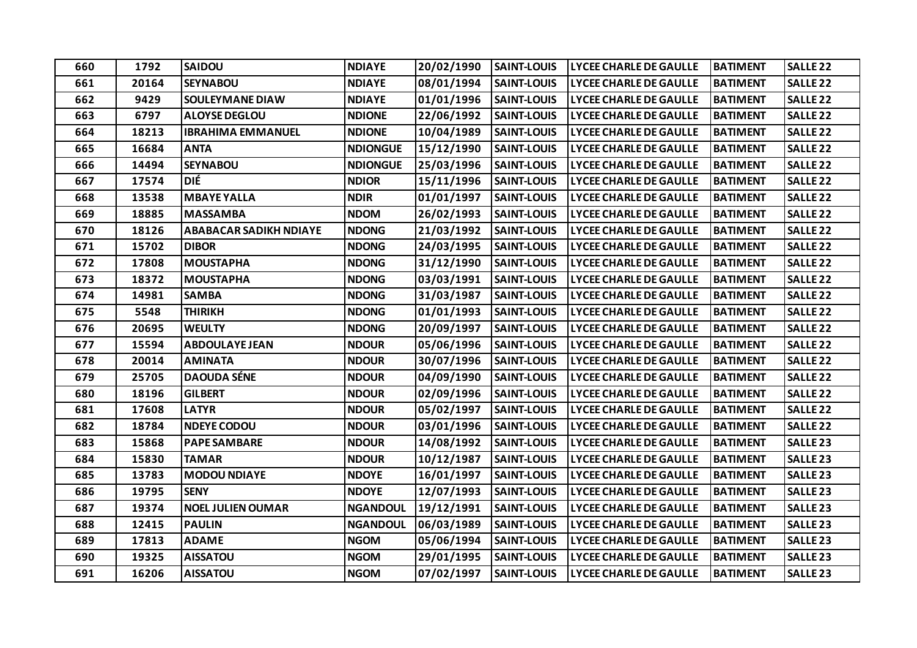| 660 | 1792 | SAIDOU | NDIAYE | 20/02/1990 | SAINT-LOUIS | LYCEE CHARLE DE GAULLE | BATIMENT | SALLE 22 |
|---|---|---|---|---|---|---|---|---|
| 661 | 20164 | SEYNABOU | NDIAYE | 08/01/1994 | SAINT-LOUIS | LYCEE CHARLE DE GAULLE | BATIMENT | SALLE 22 |
| 662 | 9429 | SOULEYMANE DIAW | NDIAYE | 01/01/1996 | SAINT-LOUIS | LYCEE CHARLE DE GAULLE | BATIMENT | SALLE 22 |
| 663 | 6797 | ALOYSE DEGLOU | NDIONE | 22/06/1992 | SAINT-LOUIS | LYCEE CHARLE DE GAULLE | BATIMENT | SALLE 22 |
| 664 | 18213 | IBRAHIMA EMMANUEL | NDIONE | 10/04/1989 | SAINT-LOUIS | LYCEE CHARLE DE GAULLE | BATIMENT | SALLE 22 |
| 665 | 16684 | ANTA | NDIONGUE | 15/12/1990 | SAINT-LOUIS | LYCEE CHARLE DE GAULLE | BATIMENT | SALLE 22 |
| 666 | 14494 | SEYNABOU | NDIONGUE | 25/03/1996 | SAINT-LOUIS | LYCEE CHARLE DE GAULLE | BATIMENT | SALLE 22 |
| 667 | 17574 | DIÉ | NDIOR | 15/11/1996 | SAINT-LOUIS | LYCEE CHARLE DE GAULLE | BATIMENT | SALLE 22 |
| 668 | 13538 | MBAYE YALLA | NDIR | 01/01/1997 | SAINT-LOUIS | LYCEE CHARLE DE GAULLE | BATIMENT | SALLE 22 |
| 669 | 18885 | MASSAMBA | NDOM | 26/02/1993 | SAINT-LOUIS | LYCEE CHARLE DE GAULLE | BATIMENT | SALLE 22 |
| 670 | 18126 | ABABACAR SADIKH NDIAYE | NDONG | 21/03/1992 | SAINT-LOUIS | LYCEE CHARLE DE GAULLE | BATIMENT | SALLE 22 |
| 671 | 15702 | DIBOR | NDONG | 24/03/1995 | SAINT-LOUIS | LYCEE CHARLE DE GAULLE | BATIMENT | SALLE 22 |
| 672 | 17808 | MOUSTAPHA | NDONG | 31/12/1990 | SAINT-LOUIS | LYCEE CHARLE DE GAULLE | BATIMENT | SALLE 22 |
| 673 | 18372 | MOUSTAPHA | NDONG | 03/03/1991 | SAINT-LOUIS | LYCEE CHARLE DE GAULLE | BATIMENT | SALLE 22 |
| 674 | 14981 | SAMBA | NDONG | 31/03/1987 | SAINT-LOUIS | LYCEE CHARLE DE GAULLE | BATIMENT | SALLE 22 |
| 675 | 5548 | THIRIKH | NDONG | 01/01/1993 | SAINT-LOUIS | LYCEE CHARLE DE GAULLE | BATIMENT | SALLE 22 |
| 676 | 20695 | WEULTY | NDONG | 20/09/1997 | SAINT-LOUIS | LYCEE CHARLE DE GAULLE | BATIMENT | SALLE 22 |
| 677 | 15594 | ABDOULAYE JEAN | NDOUR | 05/06/1996 | SAINT-LOUIS | LYCEE CHARLE DE GAULLE | BATIMENT | SALLE 22 |
| 678 | 20014 | AMINATA | NDOUR | 30/07/1996 | SAINT-LOUIS | LYCEE CHARLE DE GAULLE | BATIMENT | SALLE 22 |
| 679 | 25705 | DAOUDA SÉNE | NDOUR | 04/09/1990 | SAINT-LOUIS | LYCEE CHARLE DE GAULLE | BATIMENT | SALLE 22 |
| 680 | 18196 | GILBERT | NDOUR | 02/09/1996 | SAINT-LOUIS | LYCEE CHARLE DE GAULLE | BATIMENT | SALLE 22 |
| 681 | 17608 | LATYR | NDOUR | 05/02/1997 | SAINT-LOUIS | LYCEE CHARLE DE GAULLE | BATIMENT | SALLE 22 |
| 682 | 18784 | NDEYE CODOU | NDOUR | 03/01/1996 | SAINT-LOUIS | LYCEE CHARLE DE GAULLE | BATIMENT | SALLE 22 |
| 683 | 15868 | PAPE SAMBARE | NDOUR | 14/08/1992 | SAINT-LOUIS | LYCEE CHARLE DE GAULLE | BATIMENT | SALLE 23 |
| 684 | 15830 | TAMAR | NDOUR | 10/12/1987 | SAINT-LOUIS | LYCEE CHARLE DE GAULLE | BATIMENT | SALLE 23 |
| 685 | 13783 | MODOU NDIAYE | NDOYE | 16/01/1997 | SAINT-LOUIS | LYCEE CHARLE DE GAULLE | BATIMENT | SALLE 23 |
| 686 | 19795 | SENY | NDOYE | 12/07/1993 | SAINT-LOUIS | LYCEE CHARLE DE GAULLE | BATIMENT | SALLE 23 |
| 687 | 19374 | NOEL JULIEN OUMAR | NGANDOUL | 19/12/1991 | SAINT-LOUIS | LYCEE CHARLE DE GAULLE | BATIMENT | SALLE 23 |
| 688 | 12415 | PAULIN | NGANDOUL | 06/03/1989 | SAINT-LOUIS | LYCEE CHARLE DE GAULLE | BATIMENT | SALLE 23 |
| 689 | 17813 | ADAME | NGOM | 05/06/1994 | SAINT-LOUIS | LYCEE CHARLE DE GAULLE | BATIMENT | SALLE 23 |
| 690 | 19325 | AISSATOU | NGOM | 29/01/1995 | SAINT-LOUIS | LYCEE CHARLE DE GAULLE | BATIMENT | SALLE 23 |
| 691 | 16206 | AISSATOU | NGOM | 07/02/1997 | SAINT-LOUIS | LYCEE CHARLE DE GAULLE | BATIMENT | SALLE 23 |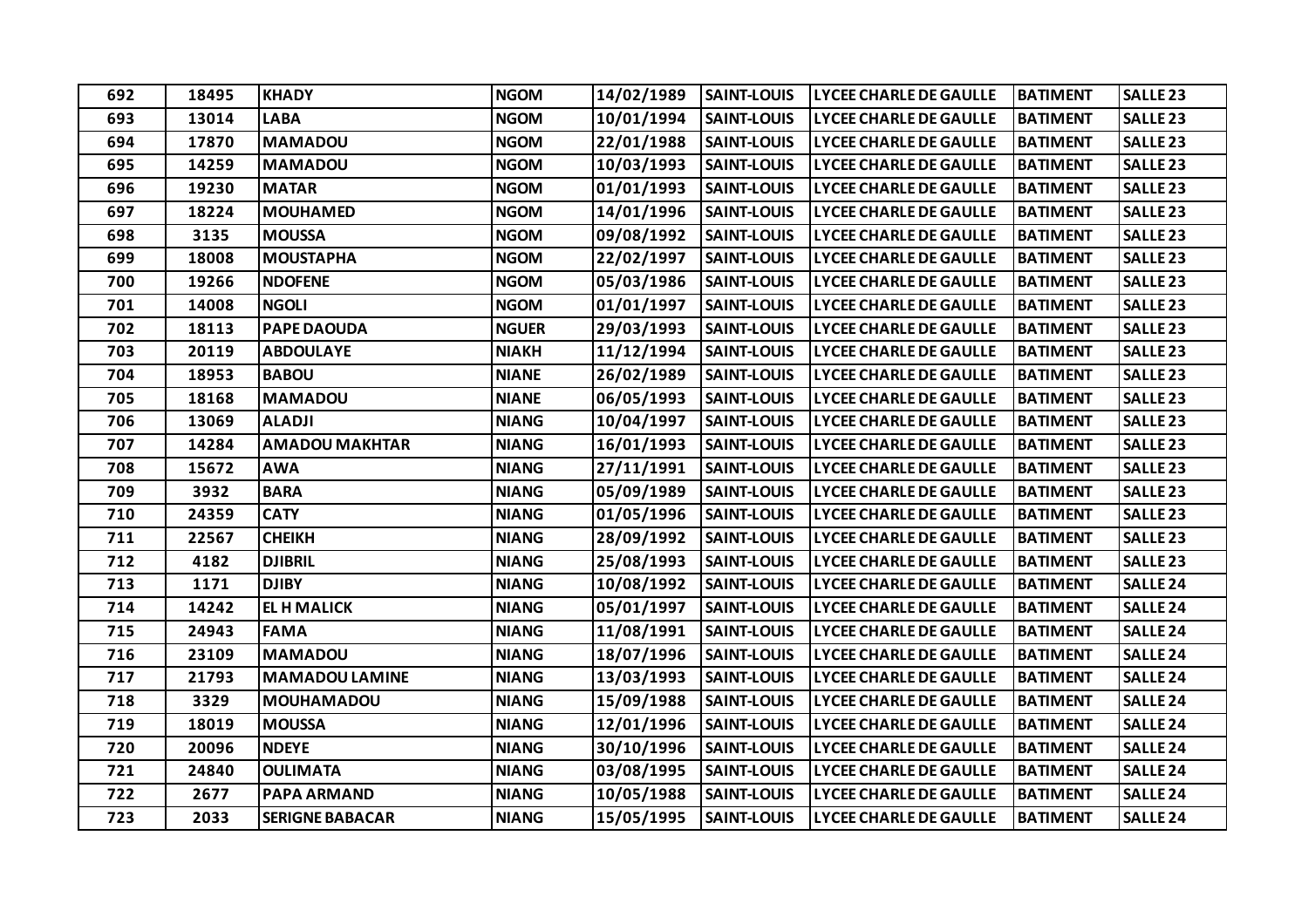| 692 | 18495 | KHADY | NGOM | 14/02/1989 | SAINT-LOUIS | LYCEE CHARLE DE GAULLE | BATIMENT | SALLE 23 |
|---|---|---|---|---|---|---|---|---|
| 693 | 13014 | LABA | NGOM | 10/01/1994 | SAINT-LOUIS | LYCEE CHARLE DE GAULLE | BATIMENT | SALLE 23 |
| 694 | 17870 | MAMADOU | NGOM | 22/01/1988 | SAINT-LOUIS | LYCEE CHARLE DE GAULLE | BATIMENT | SALLE 23 |
| 695 | 14259 | MAMADOU | NGOM | 10/03/1993 | SAINT-LOUIS | LYCEE CHARLE DE GAULLE | BATIMENT | SALLE 23 |
| 696 | 19230 | MATAR | NGOM | 01/01/1993 | SAINT-LOUIS | LYCEE CHARLE DE GAULLE | BATIMENT | SALLE 23 |
| 697 | 18224 | MOUHAMED | NGOM | 14/01/1996 | SAINT-LOUIS | LYCEE CHARLE DE GAULLE | BATIMENT | SALLE 23 |
| 698 | 3135 | MOUSSA | NGOM | 09/08/1992 | SAINT-LOUIS | LYCEE CHARLE DE GAULLE | BATIMENT | SALLE 23 |
| 699 | 18008 | MOUSTAPHA | NGOM | 22/02/1997 | SAINT-LOUIS | LYCEE CHARLE DE GAULLE | BATIMENT | SALLE 23 |
| 700 | 19266 | NDOFENE | NGOM | 05/03/1986 | SAINT-LOUIS | LYCEE CHARLE DE GAULLE | BATIMENT | SALLE 23 |
| 701 | 14008 | NGOLI | NGOM | 01/01/1997 | SAINT-LOUIS | LYCEE CHARLE DE GAULLE | BATIMENT | SALLE 23 |
| 702 | 18113 | PAPE DAOUDA | NGUER | 29/03/1993 | SAINT-LOUIS | LYCEE CHARLE DE GAULLE | BATIMENT | SALLE 23 |
| 703 | 20119 | ABDOULAYE | NIAKH | 11/12/1994 | SAINT-LOUIS | LYCEE CHARLE DE GAULLE | BATIMENT | SALLE 23 |
| 704 | 18953 | BABOU | NIANE | 26/02/1989 | SAINT-LOUIS | LYCEE CHARLE DE GAULLE | BATIMENT | SALLE 23 |
| 705 | 18168 | MAMADOU | NIANE | 06/05/1993 | SAINT-LOUIS | LYCEE CHARLE DE GAULLE | BATIMENT | SALLE 23 |
| 706 | 13069 | ALADJI | NIANG | 10/04/1997 | SAINT-LOUIS | LYCEE CHARLE DE GAULLE | BATIMENT | SALLE 23 |
| 707 | 14284 | AMADOU MAKHTAR | NIANG | 16/01/1993 | SAINT-LOUIS | LYCEE CHARLE DE GAULLE | BATIMENT | SALLE 23 |
| 708 | 15672 | AWA | NIANG | 27/11/1991 | SAINT-LOUIS | LYCEE CHARLE DE GAULLE | BATIMENT | SALLE 23 |
| 709 | 3932 | BARA | NIANG | 05/09/1989 | SAINT-LOUIS | LYCEE CHARLE DE GAULLE | BATIMENT | SALLE 23 |
| 710 | 24359 | CATY | NIANG | 01/05/1996 | SAINT-LOUIS | LYCEE CHARLE DE GAULLE | BATIMENT | SALLE 23 |
| 711 | 22567 | CHEIKH | NIANG | 28/09/1992 | SAINT-LOUIS | LYCEE CHARLE DE GAULLE | BATIMENT | SALLE 23 |
| 712 | 4182 | DJIBRIL | NIANG | 25/08/1993 | SAINT-LOUIS | LYCEE CHARLE DE GAULLE | BATIMENT | SALLE 23 |
| 713 | 1171 | DJIBY | NIANG | 10/08/1992 | SAINT-LOUIS | LYCEE CHARLE DE GAULLE | BATIMENT | SALLE 24 |
| 714 | 14242 | EL H MALICK | NIANG | 05/01/1997 | SAINT-LOUIS | LYCEE CHARLE DE GAULLE | BATIMENT | SALLE 24 |
| 715 | 24943 | FAMA | NIANG | 11/08/1991 | SAINT-LOUIS | LYCEE CHARLE DE GAULLE | BATIMENT | SALLE 24 |
| 716 | 23109 | MAMADOU | NIANG | 18/07/1996 | SAINT-LOUIS | LYCEE CHARLE DE GAULLE | BATIMENT | SALLE 24 |
| 717 | 21793 | MAMADOU LAMINE | NIANG | 13/03/1993 | SAINT-LOUIS | LYCEE CHARLE DE GAULLE | BATIMENT | SALLE 24 |
| 718 | 3329 | MOUHAMADOU | NIANG | 15/09/1988 | SAINT-LOUIS | LYCEE CHARLE DE GAULLE | BATIMENT | SALLE 24 |
| 719 | 18019 | MOUSSA | NIANG | 12/01/1996 | SAINT-LOUIS | LYCEE CHARLE DE GAULLE | BATIMENT | SALLE 24 |
| 720 | 20096 | NDEYE | NIANG | 30/10/1996 | SAINT-LOUIS | LYCEE CHARLE DE GAULLE | BATIMENT | SALLE 24 |
| 721 | 24840 | OULIMATA | NIANG | 03/08/1995 | SAINT-LOUIS | LYCEE CHARLE DE GAULLE | BATIMENT | SALLE 24 |
| 722 | 2677 | PAPA ARMAND | NIANG | 10/05/1988 | SAINT-LOUIS | LYCEE CHARLE DE GAULLE | BATIMENT | SALLE 24 |
| 723 | 2033 | SERIGNE BABACAR | NIANG | 15/05/1995 | SAINT-LOUIS | LYCEE CHARLE DE GAULLE | BATIMENT | SALLE 24 |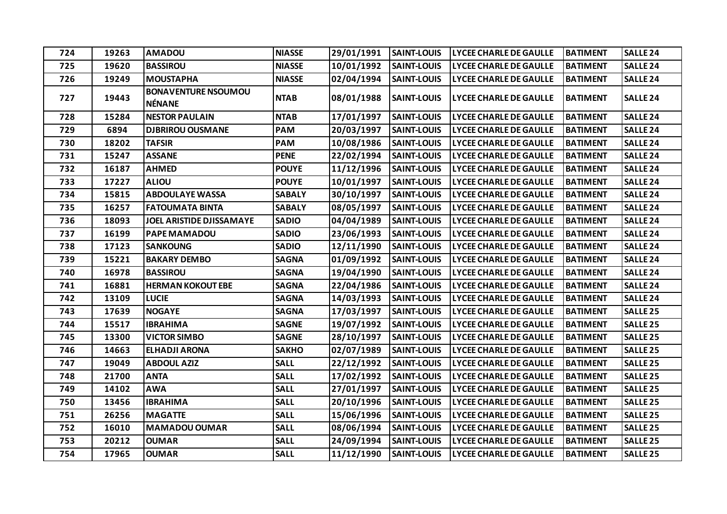| 724 | 19263 | AMADOU | NIASSE | 29/01/1991 | SAINT-LOUIS | LYCEE CHARLE DE GAULLE | BATIMENT | SALLE 24 |
|---|---|---|---|---|---|---|---|---|
| 725 | 19620 | BASSIROU | NIASSE | 10/01/1992 | SAINT-LOUIS | LYCEE CHARLE DE GAULLE | BATIMENT | SALLE 24 |
| 726 | 19249 | MOUSTAPHA | NIASSE | 02/04/1994 | SAINT-LOUIS | LYCEE CHARLE DE GAULLE | BATIMENT | SALLE 24 |
| 727 | 19443 | BONAVENTURE NSOUMOU NÉNANE | NTAB | 08/01/1988 | SAINT-LOUIS | LYCEE CHARLE DE GAULLE | BATIMENT | SALLE 24 |
| 728 | 15284 | NESTOR PAULAIN | NTAB | 17/01/1997 | SAINT-LOUIS | LYCEE CHARLE DE GAULLE | BATIMENT | SALLE 24 |
| 729 | 6894 | DJBRIROU OUSMANE | PAM | 20/03/1997 | SAINT-LOUIS | LYCEE CHARLE DE GAULLE | BATIMENT | SALLE 24 |
| 730 | 18202 | TAFSIR | PAM | 10/08/1986 | SAINT-LOUIS | LYCEE CHARLE DE GAULLE | BATIMENT | SALLE 24 |
| 731 | 15247 | ASSANE | PENE | 22/02/1994 | SAINT-LOUIS | LYCEE CHARLE DE GAULLE | BATIMENT | SALLE 24 |
| 732 | 16187 | AHMED | POUYE | 11/12/1996 | SAINT-LOUIS | LYCEE CHARLE DE GAULLE | BATIMENT | SALLE 24 |
| 733 | 17227 | ALIOU | POUYE | 10/01/1997 | SAINT-LOUIS | LYCEE CHARLE DE GAULLE | BATIMENT | SALLE 24 |
| 734 | 15815 | ABDOULAYE WASSA | SABALY | 30/10/1997 | SAINT-LOUIS | LYCEE CHARLE DE GAULLE | BATIMENT | SALLE 24 |
| 735 | 16257 | FATOUMATA BINTA | SABALY | 08/05/1997 | SAINT-LOUIS | LYCEE CHARLE DE GAULLE | BATIMENT | SALLE 24 |
| 736 | 18093 | JOEL ARISTIDE DJISSAMAYE | SADIO | 04/04/1989 | SAINT-LOUIS | LYCEE CHARLE DE GAULLE | BATIMENT | SALLE 24 |
| 737 | 16199 | PAPE MAMADOU | SADIO | 23/06/1993 | SAINT-LOUIS | LYCEE CHARLE DE GAULLE | BATIMENT | SALLE 24 |
| 738 | 17123 | SANKOUNG | SADIO | 12/11/1990 | SAINT-LOUIS | LYCEE CHARLE DE GAULLE | BATIMENT | SALLE 24 |
| 739 | 15221 | BAKARY DEMBO | SAGNA | 01/09/1992 | SAINT-LOUIS | LYCEE CHARLE DE GAULLE | BATIMENT | SALLE 24 |
| 740 | 16978 | BASSIROU | SAGNA | 19/04/1990 | SAINT-LOUIS | LYCEE CHARLE DE GAULLE | BATIMENT | SALLE 24 |
| 741 | 16881 | HERMAN KOKOUT EBE | SAGNA | 22/04/1986 | SAINT-LOUIS | LYCEE CHARLE DE GAULLE | BATIMENT | SALLE 24 |
| 742 | 13109 | LUCIE | SAGNA | 14/03/1993 | SAINT-LOUIS | LYCEE CHARLE DE GAULLE | BATIMENT | SALLE 24 |
| 743 | 17639 | NOGAYE | SAGNA | 17/03/1997 | SAINT-LOUIS | LYCEE CHARLE DE GAULLE | BATIMENT | SALLE 25 |
| 744 | 15517 | IBRAHIMA | SAGNE | 19/07/1992 | SAINT-LOUIS | LYCEE CHARLE DE GAULLE | BATIMENT | SALLE 25 |
| 745 | 13300 | VICTOR SIMBO | SAGNE | 28/10/1997 | SAINT-LOUIS | LYCEE CHARLE DE GAULLE | BATIMENT | SALLE 25 |
| 746 | 14663 | ELHADJI ARONA | SAKHO | 02/07/1989 | SAINT-LOUIS | LYCEE CHARLE DE GAULLE | BATIMENT | SALLE 25 |
| 747 | 19049 | ABDOUL AZIZ | SALL | 22/12/1992 | SAINT-LOUIS | LYCEE CHARLE DE GAULLE | BATIMENT | SALLE 25 |
| 748 | 21700 | ANTA | SALL | 17/02/1992 | SAINT-LOUIS | LYCEE CHARLE DE GAULLE | BATIMENT | SALLE 25 |
| 749 | 14102 | AWA | SALL | 27/01/1997 | SAINT-LOUIS | LYCEE CHARLE DE GAULLE | BATIMENT | SALLE 25 |
| 750 | 13456 | IBRAHIMA | SALL | 20/10/1996 | SAINT-LOUIS | LYCEE CHARLE DE GAULLE | BATIMENT | SALLE 25 |
| 751 | 26256 | MAGATTE | SALL | 15/06/1996 | SAINT-LOUIS | LYCEE CHARLE DE GAULLE | BATIMENT | SALLE 25 |
| 752 | 16010 | MAMADOU OUMAR | SALL | 08/06/1994 | SAINT-LOUIS | LYCEE CHARLE DE GAULLE | BATIMENT | SALLE 25 |
| 753 | 20212 | OUMAR | SALL | 24/09/1994 | SAINT-LOUIS | LYCEE CHARLE DE GAULLE | BATIMENT | SALLE 25 |
| 754 | 17965 | OUMAR | SALL | 11/12/1990 | SAINT-LOUIS | LYCEE CHARLE DE GAULLE | BATIMENT | SALLE 25 |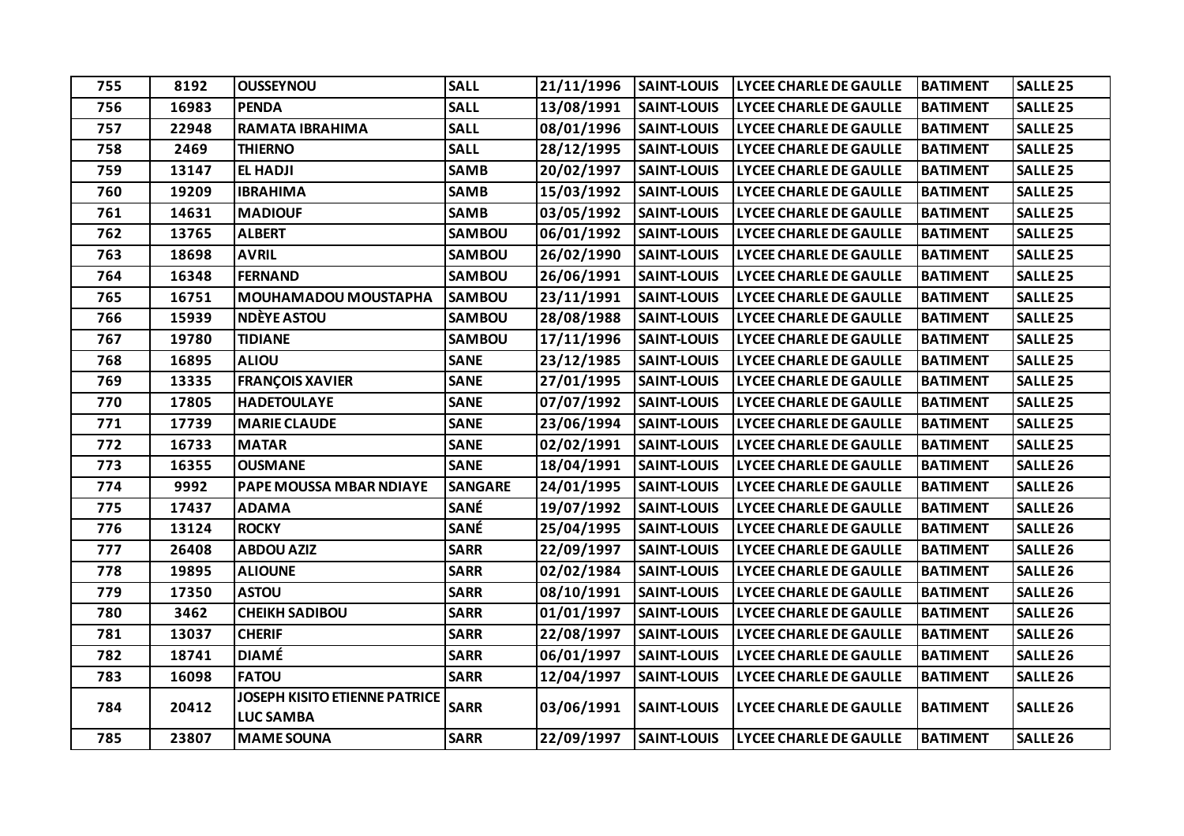| 755 | 8192 | OUSSEYNOU | SALL | 21/11/1996 | SAINT-LOUIS | LYCEE CHARLE DE GAULLE | BATIMENT | SALLE 25 |
|---|---|---|---|---|---|---|---|---|
| 756 | 16983 | PENDA | SALL | 13/08/1991 | SAINT-LOUIS | LYCEE CHARLE DE GAULLE | BATIMENT | SALLE 25 |
| 757 | 22948 | RAMATA IBRAHIMA | SALL | 08/01/1996 | SAINT-LOUIS | LYCEE CHARLE DE GAULLE | BATIMENT | SALLE 25 |
| 758 | 2469 | THIERNO | SALL | 28/12/1995 | SAINT-LOUIS | LYCEE CHARLE DE GAULLE | BATIMENT | SALLE 25 |
| 759 | 13147 | EL HADJI | SAMB | 20/02/1997 | SAINT-LOUIS | LYCEE CHARLE DE GAULLE | BATIMENT | SALLE 25 |
| 760 | 19209 | IBRAHIMA | SAMB | 15/03/1992 | SAINT-LOUIS | LYCEE CHARLE DE GAULLE | BATIMENT | SALLE 25 |
| 761 | 14631 | MADIOUF | SAMB | 03/05/1992 | SAINT-LOUIS | LYCEE CHARLE DE GAULLE | BATIMENT | SALLE 25 |
| 762 | 13765 | ALBERT | SAMBOU | 06/01/1992 | SAINT-LOUIS | LYCEE CHARLE DE GAULLE | BATIMENT | SALLE 25 |
| 763 | 18698 | AVRIL | SAMBOU | 26/02/1990 | SAINT-LOUIS | LYCEE CHARLE DE GAULLE | BATIMENT | SALLE 25 |
| 764 | 16348 | FERNAND | SAMBOU | 26/06/1991 | SAINT-LOUIS | LYCEE CHARLE DE GAULLE | BATIMENT | SALLE 25 |
| 765 | 16751 | MOUHAMADOU MOUSTAPHA | SAMBOU | 23/11/1991 | SAINT-LOUIS | LYCEE CHARLE DE GAULLE | BATIMENT | SALLE 25 |
| 766 | 15939 | NDÈYE ASTOU | SAMBOU | 28/08/1988 | SAINT-LOUIS | LYCEE CHARLE DE GAULLE | BATIMENT | SALLE 25 |
| 767 | 19780 | TIDIANE | SAMBOU | 17/11/1996 | SAINT-LOUIS | LYCEE CHARLE DE GAULLE | BATIMENT | SALLE 25 |
| 768 | 16895 | ALIOU | SANE | 23/12/1985 | SAINT-LOUIS | LYCEE CHARLE DE GAULLE | BATIMENT | SALLE 25 |
| 769 | 13335 | FRANÇOIS XAVIER | SANE | 27/01/1995 | SAINT-LOUIS | LYCEE CHARLE DE GAULLE | BATIMENT | SALLE 25 |
| 770 | 17805 | HADETOULAYE | SANE | 07/07/1992 | SAINT-LOUIS | LYCEE CHARLE DE GAULLE | BATIMENT | SALLE 25 |
| 771 | 17739 | MARIE CLAUDE | SANE | 23/06/1994 | SAINT-LOUIS | LYCEE CHARLE DE GAULLE | BATIMENT | SALLE 25 |
| 772 | 16733 | MATAR | SANE | 02/02/1991 | SAINT-LOUIS | LYCEE CHARLE DE GAULLE | BATIMENT | SALLE 25 |
| 773 | 16355 | OUSMANE | SANE | 18/04/1991 | SAINT-LOUIS | LYCEE CHARLE DE GAULLE | BATIMENT | SALLE 26 |
| 774 | 9992 | PAPE MOUSSA MBAR NDIAYE | SANGARE | 24/01/1995 | SAINT-LOUIS | LYCEE CHARLE DE GAULLE | BATIMENT | SALLE 26 |
| 775 | 17437 | ADAMA | SANÉ | 19/07/1992 | SAINT-LOUIS | LYCEE CHARLE DE GAULLE | BATIMENT | SALLE 26 |
| 776 | 13124 | ROCKY | SANÉ | 25/04/1995 | SAINT-LOUIS | LYCEE CHARLE DE GAULLE | BATIMENT | SALLE 26 |
| 777 | 26408 | ABDOU AZIZ | SARR | 22/09/1997 | SAINT-LOUIS | LYCEE CHARLE DE GAULLE | BATIMENT | SALLE 26 |
| 778 | 19895 | ALIOUNE | SARR | 02/02/1984 | SAINT-LOUIS | LYCEE CHARLE DE GAULLE | BATIMENT | SALLE 26 |
| 779 | 17350 | ASTOU | SARR | 08/10/1991 | SAINT-LOUIS | LYCEE CHARLE DE GAULLE | BATIMENT | SALLE 26 |
| 780 | 3462 | CHEIKH SADIBOU | SARR | 01/01/1997 | SAINT-LOUIS | LYCEE CHARLE DE GAULLE | BATIMENT | SALLE 26 |
| 781 | 13037 | CHERIF | SARR | 22/08/1997 | SAINT-LOUIS | LYCEE CHARLE DE GAULLE | BATIMENT | SALLE 26 |
| 782 | 18741 | DIAMÉ | SARR | 06/01/1997 | SAINT-LOUIS | LYCEE CHARLE DE GAULLE | BATIMENT | SALLE 26 |
| 783 | 16098 | FATOU | SARR | 12/04/1997 | SAINT-LOUIS | LYCEE CHARLE DE GAULLE | BATIMENT | SALLE 26 |
| 784 | 20412 | JOSEPH KISITO ETIENNE PATRICE LUC SAMBA | SARR | 03/06/1991 | SAINT-LOUIS | LYCEE CHARLE DE GAULLE | BATIMENT | SALLE 26 |
| 785 | 23807 | MAME SOUNA | SARR | 22/09/1997 | SAINT-LOUIS | LYCEE CHARLE DE GAULLE | BATIMENT | SALLE 26 |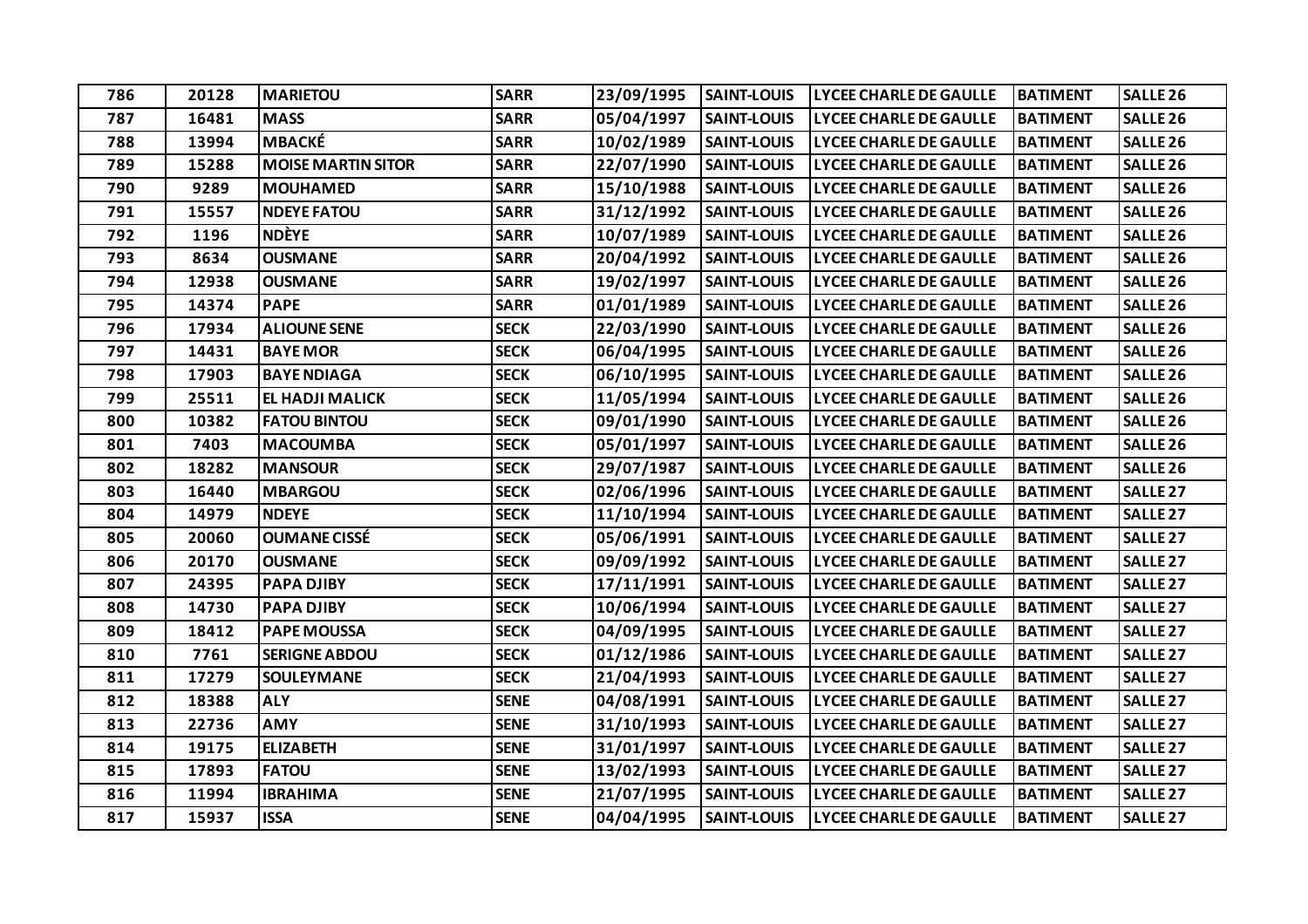| 786 | 20128 | MARIETOU | SARR | 23/09/1995 | SAINT-LOUIS | LYCEE CHARLE DE GAULLE | BATIMENT | SALLE 26 |
|---|---|---|---|---|---|---|---|---|
| 787 | 16481 | MASS | SARR | 05/04/1997 | SAINT-LOUIS | LYCEE CHARLE DE GAULLE | BATIMENT | SALLE 26 |
| 788 | 13994 | MBACKÉ | SARR | 10/02/1989 | SAINT-LOUIS | LYCEE CHARLE DE GAULLE | BATIMENT | SALLE 26 |
| 789 | 15288 | MOISE MARTIN SITOR | SARR | 22/07/1990 | SAINT-LOUIS | LYCEE CHARLE DE GAULLE | BATIMENT | SALLE 26 |
| 790 | 9289 | MOUHAMED | SARR | 15/10/1988 | SAINT-LOUIS | LYCEE CHARLE DE GAULLE | BATIMENT | SALLE 26 |
| 791 | 15557 | NDEYE FATOU | SARR | 31/12/1992 | SAINT-LOUIS | LYCEE CHARLE DE GAULLE | BATIMENT | SALLE 26 |
| 792 | 1196 | NDÈYE | SARR | 10/07/1989 | SAINT-LOUIS | LYCEE CHARLE DE GAULLE | BATIMENT | SALLE 26 |
| 793 | 8634 | OUSMANE | SARR | 20/04/1992 | SAINT-LOUIS | LYCEE CHARLE DE GAULLE | BATIMENT | SALLE 26 |
| 794 | 12938 | OUSMANE | SARR | 19/02/1997 | SAINT-LOUIS | LYCEE CHARLE DE GAULLE | BATIMENT | SALLE 26 |
| 795 | 14374 | PAPE | SARR | 01/01/1989 | SAINT-LOUIS | LYCEE CHARLE DE GAULLE | BATIMENT | SALLE 26 |
| 796 | 17934 | ALIOUNE SENE | SECK | 22/03/1990 | SAINT-LOUIS | LYCEE CHARLE DE GAULLE | BATIMENT | SALLE 26 |
| 797 | 14431 | BAYE MOR | SECK | 06/04/1995 | SAINT-LOUIS | LYCEE CHARLE DE GAULLE | BATIMENT | SALLE 26 |
| 798 | 17903 | BAYE NDIAGA | SECK | 06/10/1995 | SAINT-LOUIS | LYCEE CHARLE DE GAULLE | BATIMENT | SALLE 26 |
| 799 | 25511 | EL HADJI MALICK | SECK | 11/05/1994 | SAINT-LOUIS | LYCEE CHARLE DE GAULLE | BATIMENT | SALLE 26 |
| 800 | 10382 | FATOU BINTOU | SECK | 09/01/1990 | SAINT-LOUIS | LYCEE CHARLE DE GAULLE | BATIMENT | SALLE 26 |
| 801 | 7403 | MACOUMBA | SECK | 05/01/1997 | SAINT-LOUIS | LYCEE CHARLE DE GAULLE | BATIMENT | SALLE 26 |
| 802 | 18282 | MANSOUR | SECK | 29/07/1987 | SAINT-LOUIS | LYCEE CHARLE DE GAULLE | BATIMENT | SALLE 26 |
| 803 | 16440 | MBARGOU | SECK | 02/06/1996 | SAINT-LOUIS | LYCEE CHARLE DE GAULLE | BATIMENT | SALLE 27 |
| 804 | 14979 | NDEYE | SECK | 11/10/1994 | SAINT-LOUIS | LYCEE CHARLE DE GAULLE | BATIMENT | SALLE 27 |
| 805 | 20060 | OUMANE CISSÉ | SECK | 05/06/1991 | SAINT-LOUIS | LYCEE CHARLE DE GAULLE | BATIMENT | SALLE 27 |
| 806 | 20170 | OUSMANE | SECK | 09/09/1992 | SAINT-LOUIS | LYCEE CHARLE DE GAULLE | BATIMENT | SALLE 27 |
| 807 | 24395 | PAPA DJIBY | SECK | 17/11/1991 | SAINT-LOUIS | LYCEE CHARLE DE GAULLE | BATIMENT | SALLE 27 |
| 808 | 14730 | PAPA DJIBY | SECK | 10/06/1994 | SAINT-LOUIS | LYCEE CHARLE DE GAULLE | BATIMENT | SALLE 27 |
| 809 | 18412 | PAPE MOUSSA | SECK | 04/09/1995 | SAINT-LOUIS | LYCEE CHARLE DE GAULLE | BATIMENT | SALLE 27 |
| 810 | 7761 | SERIGNE ABDOU | SECK | 01/12/1986 | SAINT-LOUIS | LYCEE CHARLE DE GAULLE | BATIMENT | SALLE 27 |
| 811 | 17279 | SOULEYMANE | SECK | 21/04/1993 | SAINT-LOUIS | LYCEE CHARLE DE GAULLE | BATIMENT | SALLE 27 |
| 812 | 18388 | ALY | SENE | 04/08/1991 | SAINT-LOUIS | LYCEE CHARLE DE GAULLE | BATIMENT | SALLE 27 |
| 813 | 22736 | AMY | SENE | 31/10/1993 | SAINT-LOUIS | LYCEE CHARLE DE GAULLE | BATIMENT | SALLE 27 |
| 814 | 19175 | ELIZABETH | SENE | 31/01/1997 | SAINT-LOUIS | LYCEE CHARLE DE GAULLE | BATIMENT | SALLE 27 |
| 815 | 17893 | FATOU | SENE | 13/02/1993 | SAINT-LOUIS | LYCEE CHARLE DE GAULLE | BATIMENT | SALLE 27 |
| 816 | 11994 | IBRAHIMA | SENE | 21/07/1995 | SAINT-LOUIS | LYCEE CHARLE DE GAULLE | BATIMENT | SALLE 27 |
| 817 | 15937 | ISSA | SENE | 04/04/1995 | SAINT-LOUIS | LYCEE CHARLE DE GAULLE | BATIMENT | SALLE 27 |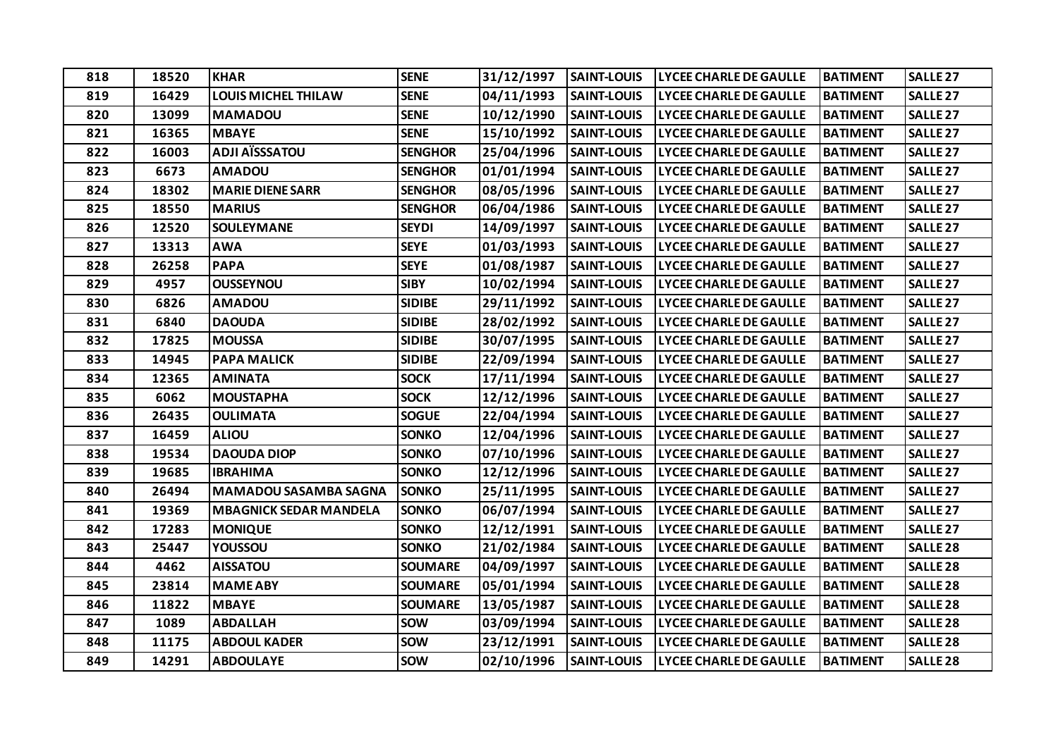| 818 | 18520 | KHAR | SENE | 31/12/1997 | SAINT-LOUIS | LYCEE CHARLE DE GAULLE | BATIMENT | SALLE 27 |
|---|---|---|---|---|---|---|---|---|
| 819 | 16429 | LOUIS MICHEL THILAW | SENE | 04/11/1993 | SAINT-LOUIS | LYCEE CHARLE DE GAULLE | BATIMENT | SALLE 27 |
| 820 | 13099 | MAMADOU | SENE | 10/12/1990 | SAINT-LOUIS | LYCEE CHARLE DE GAULLE | BATIMENT | SALLE 27 |
| 821 | 16365 | MBAYE | SENE | 15/10/1992 | SAINT-LOUIS | LYCEE CHARLE DE GAULLE | BATIMENT | SALLE 27 |
| 822 | 16003 | ADJI AÏSSSATOU | SENGHOR | 25/04/1996 | SAINT-LOUIS | LYCEE CHARLE DE GAULLE | BATIMENT | SALLE 27 |
| 823 | 6673 | AMADOU | SENGHOR | 01/01/1994 | SAINT-LOUIS | LYCEE CHARLE DE GAULLE | BATIMENT | SALLE 27 |
| 824 | 18302 | MARIE DIENE SARR | SENGHOR | 08/05/1996 | SAINT-LOUIS | LYCEE CHARLE DE GAULLE | BATIMENT | SALLE 27 |
| 825 | 18550 | MARIUS | SENGHOR | 06/04/1986 | SAINT-LOUIS | LYCEE CHARLE DE GAULLE | BATIMENT | SALLE 27 |
| 826 | 12520 | SOULEYMANE | SEYDI | 14/09/1997 | SAINT-LOUIS | LYCEE CHARLE DE GAULLE | BATIMENT | SALLE 27 |
| 827 | 13313 | AWA | SEYE | 01/03/1993 | SAINT-LOUIS | LYCEE CHARLE DE GAULLE | BATIMENT | SALLE 27 |
| 828 | 26258 | PAPA | SEYE | 01/08/1987 | SAINT-LOUIS | LYCEE CHARLE DE GAULLE | BATIMENT | SALLE 27 |
| 829 | 4957 | OUSSEYNOU | SIBY | 10/02/1994 | SAINT-LOUIS | LYCEE CHARLE DE GAULLE | BATIMENT | SALLE 27 |
| 830 | 6826 | AMADOU | SIDIBE | 29/11/1992 | SAINT-LOUIS | LYCEE CHARLE DE GAULLE | BATIMENT | SALLE 27 |
| 831 | 6840 | DAOUDA | SIDIBE | 28/02/1992 | SAINT-LOUIS | LYCEE CHARLE DE GAULLE | BATIMENT | SALLE 27 |
| 832 | 17825 | MOUSSA | SIDIBE | 30/07/1995 | SAINT-LOUIS | LYCEE CHARLE DE GAULLE | BATIMENT | SALLE 27 |
| 833 | 14945 | PAPA MALICK | SIDIBE | 22/09/1994 | SAINT-LOUIS | LYCEE CHARLE DE GAULLE | BATIMENT | SALLE 27 |
| 834 | 12365 | AMINATA | SOCK | 17/11/1994 | SAINT-LOUIS | LYCEE CHARLE DE GAULLE | BATIMENT | SALLE 27 |
| 835 | 6062 | MOUSTAPHA | SOCK | 12/12/1996 | SAINT-LOUIS | LYCEE CHARLE DE GAULLE | BATIMENT | SALLE 27 |
| 836 | 26435 | OULIMATA | SOGUE | 22/04/1994 | SAINT-LOUIS | LYCEE CHARLE DE GAULLE | BATIMENT | SALLE 27 |
| 837 | 16459 | ALIOU | SONKO | 12/04/1996 | SAINT-LOUIS | LYCEE CHARLE DE GAULLE | BATIMENT | SALLE 27 |
| 838 | 19534 | DAOUDA DIOP | SONKO | 07/10/1996 | SAINT-LOUIS | LYCEE CHARLE DE GAULLE | BATIMENT | SALLE 27 |
| 839 | 19685 | IBRAHIMA | SONKO | 12/12/1996 | SAINT-LOUIS | LYCEE CHARLE DE GAULLE | BATIMENT | SALLE 27 |
| 840 | 26494 | MAMADOU SASAMBA SAGNA | SONKO | 25/11/1995 | SAINT-LOUIS | LYCEE CHARLE DE GAULLE | BATIMENT | SALLE 27 |
| 841 | 19369 | MBAGNICK SEDAR MANDELA | SONKO | 06/07/1994 | SAINT-LOUIS | LYCEE CHARLE DE GAULLE | BATIMENT | SALLE 27 |
| 842 | 17283 | MONIQUE | SONKO | 12/12/1991 | SAINT-LOUIS | LYCEE CHARLE DE GAULLE | BATIMENT | SALLE 27 |
| 843 | 25447 | YOUSSOU | SONKO | 21/02/1984 | SAINT-LOUIS | LYCEE CHARLE DE GAULLE | BATIMENT | SALLE 28 |
| 844 | 4462 | AISSATOU | SOUMARE | 04/09/1997 | SAINT-LOUIS | LYCEE CHARLE DE GAULLE | BATIMENT | SALLE 28 |
| 845 | 23814 | MAME ABY | SOUMARE | 05/01/1994 | SAINT-LOUIS | LYCEE CHARLE DE GAULLE | BATIMENT | SALLE 28 |
| 846 | 11822 | MBAYE | SOUMARE | 13/05/1987 | SAINT-LOUIS | LYCEE CHARLE DE GAULLE | BATIMENT | SALLE 28 |
| 847 | 1089 | ABDALLAH | SOW | 03/09/1994 | SAINT-LOUIS | LYCEE CHARLE DE GAULLE | BATIMENT | SALLE 28 |
| 848 | 11175 | ABDOUL KADER | SOW | 23/12/1991 | SAINT-LOUIS | LYCEE CHARLE DE GAULLE | BATIMENT | SALLE 28 |
| 849 | 14291 | ABDOULAYE | SOW | 02/10/1996 | SAINT-LOUIS | LYCEE CHARLE DE GAULLE | BATIMENT | SALLE 28 |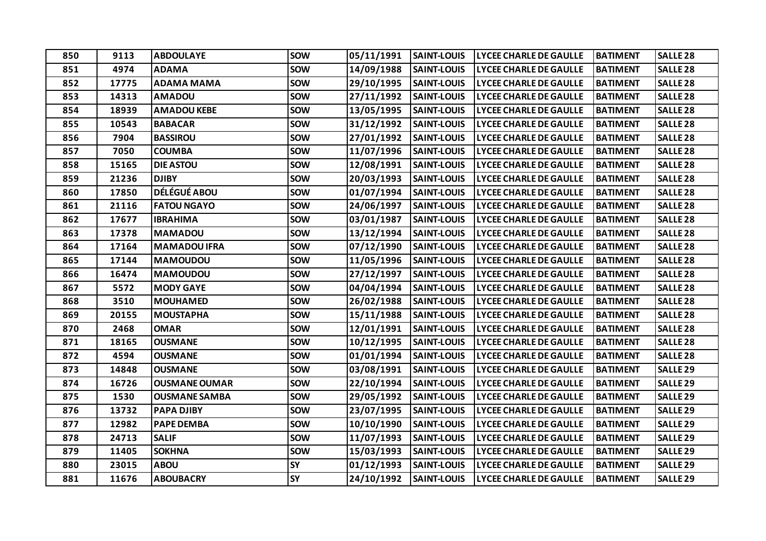| 850 | 9113 | ABDOULAYE | SOW | 05/11/1991 | SAINT-LOUIS | LYCEE CHARLE DE GAULLE | BATIMENT | SALLE 28 |
|---|---|---|---|---|---|---|---|---|
| 851 | 4974 | ADAMA | SOW | 14/09/1988 | SAINT-LOUIS | LYCEE CHARLE DE GAULLE | BATIMENT | SALLE 28 |
| 852 | 17775 | ADAMA MAMA | SOW | 29/10/1995 | SAINT-LOUIS | LYCEE CHARLE DE GAULLE | BATIMENT | SALLE 28 |
| 853 | 14313 | AMADOU | SOW | 27/11/1992 | SAINT-LOUIS | LYCEE CHARLE DE GAULLE | BATIMENT | SALLE 28 |
| 854 | 18939 | AMADOU KEBE | SOW | 13/05/1995 | SAINT-LOUIS | LYCEE CHARLE DE GAULLE | BATIMENT | SALLE 28 |
| 855 | 10543 | BABACAR | SOW | 31/12/1992 | SAINT-LOUIS | LYCEE CHARLE DE GAULLE | BATIMENT | SALLE 28 |
| 856 | 7904 | BASSIROU | SOW | 27/01/1992 | SAINT-LOUIS | LYCEE CHARLE DE GAULLE | BATIMENT | SALLE 28 |
| 857 | 7050 | COUMBA | SOW | 11/07/1996 | SAINT-LOUIS | LYCEE CHARLE DE GAULLE | BATIMENT | SALLE 28 |
| 858 | 15165 | DIE ASTOU | SOW | 12/08/1991 | SAINT-LOUIS | LYCEE CHARLE DE GAULLE | BATIMENT | SALLE 28 |
| 859 | 21236 | DJIBY | SOW | 20/03/1993 | SAINT-LOUIS | LYCEE CHARLE DE GAULLE | BATIMENT | SALLE 28 |
| 860 | 17850 | DÉLÉGUÉ ABOU | SOW | 01/07/1994 | SAINT-LOUIS | LYCEE CHARLE DE GAULLE | BATIMENT | SALLE 28 |
| 861 | 21116 | FATOU NGAYO | SOW | 24/06/1997 | SAINT-LOUIS | LYCEE CHARLE DE GAULLE | BATIMENT | SALLE 28 |
| 862 | 17677 | IBRAHIMA | SOW | 03/01/1987 | SAINT-LOUIS | LYCEE CHARLE DE GAULLE | BATIMENT | SALLE 28 |
| 863 | 17378 | MAMADOU | SOW | 13/12/1994 | SAINT-LOUIS | LYCEE CHARLE DE GAULLE | BATIMENT | SALLE 28 |
| 864 | 17164 | MAMADOU IFRA | SOW | 07/12/1990 | SAINT-LOUIS | LYCEE CHARLE DE GAULLE | BATIMENT | SALLE 28 |
| 865 | 17144 | MAMOUDOU | SOW | 11/05/1996 | SAINT-LOUIS | LYCEE CHARLE DE GAULLE | BATIMENT | SALLE 28 |
| 866 | 16474 | MAMOUDOU | SOW | 27/12/1997 | SAINT-LOUIS | LYCEE CHARLE DE GAULLE | BATIMENT | SALLE 28 |
| 867 | 5572 | MODY GAYE | SOW | 04/04/1994 | SAINT-LOUIS | LYCEE CHARLE DE GAULLE | BATIMENT | SALLE 28 |
| 868 | 3510 | MOUHAMED | SOW | 26/02/1988 | SAINT-LOUIS | LYCEE CHARLE DE GAULLE | BATIMENT | SALLE 28 |
| 869 | 20155 | MOUSTAPHA | SOW | 15/11/1988 | SAINT-LOUIS | LYCEE CHARLE DE GAULLE | BATIMENT | SALLE 28 |
| 870 | 2468 | OMAR | SOW | 12/01/1991 | SAINT-LOUIS | LYCEE CHARLE DE GAULLE | BATIMENT | SALLE 28 |
| 871 | 18165 | OUSMANE | SOW | 10/12/1995 | SAINT-LOUIS | LYCEE CHARLE DE GAULLE | BATIMENT | SALLE 28 |
| 872 | 4594 | OUSMANE | SOW | 01/01/1994 | SAINT-LOUIS | LYCEE CHARLE DE GAULLE | BATIMENT | SALLE 28 |
| 873 | 14848 | OUSMANE | SOW | 03/08/1991 | SAINT-LOUIS | LYCEE CHARLE DE GAULLE | BATIMENT | SALLE 29 |
| 874 | 16726 | OUSMANE OUMAR | SOW | 22/10/1994 | SAINT-LOUIS | LYCEE CHARLE DE GAULLE | BATIMENT | SALLE 29 |
| 875 | 1530 | OUSMANE SAMBA | SOW | 29/05/1992 | SAINT-LOUIS | LYCEE CHARLE DE GAULLE | BATIMENT | SALLE 29 |
| 876 | 13732 | PAPA DJIBY | SOW | 23/07/1995 | SAINT-LOUIS | LYCEE CHARLE DE GAULLE | BATIMENT | SALLE 29 |
| 877 | 12982 | PAPE DEMBA | SOW | 10/10/1990 | SAINT-LOUIS | LYCEE CHARLE DE GAULLE | BATIMENT | SALLE 29 |
| 878 | 24713 | SALIF | SOW | 11/07/1993 | SAINT-LOUIS | LYCEE CHARLE DE GAULLE | BATIMENT | SALLE 29 |
| 879 | 11405 | SOKHNA | SOW | 15/03/1993 | SAINT-LOUIS | LYCEE CHARLE DE GAULLE | BATIMENT | SALLE 29 |
| 880 | 23015 | ABOU | SY | 01/12/1993 | SAINT-LOUIS | LYCEE CHARLE DE GAULLE | BATIMENT | SALLE 29 |
| 881 | 11676 | ABOUBACRY | SY | 24/10/1992 | SAINT-LOUIS | LYCEE CHARLE DE GAULLE | BATIMENT | SALLE 29 |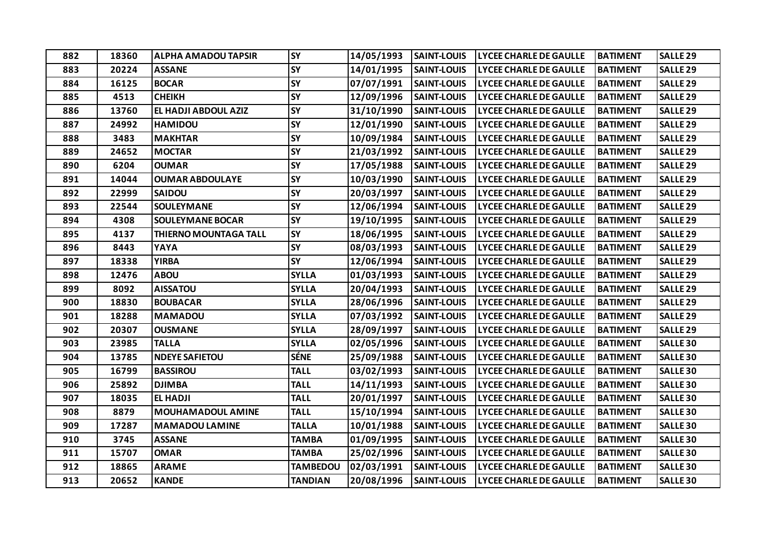| 882 | 18360 | ALPHA AMADOU TAPSIR | SY | 14/05/1993 | SAINT-LOUIS | LYCEE CHARLE DE GAULLE | BATIMENT | SALLE 29 |
|---|---|---|---|---|---|---|---|---|
| 883 | 20224 | ASSANE | SY | 14/01/1995 | SAINT-LOUIS | LYCEE CHARLE DE GAULLE | BATIMENT | SALLE 29 |
| 884 | 16125 | BOCAR | SY | 07/07/1991 | SAINT-LOUIS | LYCEE CHARLE DE GAULLE | BATIMENT | SALLE 29 |
| 885 | 4513 | CHEIKH | SY | 12/09/1996 | SAINT-LOUIS | LYCEE CHARLE DE GAULLE | BATIMENT | SALLE 29 |
| 886 | 13760 | EL HADJI ABDOUL AZIZ | SY | 31/10/1990 | SAINT-LOUIS | LYCEE CHARLE DE GAULLE | BATIMENT | SALLE 29 |
| 887 | 24992 | HAMIDOU | SY | 12/01/1990 | SAINT-LOUIS | LYCEE CHARLE DE GAULLE | BATIMENT | SALLE 29 |
| 888 | 3483 | MAKHTAR | SY | 10/09/1984 | SAINT-LOUIS | LYCEE CHARLE DE GAULLE | BATIMENT | SALLE 29 |
| 889 | 24652 | MOCTAR | SY | 21/03/1992 | SAINT-LOUIS | LYCEE CHARLE DE GAULLE | BATIMENT | SALLE 29 |
| 890 | 6204 | OUMAR | SY | 17/05/1988 | SAINT-LOUIS | LYCEE CHARLE DE GAULLE | BATIMENT | SALLE 29 |
| 891 | 14044 | OUMAR ABDOULAYE | SY | 10/03/1990 | SAINT-LOUIS | LYCEE CHARLE DE GAULLE | BATIMENT | SALLE 29 |
| 892 | 22999 | SAIDOU | SY | 20/03/1997 | SAINT-LOUIS | LYCEE CHARLE DE GAULLE | BATIMENT | SALLE 29 |
| 893 | 22544 | SOULEYMANE | SY | 12/06/1994 | SAINT-LOUIS | LYCEE CHARLE DE GAULLE | BATIMENT | SALLE 29 |
| 894 | 4308 | SOULEYMANE BOCAR | SY | 19/10/1995 | SAINT-LOUIS | LYCEE CHARLE DE GAULLE | BATIMENT | SALLE 29 |
| 895 | 4137 | THIERNO MOUNTAGA TALL | SY | 18/06/1995 | SAINT-LOUIS | LYCEE CHARLE DE GAULLE | BATIMENT | SALLE 29 |
| 896 | 8443 | YAYA | SY | 08/03/1993 | SAINT-LOUIS | LYCEE CHARLE DE GAULLE | BATIMENT | SALLE 29 |
| 897 | 18338 | YIRBA | SY | 12/06/1994 | SAINT-LOUIS | LYCEE CHARLE DE GAULLE | BATIMENT | SALLE 29 |
| 898 | 12476 | ABOU | SYLLA | 01/03/1993 | SAINT-LOUIS | LYCEE CHARLE DE GAULLE | BATIMENT | SALLE 29 |
| 899 | 8092 | AISSATOU | SYLLA | 20/04/1993 | SAINT-LOUIS | LYCEE CHARLE DE GAULLE | BATIMENT | SALLE 29 |
| 900 | 18830 | BOUBACAR | SYLLA | 28/06/1996 | SAINT-LOUIS | LYCEE CHARLE DE GAULLE | BATIMENT | SALLE 29 |
| 901 | 18288 | MAMADOU | SYLLA | 07/03/1992 | SAINT-LOUIS | LYCEE CHARLE DE GAULLE | BATIMENT | SALLE 29 |
| 902 | 20307 | OUSMANE | SYLLA | 28/09/1997 | SAINT-LOUIS | LYCEE CHARLE DE GAULLE | BATIMENT | SALLE 29 |
| 903 | 23985 | TALLA | SYLLA | 02/05/1996 | SAINT-LOUIS | LYCEE CHARLE DE GAULLE | BATIMENT | SALLE 30 |
| 904 | 13785 | NDEYE SAFIETOU | SÉNE | 25/09/1988 | SAINT-LOUIS | LYCEE CHARLE DE GAULLE | BATIMENT | SALLE 30 |
| 905 | 16799 | BASSIROU | TALL | 03/02/1993 | SAINT-LOUIS | LYCEE CHARLE DE GAULLE | BATIMENT | SALLE 30 |
| 906 | 25892 | DJIMBA | TALL | 14/11/1993 | SAINT-LOUIS | LYCEE CHARLE DE GAULLE | BATIMENT | SALLE 30 |
| 907 | 18035 | EL HADJI | TALL | 20/01/1997 | SAINT-LOUIS | LYCEE CHARLE DE GAULLE | BATIMENT | SALLE 30 |
| 908 | 8879 | MOUHAMADOUL AMINE | TALL | 15/10/1994 | SAINT-LOUIS | LYCEE CHARLE DE GAULLE | BATIMENT | SALLE 30 |
| 909 | 17287 | MAMADOU LAMINE | TALLA | 10/01/1988 | SAINT-LOUIS | LYCEE CHARLE DE GAULLE | BATIMENT | SALLE 30 |
| 910 | 3745 | ASSANE | TAMBA | 01/09/1995 | SAINT-LOUIS | LYCEE CHARLE DE GAULLE | BATIMENT | SALLE 30 |
| 911 | 15707 | OMAR | TAMBA | 25/02/1996 | SAINT-LOUIS | LYCEE CHARLE DE GAULLE | BATIMENT | SALLE 30 |
| 912 | 18865 | ARAME | TAMBEDOU | 02/03/1991 | SAINT-LOUIS | LYCEE CHARLE DE GAULLE | BATIMENT | SALLE 30 |
| 913 | 20652 | KANDE | TANDIAN | 20/08/1996 | SAINT-LOUIS | LYCEE CHARLE DE GAULLE | BATIMENT | SALLE 30 |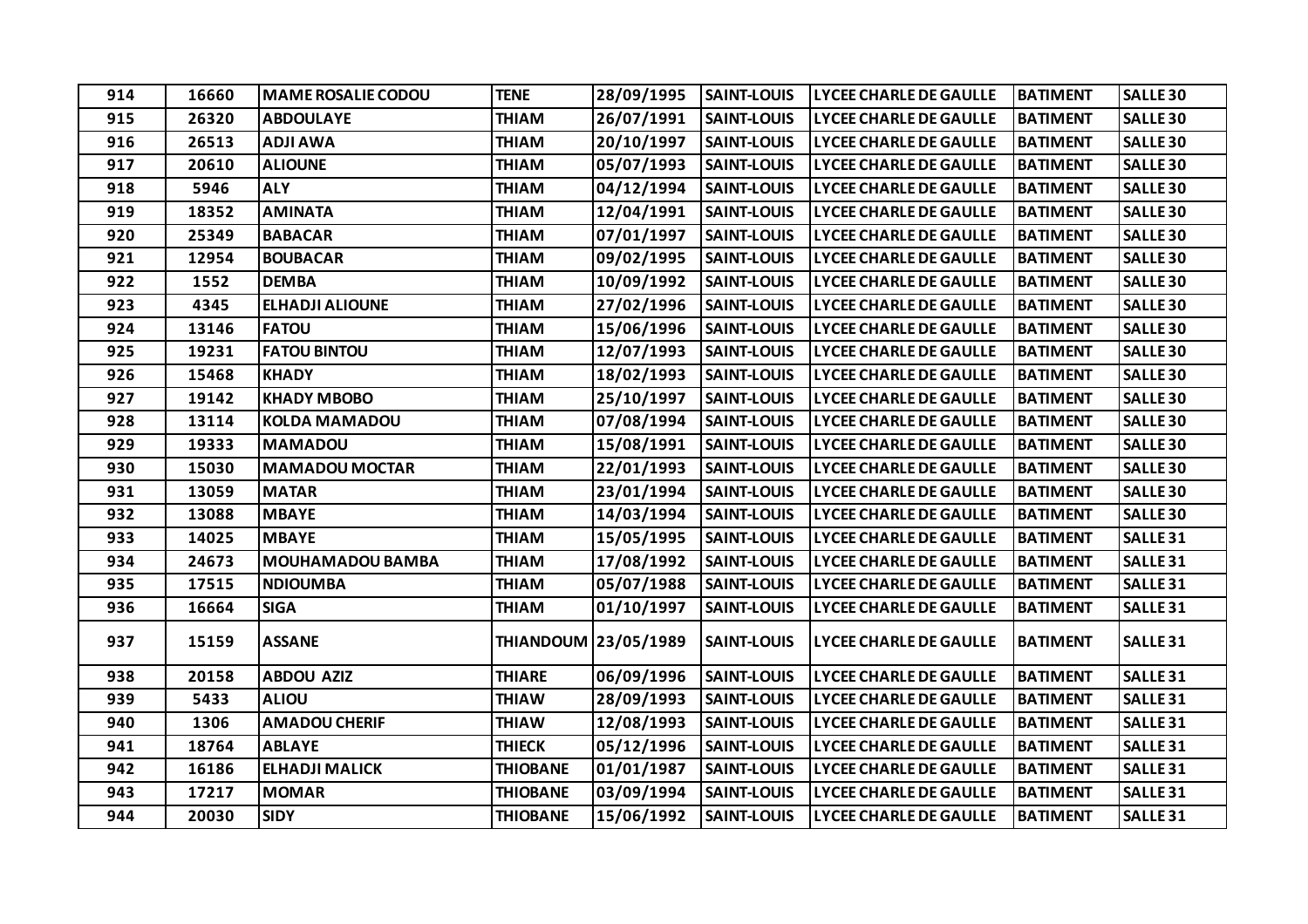| 914 | 16660 | MAME ROSALIE CODOU | TENE | 28/09/1995 | SAINT-LOUIS | LYCEE CHARLE DE GAULLE | BATIMENT | SALLE 30 |
|---|---|---|---|---|---|---|---|---|
| 915 | 26320 | ABDOULAYE | THIAM | 26/07/1991 | SAINT-LOUIS | LYCEE CHARLE DE GAULLE | BATIMENT | SALLE 30 |
| 916 | 26513 | ADJI AWA | THIAM | 20/10/1997 | SAINT-LOUIS | LYCEE CHARLE DE GAULLE | BATIMENT | SALLE 30 |
| 917 | 20610 | ALIOUNE | THIAM | 05/07/1993 | SAINT-LOUIS | LYCEE CHARLE DE GAULLE | BATIMENT | SALLE 30 |
| 918 | 5946 | ALY | THIAM | 04/12/1994 | SAINT-LOUIS | LYCEE CHARLE DE GAULLE | BATIMENT | SALLE 30 |
| 919 | 18352 | AMINATA | THIAM | 12/04/1991 | SAINT-LOUIS | LYCEE CHARLE DE GAULLE | BATIMENT | SALLE 30 |
| 920 | 25349 | BABACAR | THIAM | 07/01/1997 | SAINT-LOUIS | LYCEE CHARLE DE GAULLE | BATIMENT | SALLE 30 |
| 921 | 12954 | BOUBACAR | THIAM | 09/02/1995 | SAINT-LOUIS | LYCEE CHARLE DE GAULLE | BATIMENT | SALLE 30 |
| 922 | 1552 | DEMBA | THIAM | 10/09/1992 | SAINT-LOUIS | LYCEE CHARLE DE GAULLE | BATIMENT | SALLE 30 |
| 923 | 4345 | ELHADJI ALIOUNE | THIAM | 27/02/1996 | SAINT-LOUIS | LYCEE CHARLE DE GAULLE | BATIMENT | SALLE 30 |
| 924 | 13146 | FATOU | THIAM | 15/06/1996 | SAINT-LOUIS | LYCEE CHARLE DE GAULLE | BATIMENT | SALLE 30 |
| 925 | 19231 | FATOU BINTOU | THIAM | 12/07/1993 | SAINT-LOUIS | LYCEE CHARLE DE GAULLE | BATIMENT | SALLE 30 |
| 926 | 15468 | KHADY | THIAM | 18/02/1993 | SAINT-LOUIS | LYCEE CHARLE DE GAULLE | BATIMENT | SALLE 30 |
| 927 | 19142 | KHADY MBOBO | THIAM | 25/10/1997 | SAINT-LOUIS | LYCEE CHARLE DE GAULLE | BATIMENT | SALLE 30 |
| 928 | 13114 | KOLDA MAMADOU | THIAM | 07/08/1994 | SAINT-LOUIS | LYCEE CHARLE DE GAULLE | BATIMENT | SALLE 30 |
| 929 | 19333 | MAMADOU | THIAM | 15/08/1991 | SAINT-LOUIS | LYCEE CHARLE DE GAULLE | BATIMENT | SALLE 30 |
| 930 | 15030 | MAMADOU MOCTAR | THIAM | 22/01/1993 | SAINT-LOUIS | LYCEE CHARLE DE GAULLE | BATIMENT | SALLE 30 |
| 931 | 13059 | MATAR | THIAM | 23/01/1994 | SAINT-LOUIS | LYCEE CHARLE DE GAULLE | BATIMENT | SALLE 30 |
| 932 | 13088 | MBAYE | THIAM | 14/03/1994 | SAINT-LOUIS | LYCEE CHARLE DE GAULLE | BATIMENT | SALLE 30 |
| 933 | 14025 | MBAYE | THIAM | 15/05/1995 | SAINT-LOUIS | LYCEE CHARLE DE GAULLE | BATIMENT | SALLE 31 |
| 934 | 24673 | MOUHAMADOU BAMBA | THIAM | 17/08/1992 | SAINT-LOUIS | LYCEE CHARLE DE GAULLE | BATIMENT | SALLE 31 |
| 935 | 17515 | NDIOUMBA | THIAM | 05/07/1988 | SAINT-LOUIS | LYCEE CHARLE DE GAULLE | BATIMENT | SALLE 31 |
| 936 | 16664 | SIGA | THIAM | 01/10/1997 | SAINT-LOUIS | LYCEE CHARLE DE GAULLE | BATIMENT | SALLE 31 |
| 937 | 15159 | ASSANE | THIANDOUM | 23/05/1989 | SAINT-LOUIS | LYCEE CHARLE DE GAULLE | BATIMENT | SALLE 31 |
| 938 | 20158 | ABDOU AZIZ | THIARE | 06/09/1996 | SAINT-LOUIS | LYCEE CHARLE DE GAULLE | BATIMENT | SALLE 31 |
| 939 | 5433 | ALIOU | THIAW | 28/09/1993 | SAINT-LOUIS | LYCEE CHARLE DE GAULLE | BATIMENT | SALLE 31 |
| 940 | 1306 | AMADOU CHERIF | THIAW | 12/08/1993 | SAINT-LOUIS | LYCEE CHARLE DE GAULLE | BATIMENT | SALLE 31 |
| 941 | 18764 | ABLAYE | THIECK | 05/12/1996 | SAINT-LOUIS | LYCEE CHARLE DE GAULLE | BATIMENT | SALLE 31 |
| 942 | 16186 | ELHADJI MALICK | THIOBANE | 01/01/1987 | SAINT-LOUIS | LYCEE CHARLE DE GAULLE | BATIMENT | SALLE 31 |
| 943 | 17217 | MOMAR | THIOBANE | 03/09/1994 | SAINT-LOUIS | LYCEE CHARLE DE GAULLE | BATIMENT | SALLE 31 |
| 944 | 20030 | SIDY | THIOBANE | 15/06/1992 | SAINT-LOUIS | LYCEE CHARLE DE GAULLE | BATIMENT | SALLE 31 |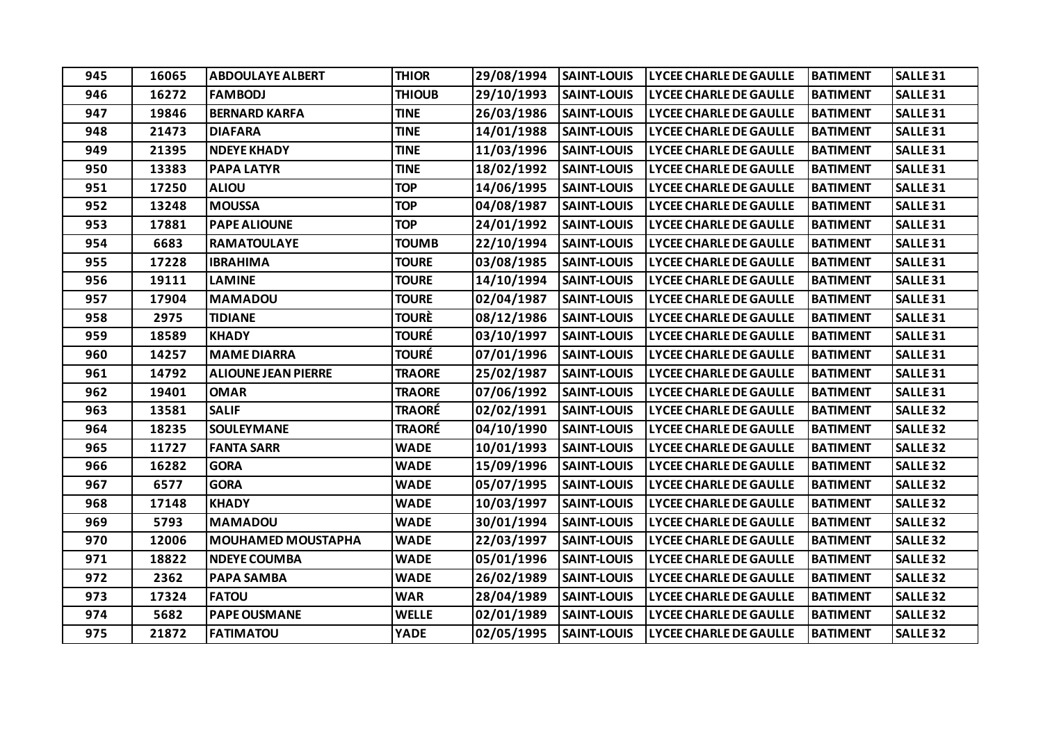| | | | | | | | | |
|---|---|---|---|---|---|---|---|---|
| 945 | 16065 | ABDOULAYE ALBERT | THIOR | 29/08/1994 | SAINT-LOUIS | LYCEE CHARLE DE GAULLE | BATIMENT | SALLE 31 |
| 946 | 16272 | FAMBODJ | THIOUB | 29/10/1993 | SAINT-LOUIS | LYCEE CHARLE DE GAULLE | BATIMENT | SALLE 31 |
| 947 | 19846 | BERNARD KARFA | TINE | 26/03/1986 | SAINT-LOUIS | LYCEE CHARLE DE GAULLE | BATIMENT | SALLE 31 |
| 948 | 21473 | DIAFARA | TINE | 14/01/1988 | SAINT-LOUIS | LYCEE CHARLE DE GAULLE | BATIMENT | SALLE 31 |
| 949 | 21395 | NDEYE KHADY | TINE | 11/03/1996 | SAINT-LOUIS | LYCEE CHARLE DE GAULLE | BATIMENT | SALLE 31 |
| 950 | 13383 | PAPA LATYR | TINE | 18/02/1992 | SAINT-LOUIS | LYCEE CHARLE DE GAULLE | BATIMENT | SALLE 31 |
| 951 | 17250 | ALIOU | TOP | 14/06/1995 | SAINT-LOUIS | LYCEE CHARLE DE GAULLE | BATIMENT | SALLE 31 |
| 952 | 13248 | MOUSSA | TOP | 04/08/1987 | SAINT-LOUIS | LYCEE CHARLE DE GAULLE | BATIMENT | SALLE 31 |
| 953 | 17881 | PAPE ALIOUNE | TOP | 24/01/1992 | SAINT-LOUIS | LYCEE CHARLE DE GAULLE | BATIMENT | SALLE 31 |
| 954 | 6683 | RAMATOULAYE | TOUMB | 22/10/1994 | SAINT-LOUIS | LYCEE CHARLE DE GAULLE | BATIMENT | SALLE 31 |
| 955 | 17228 | IBRAHIMA | TOURE | 03/08/1985 | SAINT-LOUIS | LYCEE CHARLE DE GAULLE | BATIMENT | SALLE 31 |
| 956 | 19111 | LAMINE | TOURE | 14/10/1994 | SAINT-LOUIS | LYCEE CHARLE DE GAULLE | BATIMENT | SALLE 31 |
| 957 | 17904 | MAMADOU | TOURE | 02/04/1987 | SAINT-LOUIS | LYCEE CHARLE DE GAULLE | BATIMENT | SALLE 31 |
| 958 | 2975 | TIDIANE | TOURÈ | 08/12/1986 | SAINT-LOUIS | LYCEE CHARLE DE GAULLE | BATIMENT | SALLE 31 |
| 959 | 18589 | KHADY | TOURÉ | 03/10/1997 | SAINT-LOUIS | LYCEE CHARLE DE GAULLE | BATIMENT | SALLE 31 |
| 960 | 14257 | MAME DIARRA | TOURÉ | 07/01/1996 | SAINT-LOUIS | LYCEE CHARLE DE GAULLE | BATIMENT | SALLE 31 |
| 961 | 14792 | ALIOUNE JEAN PIERRE | TRAORE | 25/02/1987 | SAINT-LOUIS | LYCEE CHARLE DE GAULLE | BATIMENT | SALLE 31 |
| 962 | 19401 | OMAR | TRAORE | 07/06/1992 | SAINT-LOUIS | LYCEE CHARLE DE GAULLE | BATIMENT | SALLE 31 |
| 963 | 13581 | SALIF | TRAORÉ | 02/02/1991 | SAINT-LOUIS | LYCEE CHARLE DE GAULLE | BATIMENT | SALLE 32 |
| 964 | 18235 | SOULEYMANE | TRAORÉ | 04/10/1990 | SAINT-LOUIS | LYCEE CHARLE DE GAULLE | BATIMENT | SALLE 32 |
| 965 | 11727 | FANTA SARR | WADE | 10/01/1993 | SAINT-LOUIS | LYCEE CHARLE DE GAULLE | BATIMENT | SALLE 32 |
| 966 | 16282 | GORA | WADE | 15/09/1996 | SAINT-LOUIS | LYCEE CHARLE DE GAULLE | BATIMENT | SALLE 32 |
| 967 | 6577 | GORA | WADE | 05/07/1995 | SAINT-LOUIS | LYCEE CHARLE DE GAULLE | BATIMENT | SALLE 32 |
| 968 | 17148 | KHADY | WADE | 10/03/1997 | SAINT-LOUIS | LYCEE CHARLE DE GAULLE | BATIMENT | SALLE 32 |
| 969 | 5793 | MAMADOU | WADE | 30/01/1994 | SAINT-LOUIS | LYCEE CHARLE DE GAULLE | BATIMENT | SALLE 32 |
| 970 | 12006 | MOUHAMED MOUSTAPHA | WADE | 22/03/1997 | SAINT-LOUIS | LYCEE CHARLE DE GAULLE | BATIMENT | SALLE 32 |
| 971 | 18822 | NDEYE COUMBA | WADE | 05/01/1996 | SAINT-LOUIS | LYCEE CHARLE DE GAULLE | BATIMENT | SALLE 32 |
| 972 | 2362 | PAPA SAMBA | WADE | 26/02/1989 | SAINT-LOUIS | LYCEE CHARLE DE GAULLE | BATIMENT | SALLE 32 |
| 973 | 17324 | FATOU | WAR | 28/04/1989 | SAINT-LOUIS | LYCEE CHARLE DE GAULLE | BATIMENT | SALLE 32 |
| 974 | 5682 | PAPE OUSMANE | WELLE | 02/01/1989 | SAINT-LOUIS | LYCEE CHARLE DE GAULLE | BATIMENT | SALLE 32 |
| 975 | 21872 | FATIMATOU | YADE | 02/05/1995 | SAINT-LOUIS | LYCEE CHARLE DE GAULLE | BATIMENT | SALLE 32 |